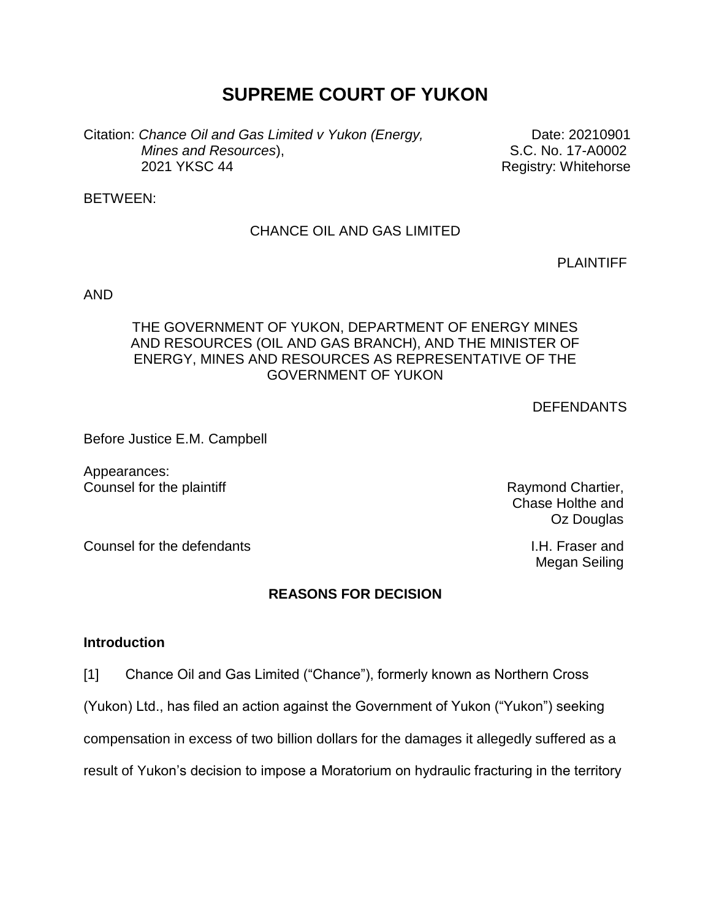# SUPREME COURT OF YUKON

Citation: *Chance Oil and Gas Limited v Yukon (Energy, Mines and Resources*), 2021 YKSC 44

Date: 20210901
S.C. No. 17-A0002
Registry: Whitehorse

BETWEEN:

CHANCE OIL AND GAS LIMITED

PLAINTIFF

AND

THE GOVERNMENT OF YUKON, DEPARTMENT OF ENERGY MINES AND RESOURCES (OIL AND GAS BRANCH), AND THE MINISTER OF ENERGY, MINES AND RESOURCES AS REPRESENTATIVE OF THE GOVERNMENT OF YUKON

DEFENDANTS

Before Justice E.M. Campbell

Appearances:

Counsel for the plaintiff — Raymond Chartier, Chase Holthe and Oz Douglas

Counsel for the defendants — I.H. Fraser and Megan Seiling

## REASONS FOR DECISION

### Introduction

[1] Chance Oil and Gas Limited ("Chance"), formerly known as Northern Cross (Yukon) Ltd., has filed an action against the Government of Yukon ("Yukon") seeking compensation in excess of two billion dollars for the damages it allegedly suffered as a result of Yukon's decision to impose a Moratorium on hydraulic fracturing in the territory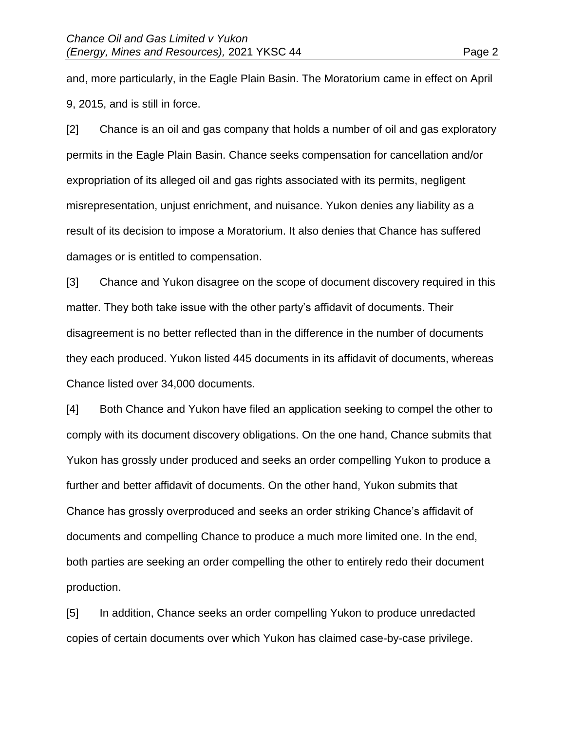and, more particularly, in the Eagle Plain Basin. The Moratorium came in effect on April 9, 2015, and is still in force.

[2] Chance is an oil and gas company that holds a number of oil and gas exploratory permits in the Eagle Plain Basin. Chance seeks compensation for cancellation and/or expropriation of its alleged oil and gas rights associated with its permits, negligent misrepresentation, unjust enrichment, and nuisance. Yukon denies any liability as a result of its decision to impose a Moratorium. It also denies that Chance has suffered damages or is entitled to compensation.

[3] Chance and Yukon disagree on the scope of document discovery required in this matter. They both take issue with the other party's affidavit of documents. Their disagreement is no better reflected than in the difference in the number of documents they each produced. Yukon listed 445 documents in its affidavit of documents, whereas Chance listed over 34,000 documents.

[4] Both Chance and Yukon have filed an application seeking to compel the other to comply with its document discovery obligations. On the one hand, Chance submits that Yukon has grossly under produced and seeks an order compelling Yukon to produce a further and better affidavit of documents. On the other hand, Yukon submits that Chance has grossly overproduced and seeks an order striking Chance's affidavit of documents and compelling Chance to produce a much more limited one. In the end, both parties are seeking an order compelling the other to entirely redo their document production.

[5] In addition, Chance seeks an order compelling Yukon to produce unredacted copies of certain documents over which Yukon has claimed case-by-case privilege.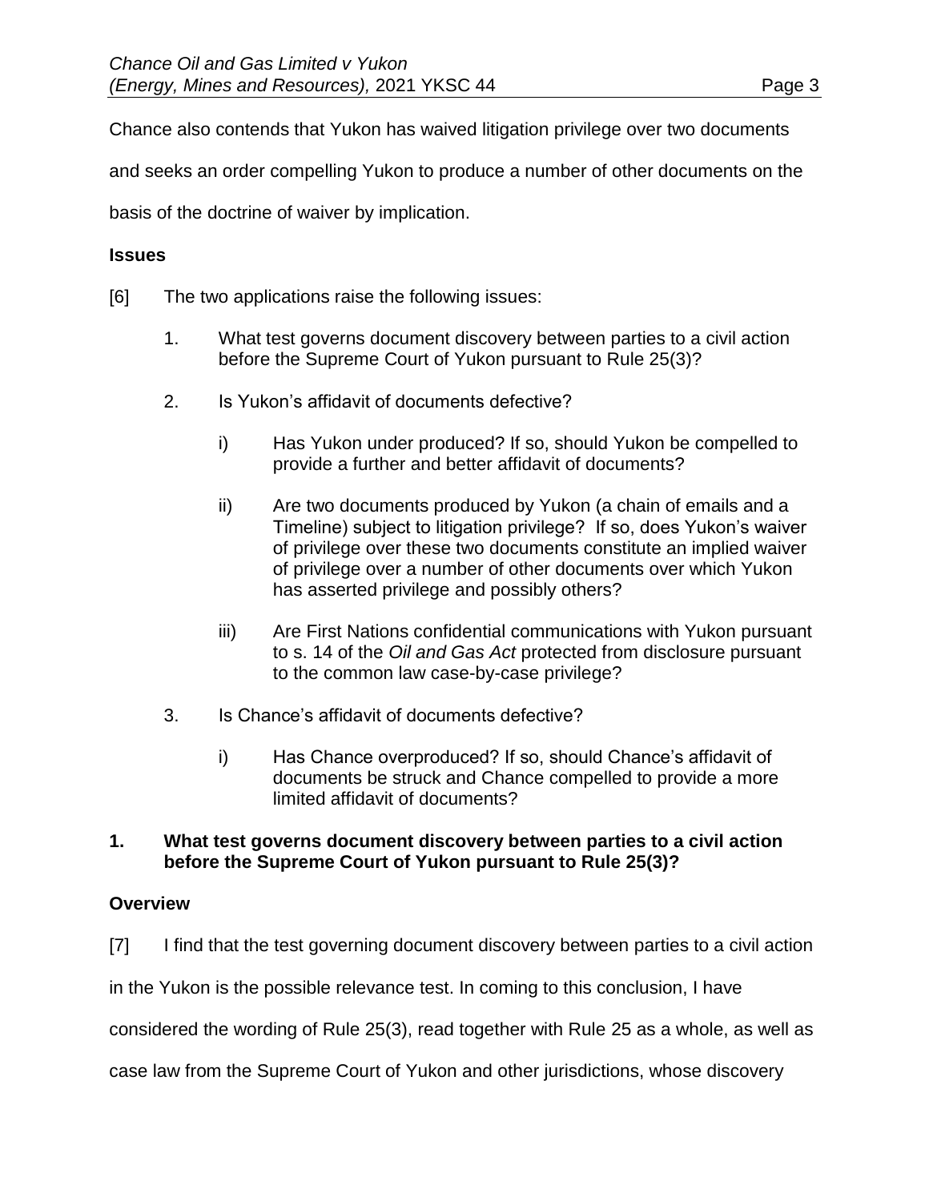Chance also contends that Yukon has waived litigation privilege over two documents and seeks an order compelling Yukon to produce a number of other documents on the basis of the doctrine of waiver by implication.

**Issues**

[6] The two applications raise the following issues:

1. What test governs document discovery between parties to a civil action before the Supreme Court of Yukon pursuant to Rule 25(3)?

2. Is Yukon's affidavit of documents defective?

   i) Has Yukon under produced? If so, should Yukon be compelled to provide a further and better affidavit of documents?

   ii) Are two documents produced by Yukon (a chain of emails and a Timeline) subject to litigation privilege? If so, does Yukon's waiver of privilege over these two documents constitute an implied waiver of privilege over a number of other documents over which Yukon has asserted privilege and possibly others?

   iii) Are First Nations confidential communications with Yukon pursuant to s. 14 of the *Oil and Gas Act* protected from disclosure pursuant to the common law case-by-case privilege?

3. Is Chance's affidavit of documents defective?

   i) Has Chance overproduced? If so, should Chance's affidavit of documents be struck and Chance compelled to provide a more limited affidavit of documents?

**1. What test governs document discovery between parties to a civil action before the Supreme Court of Yukon pursuant to Rule 25(3)?**

**Overview**

[7] I find that the test governing document discovery between parties to a civil action in the Yukon is the possible relevance test. In coming to this conclusion, I have considered the wording of Rule 25(3), read together with Rule 25 as a whole, as well as case law from the Supreme Court of Yukon and other jurisdictions, whose discovery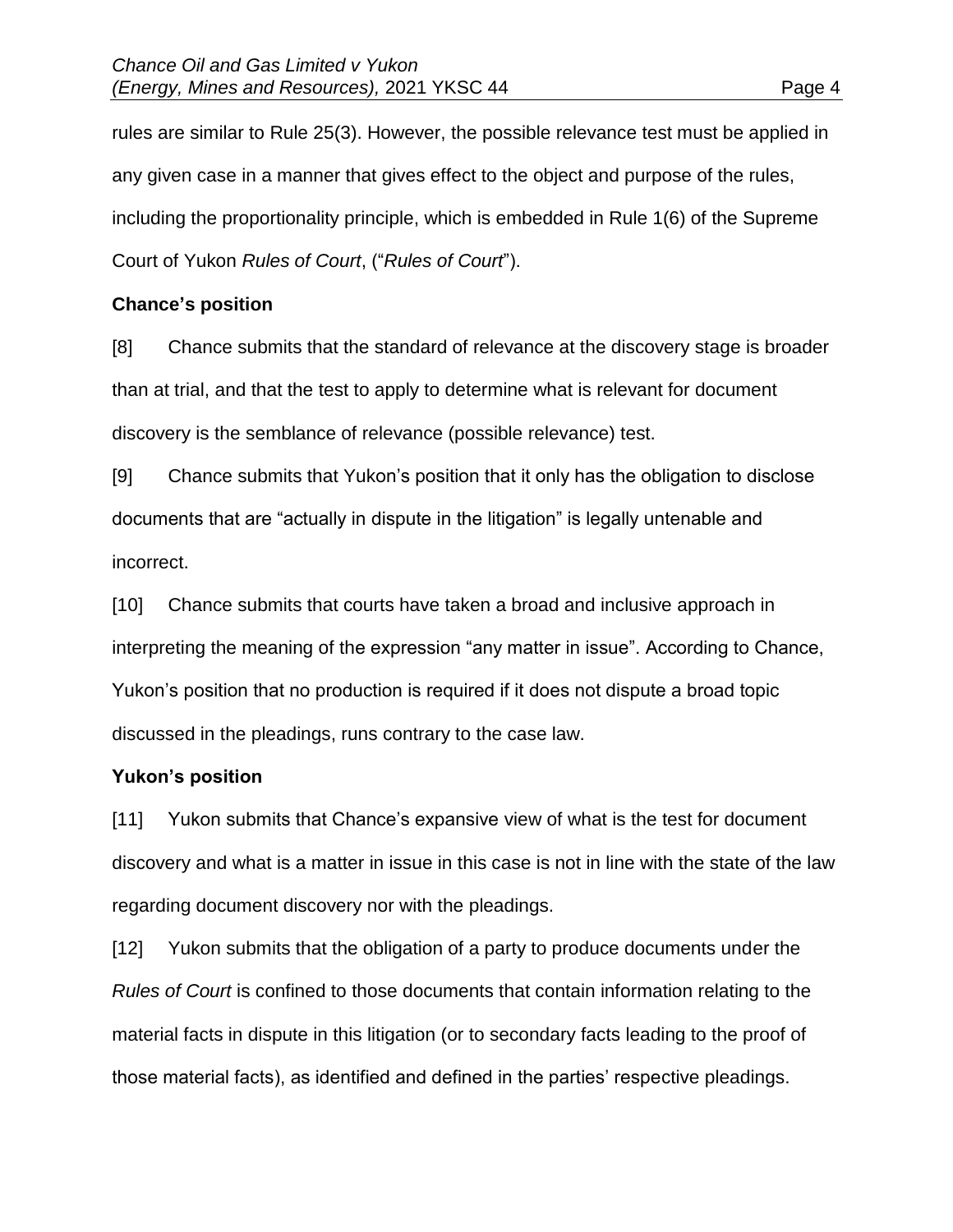rules are similar to Rule 25(3). However, the possible relevance test must be applied in any given case in a manner that gives effect to the object and purpose of the rules, including the proportionality principle, which is embedded in Rule 1(6) of the Supreme Court of Yukon *Rules of Court*, ("*Rules of Court*").

**Chance's position**

[8] Chance submits that the standard of relevance at the discovery stage is broader than at trial, and that the test to apply to determine what is relevant for document discovery is the semblance of relevance (possible relevance) test.

[9] Chance submits that Yukon's position that it only has the obligation to disclose documents that are "actually in dispute in the litigation" is legally untenable and incorrect.

[10] Chance submits that courts have taken a broad and inclusive approach in interpreting the meaning of the expression "any matter in issue". According to Chance, Yukon's position that no production is required if it does not dispute a broad topic discussed in the pleadings, runs contrary to the case law.

**Yukon's position**

[11] Yukon submits that Chance's expansive view of what is the test for document discovery and what is a matter in issue in this case is not in line with the state of the law regarding document discovery nor with the pleadings.

[12] Yukon submits that the obligation of a party to produce documents under the *Rules of Court* is confined to those documents that contain information relating to the material facts in dispute in this litigation (or to secondary facts leading to the proof of those material facts), as identified and defined in the parties' respective pleadings.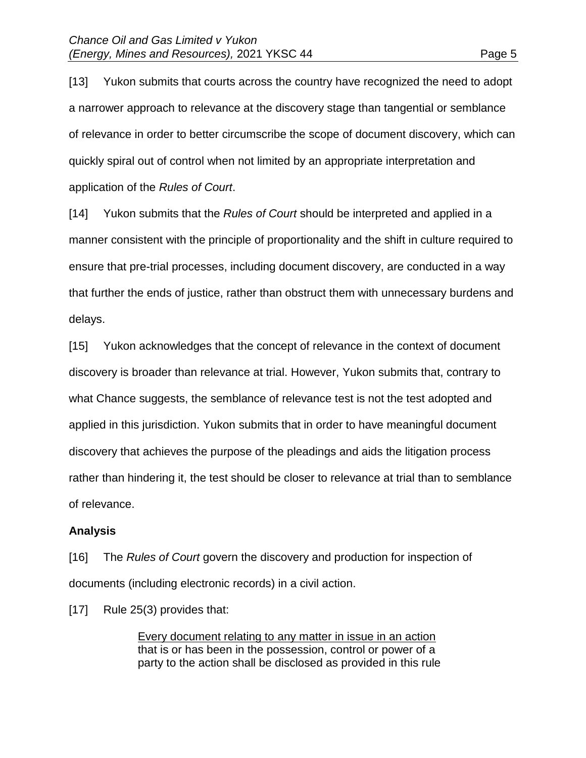[13] Yukon submits that courts across the country have recognized the need to adopt a narrower approach to relevance at the discovery stage than tangential or semblance of relevance in order to better circumscribe the scope of document discovery, which can quickly spiral out of control when not limited by an appropriate interpretation and application of the *Rules of Court*.

[14] Yukon submits that the *Rules of Court* should be interpreted and applied in a manner consistent with the principle of proportionality and the shift in culture required to ensure that pre-trial processes, including document discovery, are conducted in a way that further the ends of justice, rather than obstruct them with unnecessary burdens and delays.

[15] Yukon acknowledges that the concept of relevance in the context of document discovery is broader than relevance at trial. However, Yukon submits that, contrary to what Chance suggests, the semblance of relevance test is not the test adopted and applied in this jurisdiction. Yukon submits that in order to have meaningful document discovery that achieves the purpose of the pleadings and aids the litigation process rather than hindering it, the test should be closer to relevance at trial than to semblance of relevance.

**Analysis**

[16] The *Rules of Court* govern the discovery and production for inspection of documents (including electronic records) in a civil action.

[17] Rule 25(3) provides that:

> <u>Every document relating to any matter in issue in an action</u> that is or has been in the possession, control or power of a party to the action shall be disclosed as provided in this rule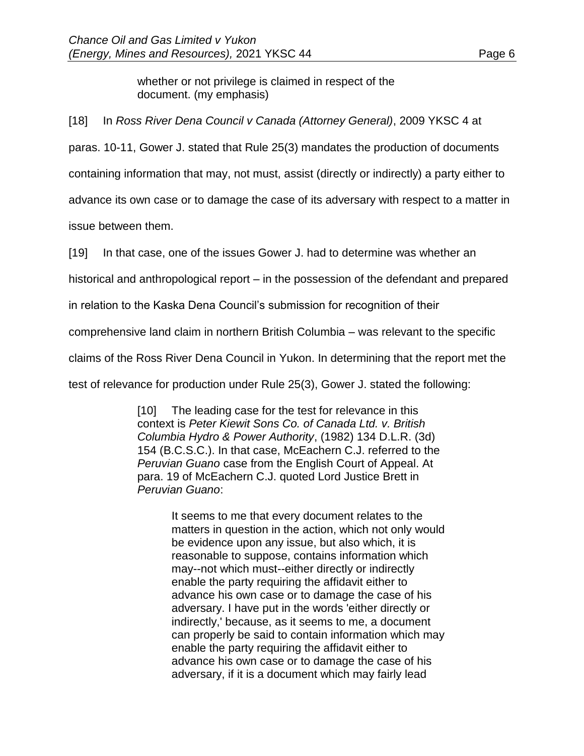> whether or not privilege is claimed in respect of the document. (my emphasis)

[18] In *Ross River Dena Council v Canada (Attorney General)*, 2009 YKSC 4 at paras. 10-11, Gower J. stated that Rule 25(3) mandates the production of documents containing information that may, not must, assist (directly or indirectly) a party either to advance its own case or to damage the case of its adversary with respect to a matter in issue between them.

[19] In that case, one of the issues Gower J. had to determine was whether an historical and anthropological report – in the possession of the defendant and prepared in relation to the Kaska Dena Council's submission for recognition of their comprehensive land claim in northern British Columbia – was relevant to the specific claims of the Ross River Dena Council in Yukon. In determining that the report met the test of relevance for production under Rule 25(3), Gower J. stated the following:

> [10] The leading case for the test for relevance in this context is *Peter Kiewit Sons Co. of Canada Ltd. v. British Columbia Hydro & Power Authority*, (1982) 134 D.L.R. (3d) 154 (B.C.S.C.). In that case, McEachern C.J. referred to the *Peruvian Guano* case from the English Court of Appeal. At para. 19 of McEachern C.J. quoted Lord Justice Brett in *Peruvian Guano*:
>
> > It seems to me that every document relates to the matters in question in the action, which not only would be evidence upon any issue, but also which, it is reasonable to suppose, contains information which may--not which must--either directly or indirectly enable the party requiring the affidavit either to advance his own case or to damage the case of his adversary. I have put in the words 'either directly or indirectly,' because, as it seems to me, a document can properly be said to contain information which may enable the party requiring the affidavit either to advance his own case or to damage the case of his adversary, if it is a document which may fairly lead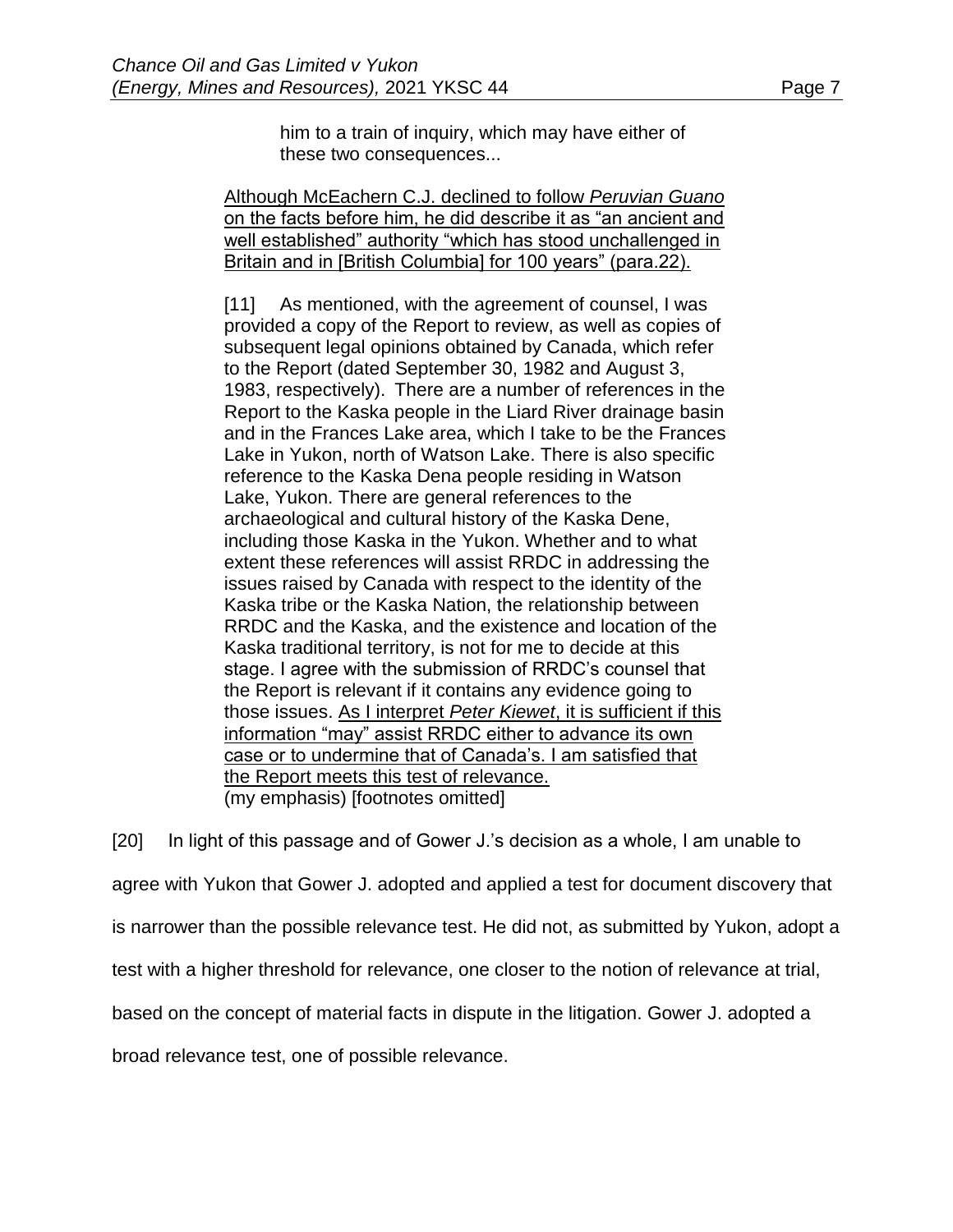> him to a train of inquiry, which may have either of these two consequences...
>
> Although McEachern C.J. declined to follow *Peruvian Guano* on the facts before him, he did describe it as "an ancient and well established" authority "which has stood unchallenged in Britain and in [British Columbia] for 100 years" (para.22).
>
> [11] As mentioned, with the agreement of counsel, I was provided a copy of the Report to review, as well as copies of subsequent legal opinions obtained by Canada, which refer to the Report (dated September 30, 1982 and August 3, 1983, respectively). There are a number of references in the Report to the Kaska people in the Liard River drainage basin and in the Frances Lake area, which I take to be the Frances Lake in Yukon, north of Watson Lake. There is also specific reference to the Kaska Dena people residing in Watson Lake, Yukon. There are general references to the archaeological and cultural history of the Kaska Dene, including those Kaska in the Yukon. Whether and to what extent these references will assist RRDC in addressing the issues raised by Canada with respect to the identity of the Kaska tribe or the Kaska Nation, the relationship between RRDC and the Kaska, and the existence and location of the Kaska traditional territory, is not for me to decide at this stage. I agree with the submission of RRDC's counsel that the Report is relevant if it contains any evidence going to those issues. As I interpret *Peter Kiewet*, it is sufficient if this information "may" assist RRDC either to advance its own case or to undermine that of Canada's. I am satisfied that the Report meets this test of relevance.
> (my emphasis) [footnotes omitted]

[20] In light of this passage and of Gower J.'s decision as a whole, I am unable to agree with Yukon that Gower J. adopted and applied a test for document discovery that is narrower than the possible relevance test. He did not, as submitted by Yukon, adopt a test with a higher threshold for relevance, one closer to the notion of relevance at trial, based on the concept of material facts in dispute in the litigation. Gower J. adopted a broad relevance test, one of possible relevance.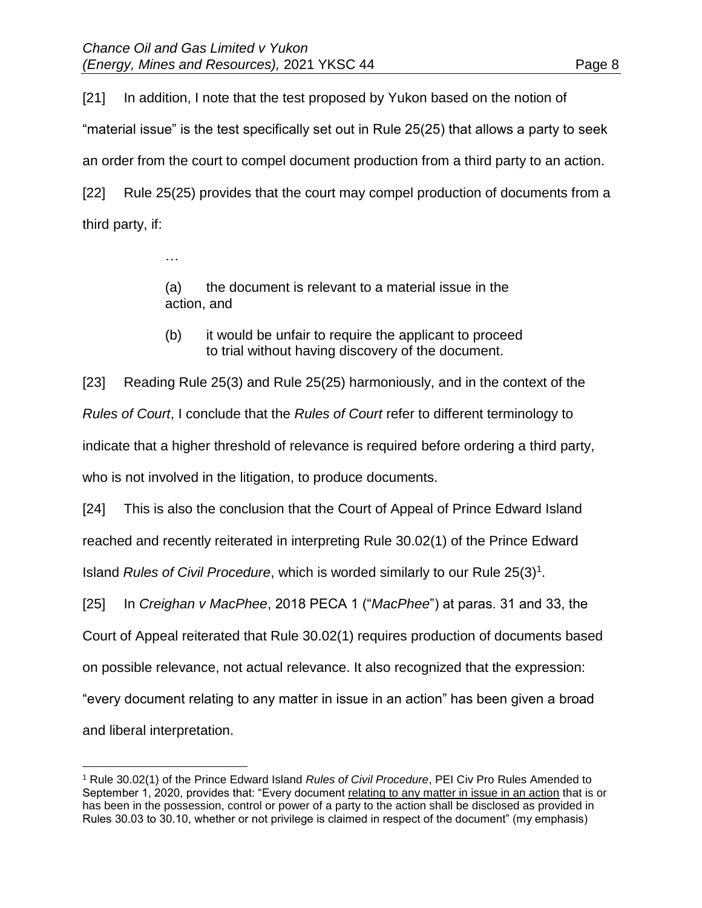[21] In addition, I note that the test proposed by Yukon based on the notion of "material issue" is the test specifically set out in Rule 25(25) that allows a party to seek an order from the court to compel document production from a third party to an action.

[22] Rule 25(25) provides that the court may compel production of documents from a third party, if:

> …
>
> (a) the document is relevant to a material issue in the action, and
>
> (b) it would be unfair to require the applicant to proceed to trial without having discovery of the document.

[23] Reading Rule 25(3) and Rule 25(25) harmoniously, and in the context of the *Rules of Court*, I conclude that the *Rules of Court* refer to different terminology to indicate that a higher threshold of relevance is required before ordering a third party, who is not involved in the litigation, to produce documents.

[24] This is also the conclusion that the Court of Appeal of Prince Edward Island reached and recently reiterated in interpreting Rule 30.02(1) of the Prince Edward Island *Rules of Civil Procedure*, which is worded similarly to our Rule 25(3)[1].

[25] In *Creighan v MacPhee*, 2018 PECA 1 ("*MacPhee*") at paras. 31 and 33, the Court of Appeal reiterated that Rule 30.02(1) requires production of documents based on possible relevance, not actual relevance. It also recognized that the expression: "every document relating to any matter in issue in an action" has been given a broad and liberal interpretation.

---

[1] Rule 30.02(1) of the Prince Edward Island *Rules of Civil Procedure*, PEI Civ Pro Rules Amended to September 1, 2020, provides that: "Every document <u>relating to any matter in issue in an action</u> that is or has been in the possession, control or power of a party to the action shall be disclosed as provided in Rules 30.03 to 30.10, whether or not privilege is claimed in respect of the document" (my emphasis)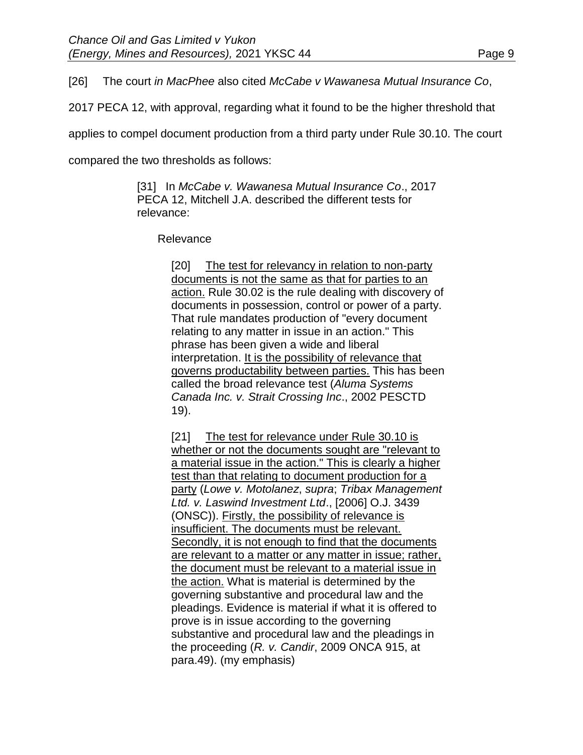[26] The court *in MacPhee* also cited *McCabe v Wawanesa Mutual Insurance Co*, 2017 PECA 12, with approval, regarding what it found to be the higher threshold that applies to compel document production from a third party under Rule 30.10. The court compared the two thresholds as follows:

> [31] In *McCabe v. Wawanesa Mutual Insurance Co*., 2017 PECA 12, Mitchell J.A. described the different tests for relevance:
>
> > Relevance
> >
> > [20] <u>The test for relevancy in relation to non-party documents is not the same as that for parties to an action.</u> Rule 30.02 is the rule dealing with discovery of documents in possession, control or power of a party. That rule mandates production of "every document relating to any matter in issue in an action." This phrase has been given a wide and liberal interpretation. <u>It is the possibility of relevance that governs productability between parties.</u> This has been called the broad relevance test (*Aluma Systems Canada Inc. v. Strait Crossing Inc*., 2002 PESCTD 19).
> >
> > [21] <u>The test for relevance under Rule 30.10 is whether or not the documents sought are "relevant to a material issue in the action." This is clearly a higher test than that relating to document production for a party</u> (*Lowe v. Motolanez*, *supra*; *Tribax Management Ltd. v. Laswind Investment Ltd*., [2006] O.J. 3439 (ONSC)). <u>Firstly, the possibility of relevance is insufficient. The documents must be relevant. Secondly, it is not enough to find that the documents are relevant to a matter or any matter in issue; rather, the document must be relevant to a material issue in the action.</u> What is material is determined by the governing substantive and procedural law and the pleadings. Evidence is material if what it is offered to prove is in issue according to the governing substantive and procedural law and the pleadings in the proceeding (*R. v. Candir*, 2009 ONCA 915, at para.49). (my emphasis)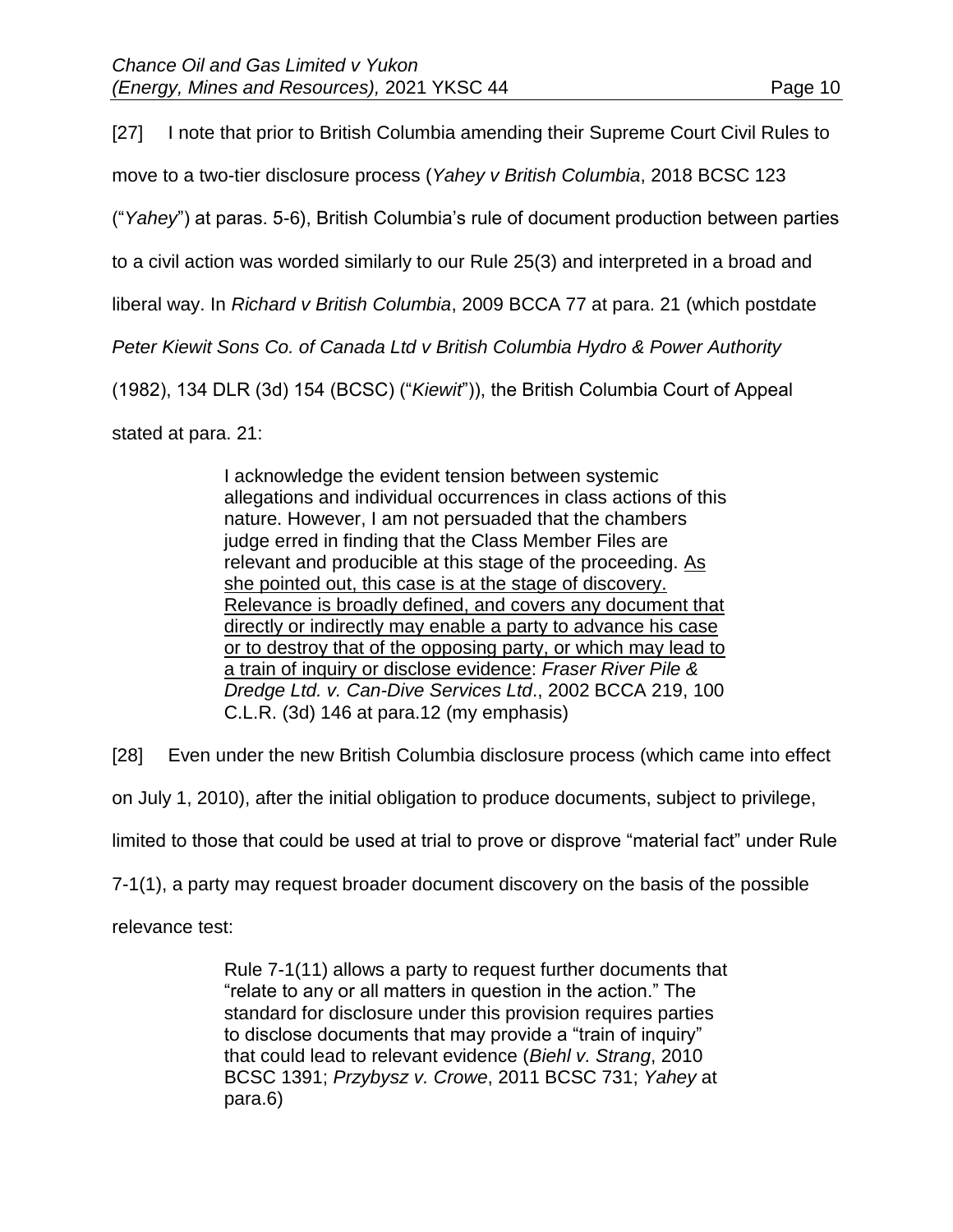[27] I note that prior to British Columbia amending their Supreme Court Civil Rules to move to a two-tier disclosure process (*Yahey v British Columbia*, 2018 BCSC 123 ("*Yahey*") at paras. 5-6), British Columbia's rule of document production between parties to a civil action was worded similarly to our Rule 25(3) and interpreted in a broad and liberal way. In *Richard v British Columbia*, 2009 BCCA 77 at para. 21 (which postdate *Peter Kiewit Sons Co. of Canada Ltd v British Columbia Hydro & Power Authority* (1982), 134 DLR (3d) 154 (BCSC) ("*Kiewit*")), the British Columbia Court of Appeal stated at para. 21:

> I acknowledge the evident tension between systemic allegations and individual occurrences in class actions of this nature. However, I am not persuaded that the chambers judge erred in finding that the Class Member Files are relevant and producible at this stage of the proceeding. <u>As she pointed out, this case is at the stage of discovery. Relevance is broadly defined, and covers any document that directly or indirectly may enable a party to advance his case or to destroy that of the opposing party, or which may lead to a train of inquiry or disclose evidence</u>: *Fraser River Pile & Dredge Ltd. v. Can-Dive Services Ltd*., 2002 BCCA 219, 100 C.L.R. (3d) 146 at para.12 (my emphasis)

[28] Even under the new British Columbia disclosure process (which came into effect on July 1, 2010), after the initial obligation to produce documents, subject to privilege, limited to those that could be used at trial to prove or disprove "material fact" under Rule 7-1(1), a party may request broader document discovery on the basis of the possible relevance test:

> Rule 7-1(11) allows a party to request further documents that "relate to any or all matters in question in the action." The standard for disclosure under this provision requires parties to disclose documents that may provide a "train of inquiry" that could lead to relevant evidence (*Biehl v. Strang*, 2010 BCSC 1391; *Przybysz v. Crowe*, 2011 BCSC 731; *Yahey* at para.6)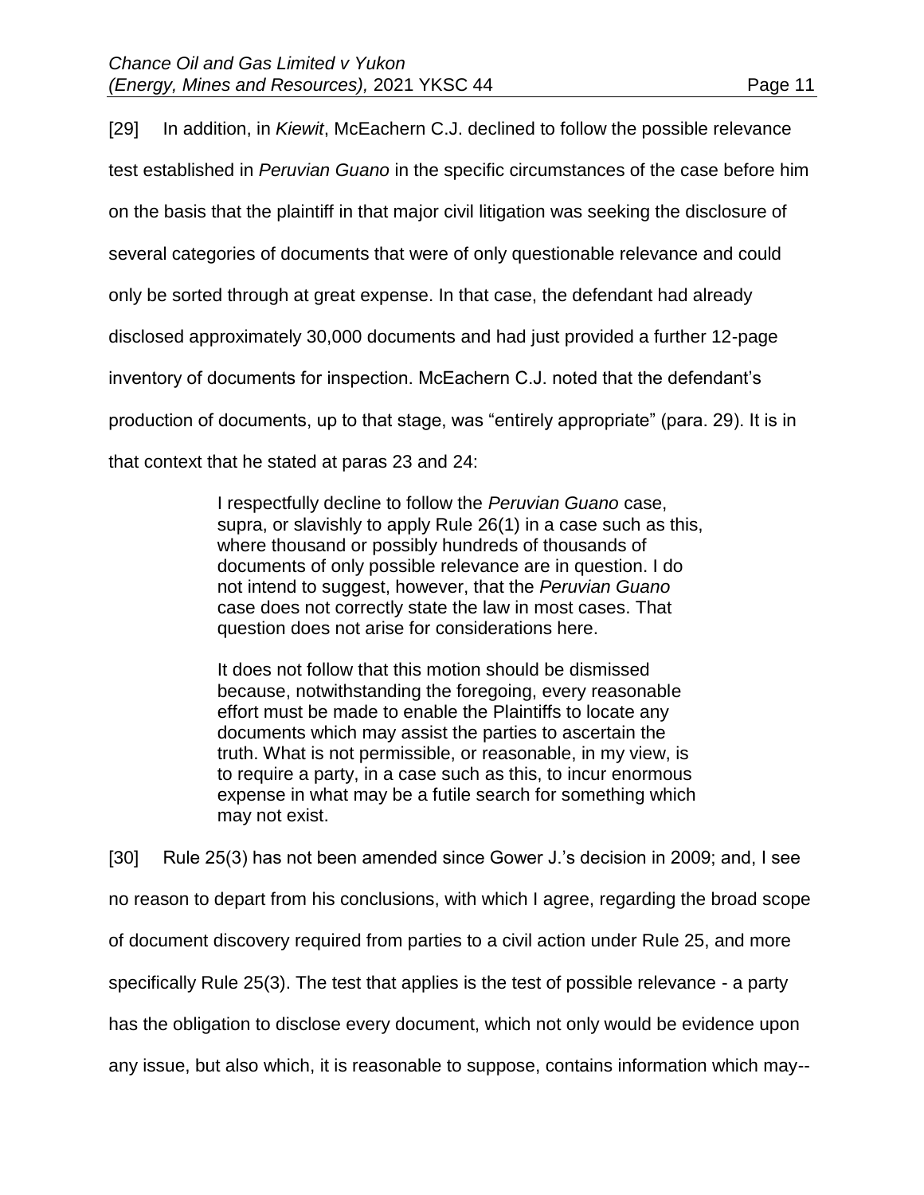[29] In addition, in *Kiewit*, McEachern C.J. declined to follow the possible relevance test established in *Peruvian Guano* in the specific circumstances of the case before him on the basis that the plaintiff in that major civil litigation was seeking the disclosure of several categories of documents that were of only questionable relevance and could only be sorted through at great expense. In that case, the defendant had already disclosed approximately 30,000 documents and had just provided a further 12-page inventory of documents for inspection. McEachern C.J. noted that the defendant's production of documents, up to that stage, was "entirely appropriate" (para. 29). It is in that context that he stated at paras 23 and 24:

> I respectfully decline to follow the *Peruvian Guano* case, supra, or slavishly to apply Rule 26(1) in a case such as this, where thousand or possibly hundreds of thousands of documents of only possible relevance are in question. I do not intend to suggest, however, that the *Peruvian Guano* case does not correctly state the law in most cases. That question does not arise for considerations here.
>
> It does not follow that this motion should be dismissed because, notwithstanding the foregoing, every reasonable effort must be made to enable the Plaintiffs to locate any documents which may assist the parties to ascertain the truth. What is not permissible, or reasonable, in my view, is to require a party, in a case such as this, to incur enormous expense in what may be a futile search for something which may not exist.

[30] Rule 25(3) has not been amended since Gower J.'s decision in 2009; and, I see no reason to depart from his conclusions, with which I agree, regarding the broad scope of document discovery required from parties to a civil action under Rule 25, and more specifically Rule 25(3). The test that applies is the test of possible relevance - a party has the obligation to disclose every document, which not only would be evidence upon any issue, but also which, it is reasonable to suppose, contains information which may--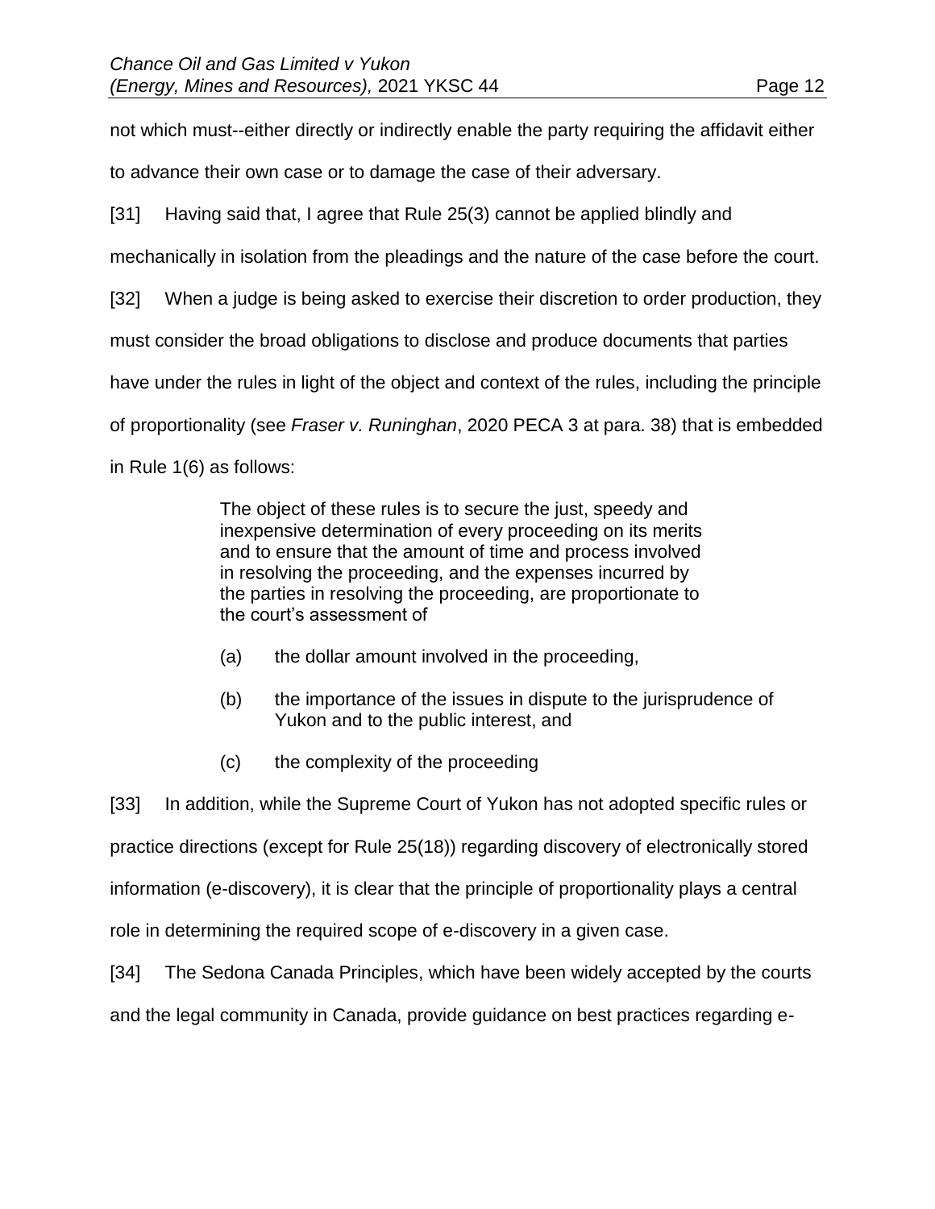not which must--either directly or indirectly enable the party requiring the affidavit either to advance their own case or to damage the case of their adversary.

[31] Having said that, I agree that Rule 25(3) cannot be applied blindly and mechanically in isolation from the pleadings and the nature of the case before the court.

[32] When a judge is being asked to exercise their discretion to order production, they must consider the broad obligations to disclose and produce documents that parties have under the rules in light of the object and context of the rules, including the principle of proportionality (see *Fraser v. Runinghan*, 2020 PECA 3 at para. 38) that is embedded in Rule 1(6) as follows:

> The object of these rules is to secure the just, speedy and inexpensive determination of every proceeding on its merits and to ensure that the amount of time and process involved in resolving the proceeding, and the expenses incurred by the parties in resolving the proceeding, are proportionate to the court's assessment of
>
> (a) the dollar amount involved in the proceeding,
>
> (b) the importance of the issues in dispute to the jurisprudence of Yukon and to the public interest, and
>
> (c) the complexity of the proceeding

[33] In addition, while the Supreme Court of Yukon has not adopted specific rules or practice directions (except for Rule 25(18)) regarding discovery of electronically stored information (e-discovery), it is clear that the principle of proportionality plays a central role in determining the required scope of e-discovery in a given case.

[34] The Sedona Canada Principles, which have been widely accepted by the courts and the legal community in Canada, provide guidance on best practices regarding e-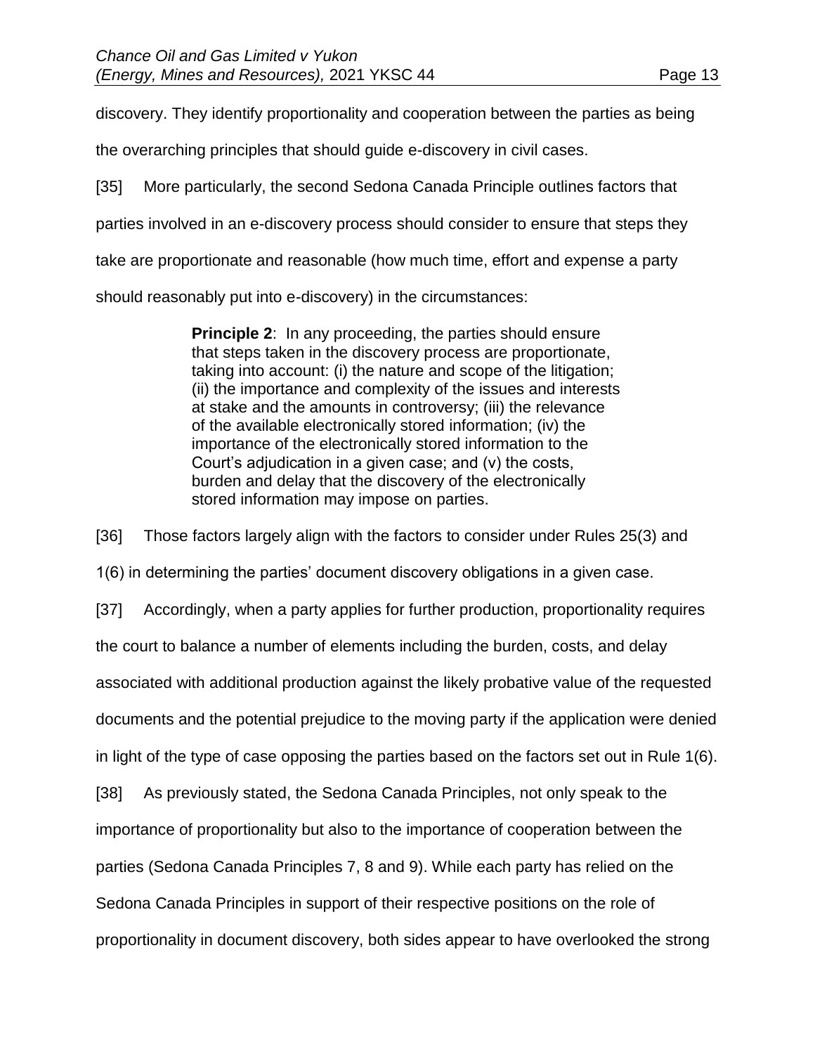discovery. They identify proportionality and cooperation between the parties as being the overarching principles that should guide e-discovery in civil cases.

[35] More particularly, the second Sedona Canada Principle outlines factors that parties involved in an e-discovery process should consider to ensure that steps they take are proportionate and reasonable (how much time, effort and expense a party should reasonably put into e-discovery) in the circumstances:

> **Principle 2**: In any proceeding, the parties should ensure that steps taken in the discovery process are proportionate, taking into account: (i) the nature and scope of the litigation; (ii) the importance and complexity of the issues and interests at stake and the amounts in controversy; (iii) the relevance of the available electronically stored information; (iv) the importance of the electronically stored information to the Court's adjudication in a given case; and (v) the costs, burden and delay that the discovery of the electronically stored information may impose on parties.

[36] Those factors largely align with the factors to consider under Rules 25(3) and 1(6) in determining the parties' document discovery obligations in a given case.

[37] Accordingly, when a party applies for further production, proportionality requires the court to balance a number of elements including the burden, costs, and delay associated with additional production against the likely probative value of the requested documents and the potential prejudice to the moving party if the application were denied in light of the type of case opposing the parties based on the factors set out in Rule 1(6).

[38] As previously stated, the Sedona Canada Principles, not only speak to the importance of proportionality but also to the importance of cooperation between the parties (Sedona Canada Principles 7, 8 and 9). While each party has relied on the Sedona Canada Principles in support of their respective positions on the role of proportionality in document discovery, both sides appear to have overlooked the strong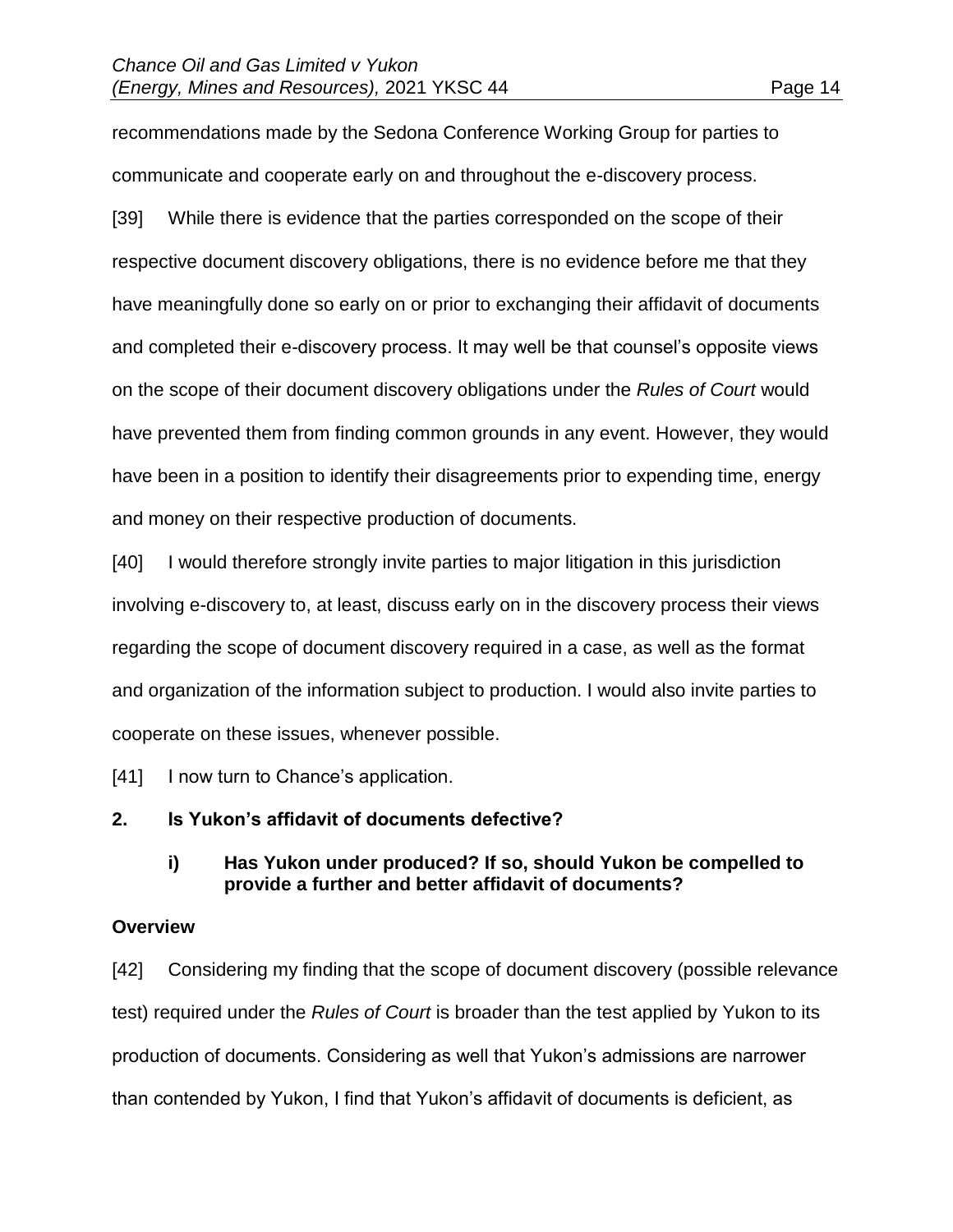recommendations made by the Sedona Conference Working Group for parties to communicate and cooperate early on and throughout the e-discovery process.

[39] While there is evidence that the parties corresponded on the scope of their respective document discovery obligations, there is no evidence before me that they have meaningfully done so early on or prior to exchanging their affidavit of documents and completed their e-discovery process. It may well be that counsel's opposite views on the scope of their document discovery obligations under the *Rules of Court* would have prevented them from finding common grounds in any event. However, they would have been in a position to identify their disagreements prior to expending time, energy and money on their respective production of documents.

[40] I would therefore strongly invite parties to major litigation in this jurisdiction involving e-discovery to, at least, discuss early on in the discovery process their views regarding the scope of document discovery required in a case, as well as the format and organization of the information subject to production. I would also invite parties to cooperate on these issues, whenever possible.

[41] I now turn to Chance's application.

## 2. Is Yukon's affidavit of documents defective?

### i) Has Yukon under produced? If so, should Yukon be compelled to provide a further and better affidavit of documents?

**Overview**

[42] Considering my finding that the scope of document discovery (possible relevance test) required under the *Rules of Court* is broader than the test applied by Yukon to its production of documents. Considering as well that Yukon's admissions are narrower than contended by Yukon, I find that Yukon's affidavit of documents is deficient, as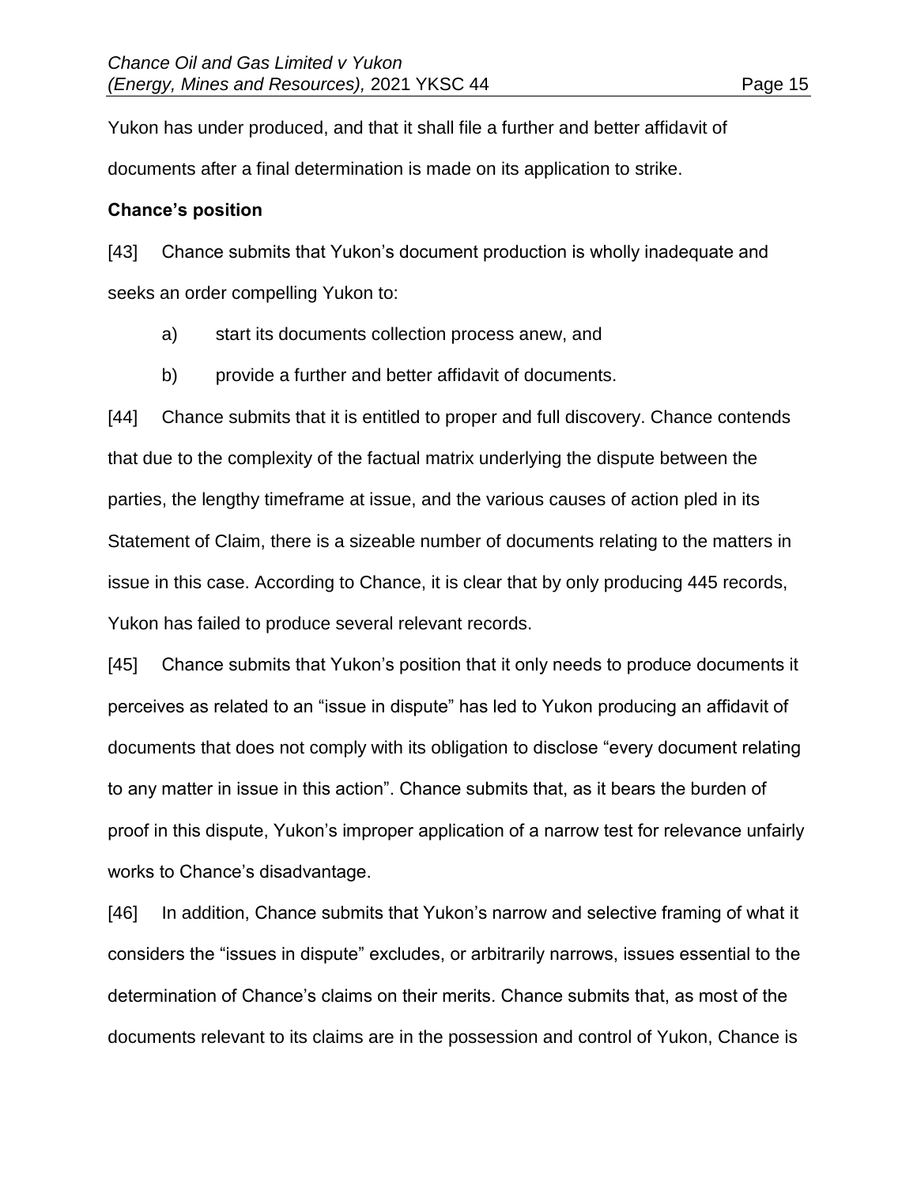Yukon has under produced, and that it shall file a further and better affidavit of documents after a final determination is made on its application to strike.

**Chance's position**

[43] Chance submits that Yukon's document production is wholly inadequate and seeks an order compelling Yukon to:

a) start its documents collection process anew, and

b) provide a further and better affidavit of documents.

[44] Chance submits that it is entitled to proper and full discovery. Chance contends that due to the complexity of the factual matrix underlying the dispute between the parties, the lengthy timeframe at issue, and the various causes of action pled in its Statement of Claim, there is a sizeable number of documents relating to the matters in issue in this case. According to Chance, it is clear that by only producing 445 records, Yukon has failed to produce several relevant records.

[45] Chance submits that Yukon's position that it only needs to produce documents it perceives as related to an "issue in dispute" has led to Yukon producing an affidavit of documents that does not comply with its obligation to disclose "every document relating to any matter in issue in this action". Chance submits that, as it bears the burden of proof in this dispute, Yukon's improper application of a narrow test for relevance unfairly works to Chance's disadvantage.

[46] In addition, Chance submits that Yukon's narrow and selective framing of what it considers the "issues in dispute" excludes, or arbitrarily narrows, issues essential to the determination of Chance's claims on their merits. Chance submits that, as most of the documents relevant to its claims are in the possession and control of Yukon, Chance is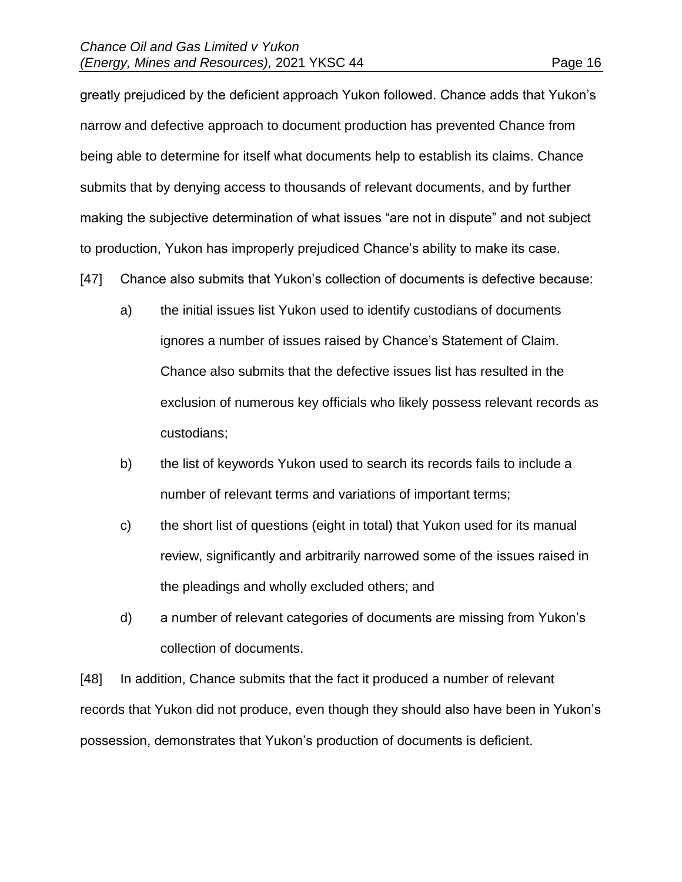greatly prejudiced by the deficient approach Yukon followed. Chance adds that Yukon's narrow and defective approach to document production has prevented Chance from being able to determine for itself what documents help to establish its claims. Chance submits that by denying access to thousands of relevant documents, and by further making the subjective determination of what issues "are not in dispute" and not subject to production, Yukon has improperly prejudiced Chance's ability to make its case.

[47] Chance also submits that Yukon's collection of documents is defective because:

a) the initial issues list Yukon used to identify custodians of documents ignores a number of issues raised by Chance's Statement of Claim. Chance also submits that the defective issues list has resulted in the exclusion of numerous key officials who likely possess relevant records as custodians;

b) the list of keywords Yukon used to search its records fails to include a number of relevant terms and variations of important terms;

c) the short list of questions (eight in total) that Yukon used for its manual review, significantly and arbitrarily narrowed some of the issues raised in the pleadings and wholly excluded others; and

d) a number of relevant categories of documents are missing from Yukon's collection of documents.

[48] In addition, Chance submits that the fact it produced a number of relevant records that Yukon did not produce, even though they should also have been in Yukon's possession, demonstrates that Yukon's production of documents is deficient.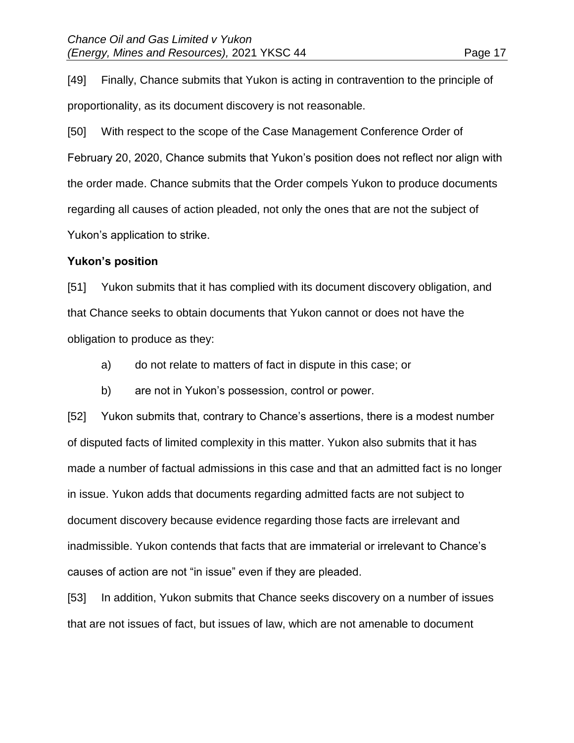[49] Finally, Chance submits that Yukon is acting in contravention to the principle of proportionality, as its document discovery is not reasonable.

[50] With respect to the scope of the Case Management Conference Order of February 20, 2020, Chance submits that Yukon's position does not reflect nor align with the order made. Chance submits that the Order compels Yukon to produce documents regarding all causes of action pleaded, not only the ones that are not the subject of Yukon's application to strike.

**Yukon's position**

[51] Yukon submits that it has complied with its document discovery obligation, and that Chance seeks to obtain documents that Yukon cannot or does not have the obligation to produce as they:

a) do not relate to matters of fact in dispute in this case; or

b) are not in Yukon's possession, control or power.

[52] Yukon submits that, contrary to Chance's assertions, there is a modest number of disputed facts of limited complexity in this matter. Yukon also submits that it has made a number of factual admissions in this case and that an admitted fact is no longer in issue. Yukon adds that documents regarding admitted facts are not subject to document discovery because evidence regarding those facts are irrelevant and inadmissible. Yukon contends that facts that are immaterial or irrelevant to Chance's causes of action are not "in issue" even if they are pleaded.

[53] In addition, Yukon submits that Chance seeks discovery on a number of issues that are not issues of fact, but issues of law, which are not amenable to document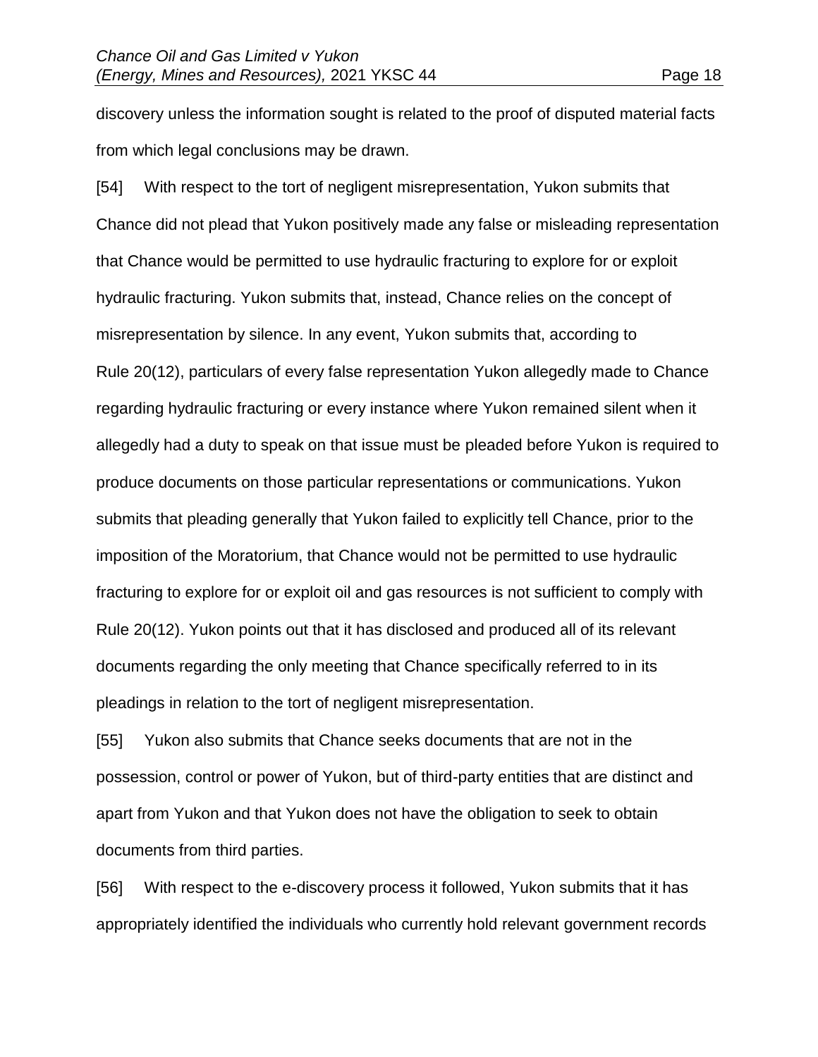discovery unless the information sought is related to the proof of disputed material facts from which legal conclusions may be drawn.

[54] With respect to the tort of negligent misrepresentation, Yukon submits that Chance did not plead that Yukon positively made any false or misleading representation that Chance would be permitted to use hydraulic fracturing to explore for or exploit hydraulic fracturing. Yukon submits that, instead, Chance relies on the concept of misrepresentation by silence. In any event, Yukon submits that, according to Rule 20(12), particulars of every false representation Yukon allegedly made to Chance regarding hydraulic fracturing or every instance where Yukon remained silent when it allegedly had a duty to speak on that issue must be pleaded before Yukon is required to produce documents on those particular representations or communications. Yukon submits that pleading generally that Yukon failed to explicitly tell Chance, prior to the imposition of the Moratorium, that Chance would not be permitted to use hydraulic fracturing to explore for or exploit oil and gas resources is not sufficient to comply with Rule 20(12). Yukon points out that it has disclosed and produced all of its relevant documents regarding the only meeting that Chance specifically referred to in its pleadings in relation to the tort of negligent misrepresentation.

[55] Yukon also submits that Chance seeks documents that are not in the possession, control or power of Yukon, but of third-party entities that are distinct and apart from Yukon and that Yukon does not have the obligation to seek to obtain documents from third parties.

[56] With respect to the e-discovery process it followed, Yukon submits that it has appropriately identified the individuals who currently hold relevant government records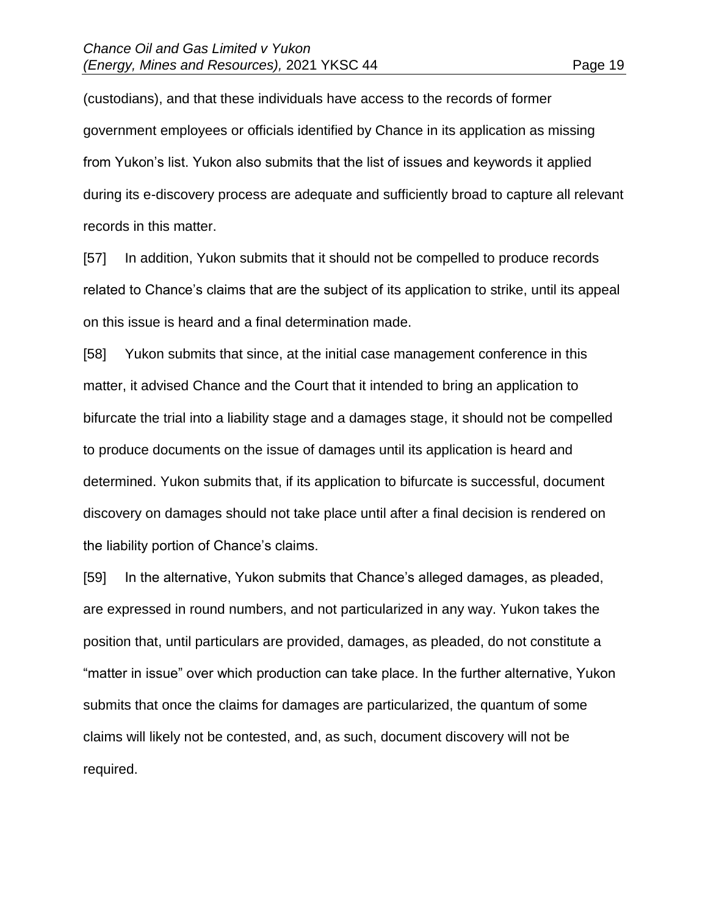(custodians), and that these individuals have access to the records of former government employees or officials identified by Chance in its application as missing from Yukon's list. Yukon also submits that the list of issues and keywords it applied during its e-discovery process are adequate and sufficiently broad to capture all relevant records in this matter.

[57] In addition, Yukon submits that it should not be compelled to produce records related to Chance's claims that are the subject of its application to strike, until its appeal on this issue is heard and a final determination made.

[58] Yukon submits that since, at the initial case management conference in this matter, it advised Chance and the Court that it intended to bring an application to bifurcate the trial into a liability stage and a damages stage, it should not be compelled to produce documents on the issue of damages until its application is heard and determined. Yukon submits that, if its application to bifurcate is successful, document discovery on damages should not take place until after a final decision is rendered on the liability portion of Chance's claims.

[59] In the alternative, Yukon submits that Chance's alleged damages, as pleaded, are expressed in round numbers, and not particularized in any way. Yukon takes the position that, until particulars are provided, damages, as pleaded, do not constitute a "matter in issue" over which production can take place. In the further alternative, Yukon submits that once the claims for damages are particularized, the quantum of some claims will likely not be contested, and, as such, document discovery will not be required.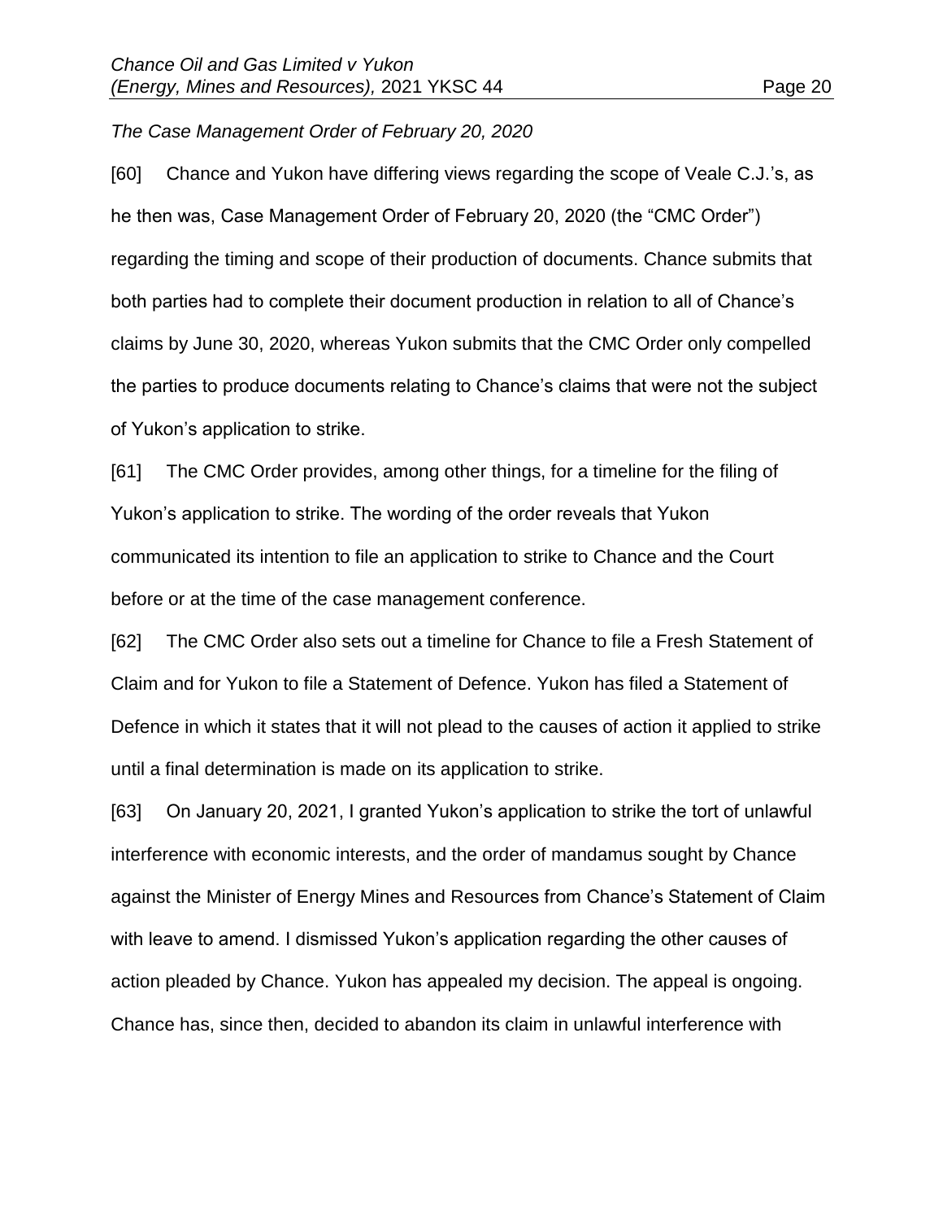*The Case Management Order of February 20, 2020*

[60] Chance and Yukon have differing views regarding the scope of Veale C.J.'s, as he then was, Case Management Order of February 20, 2020 (the "CMC Order") regarding the timing and scope of their production of documents. Chance submits that both parties had to complete their document production in relation to all of Chance's claims by June 30, 2020, whereas Yukon submits that the CMC Order only compelled the parties to produce documents relating to Chance's claims that were not the subject of Yukon's application to strike.

[61] The CMC Order provides, among other things, for a timeline for the filing of Yukon's application to strike. The wording of the order reveals that Yukon communicated its intention to file an application to strike to Chance and the Court before or at the time of the case management conference.

[62] The CMC Order also sets out a timeline for Chance to file a Fresh Statement of Claim and for Yukon to file a Statement of Defence. Yukon has filed a Statement of Defence in which it states that it will not plead to the causes of action it applied to strike until a final determination is made on its application to strike.

[63] On January 20, 2021, I granted Yukon's application to strike the tort of unlawful interference with economic interests, and the order of mandamus sought by Chance against the Minister of Energy Mines and Resources from Chance's Statement of Claim with leave to amend. I dismissed Yukon's application regarding the other causes of action pleaded by Chance. Yukon has appealed my decision. The appeal is ongoing. Chance has, since then, decided to abandon its claim in unlawful interference with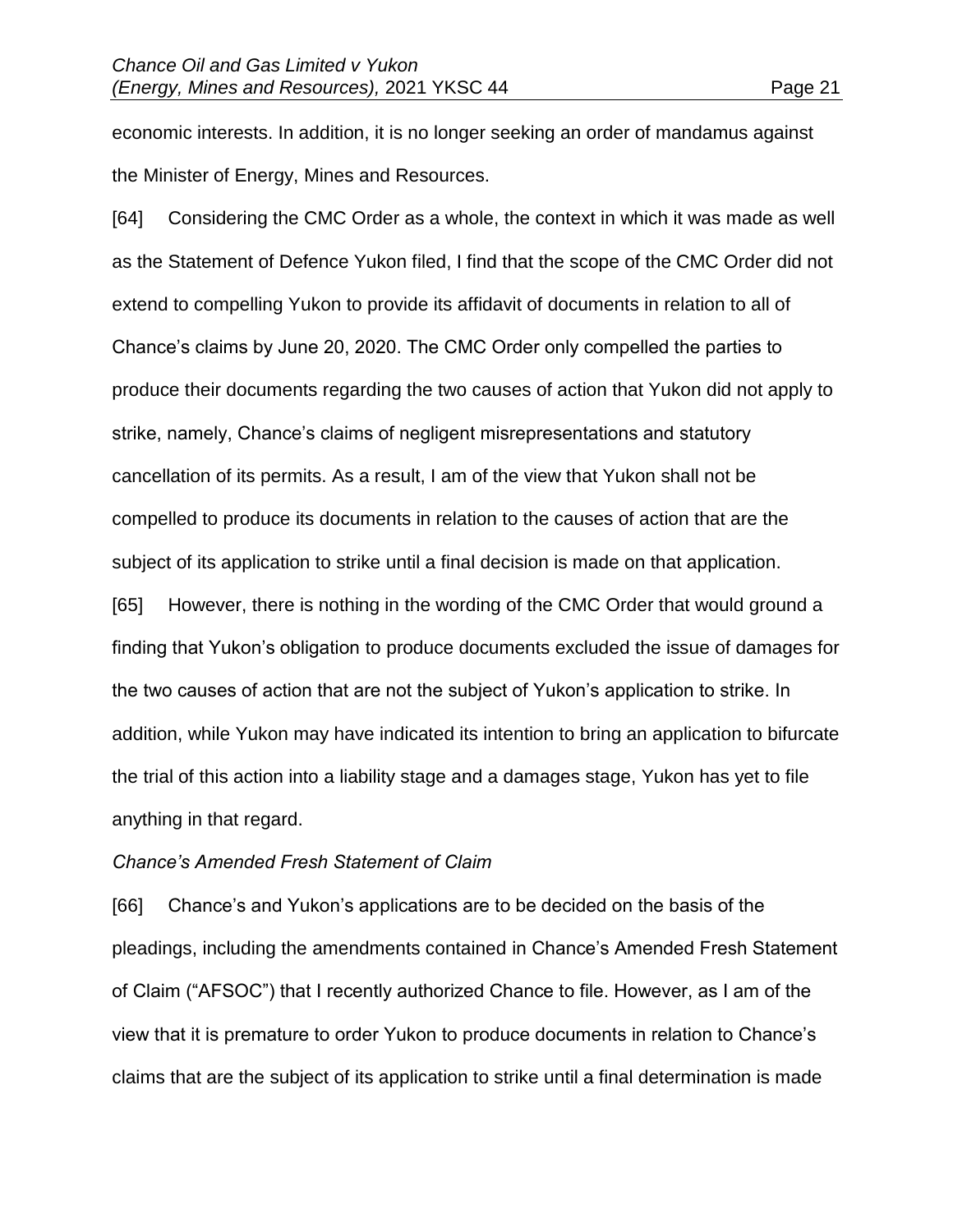economic interests. In addition, it is no longer seeking an order of mandamus against the Minister of Energy, Mines and Resources.

[64] Considering the CMC Order as a whole, the context in which it was made as well as the Statement of Defence Yukon filed, I find that the scope of the CMC Order did not extend to compelling Yukon to provide its affidavit of documents in relation to all of Chance's claims by June 20, 2020. The CMC Order only compelled the parties to produce their documents regarding the two causes of action that Yukon did not apply to strike, namely, Chance's claims of negligent misrepresentations and statutory cancellation of its permits. As a result, I am of the view that Yukon shall not be compelled to produce its documents in relation to the causes of action that are the subject of its application to strike until a final decision is made on that application.

[65] However, there is nothing in the wording of the CMC Order that would ground a finding that Yukon's obligation to produce documents excluded the issue of damages for the two causes of action that are not the subject of Yukon's application to strike. In addition, while Yukon may have indicated its intention to bring an application to bifurcate the trial of this action into a liability stage and a damages stage, Yukon has yet to file anything in that regard.

*Chance's Amended Fresh Statement of Claim*

[66] Chance's and Yukon's applications are to be decided on the basis of the pleadings, including the amendments contained in Chance's Amended Fresh Statement of Claim ("AFSOC") that I recently authorized Chance to file. However, as I am of the view that it is premature to order Yukon to produce documents in relation to Chance's claims that are the subject of its application to strike until a final determination is made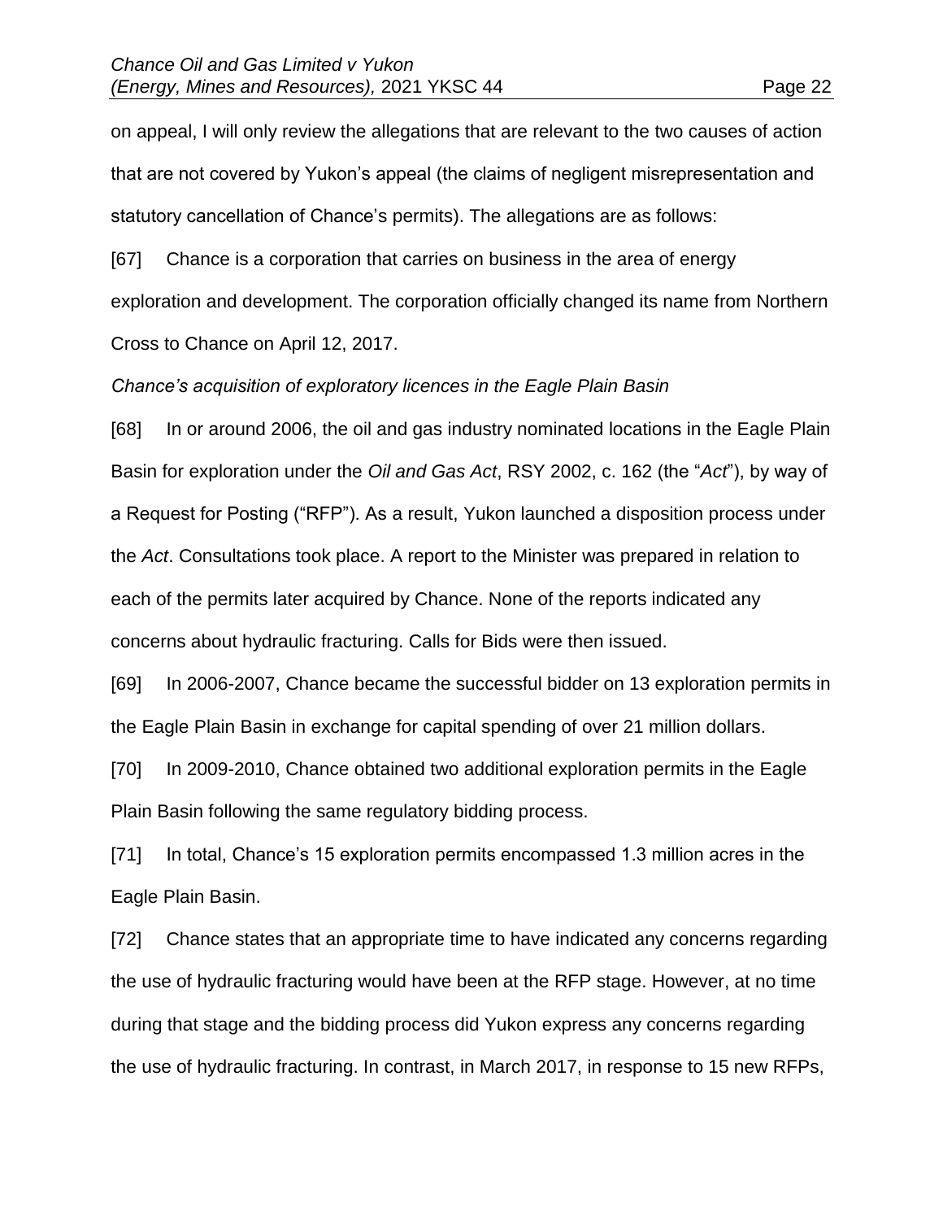on appeal, I will only review the allegations that are relevant to the two causes of action that are not covered by Yukon's appeal (the claims of negligent misrepresentation and statutory cancellation of Chance's permits). The allegations are as follows:

[67] Chance is a corporation that carries on business in the area of energy exploration and development. The corporation officially changed its name from Northern Cross to Chance on April 12, 2017.

*Chance's acquisition of exploratory licences in the Eagle Plain Basin*

[68] In or around 2006, the oil and gas industry nominated locations in the Eagle Plain Basin for exploration under the *Oil and Gas Act*, RSY 2002, c. 162 (the "*Act*"), by way of a Request for Posting ("RFP"). As a result, Yukon launched a disposition process under the *Act*. Consultations took place. A report to the Minister was prepared in relation to each of the permits later acquired by Chance. None of the reports indicated any concerns about hydraulic fracturing. Calls for Bids were then issued.

[69] In 2006-2007, Chance became the successful bidder on 13 exploration permits in the Eagle Plain Basin in exchange for capital spending of over 21 million dollars.

[70] In 2009-2010, Chance obtained two additional exploration permits in the Eagle Plain Basin following the same regulatory bidding process.

[71] In total, Chance's 15 exploration permits encompassed 1.3 million acres in the Eagle Plain Basin.

[72] Chance states that an appropriate time to have indicated any concerns regarding the use of hydraulic fracturing would have been at the RFP stage. However, at no time during that stage and the bidding process did Yukon express any concerns regarding the use of hydraulic fracturing. In contrast, in March 2017, in response to 15 new RFPs,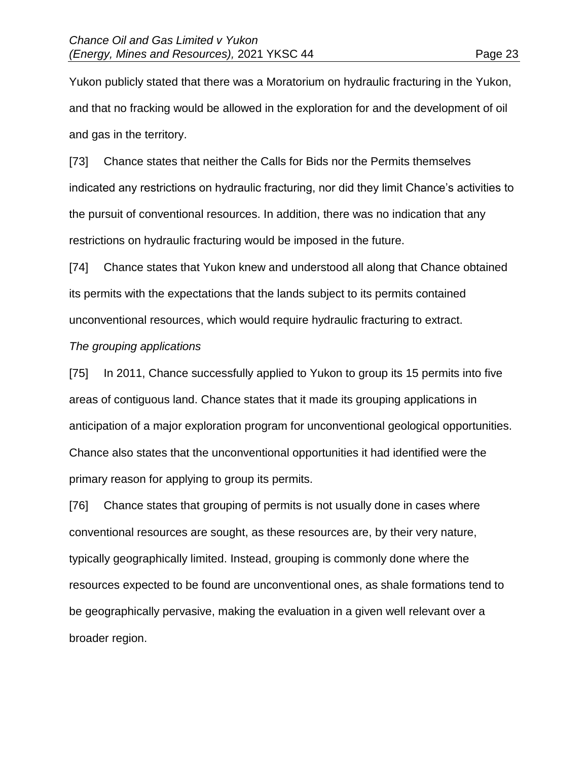Yukon publicly stated that there was a Moratorium on hydraulic fracturing in the Yukon, and that no fracking would be allowed in the exploration for and the development of oil and gas in the territory.

[73] Chance states that neither the Calls for Bids nor the Permits themselves indicated any restrictions on hydraulic fracturing, nor did they limit Chance's activities to the pursuit of conventional resources. In addition, there was no indication that any restrictions on hydraulic fracturing would be imposed in the future.

[74] Chance states that Yukon knew and understood all along that Chance obtained its permits with the expectations that the lands subject to its permits contained unconventional resources, which would require hydraulic fracturing to extract.

*The grouping applications*

[75] In 2011, Chance successfully applied to Yukon to group its 15 permits into five areas of contiguous land. Chance states that it made its grouping applications in anticipation of a major exploration program for unconventional geological opportunities. Chance also states that the unconventional opportunities it had identified were the primary reason for applying to group its permits.

[76] Chance states that grouping of permits is not usually done in cases where conventional resources are sought, as these resources are, by their very nature, typically geographically limited. Instead, grouping is commonly done where the resources expected to be found are unconventional ones, as shale formations tend to be geographically pervasive, making the evaluation in a given well relevant over a broader region.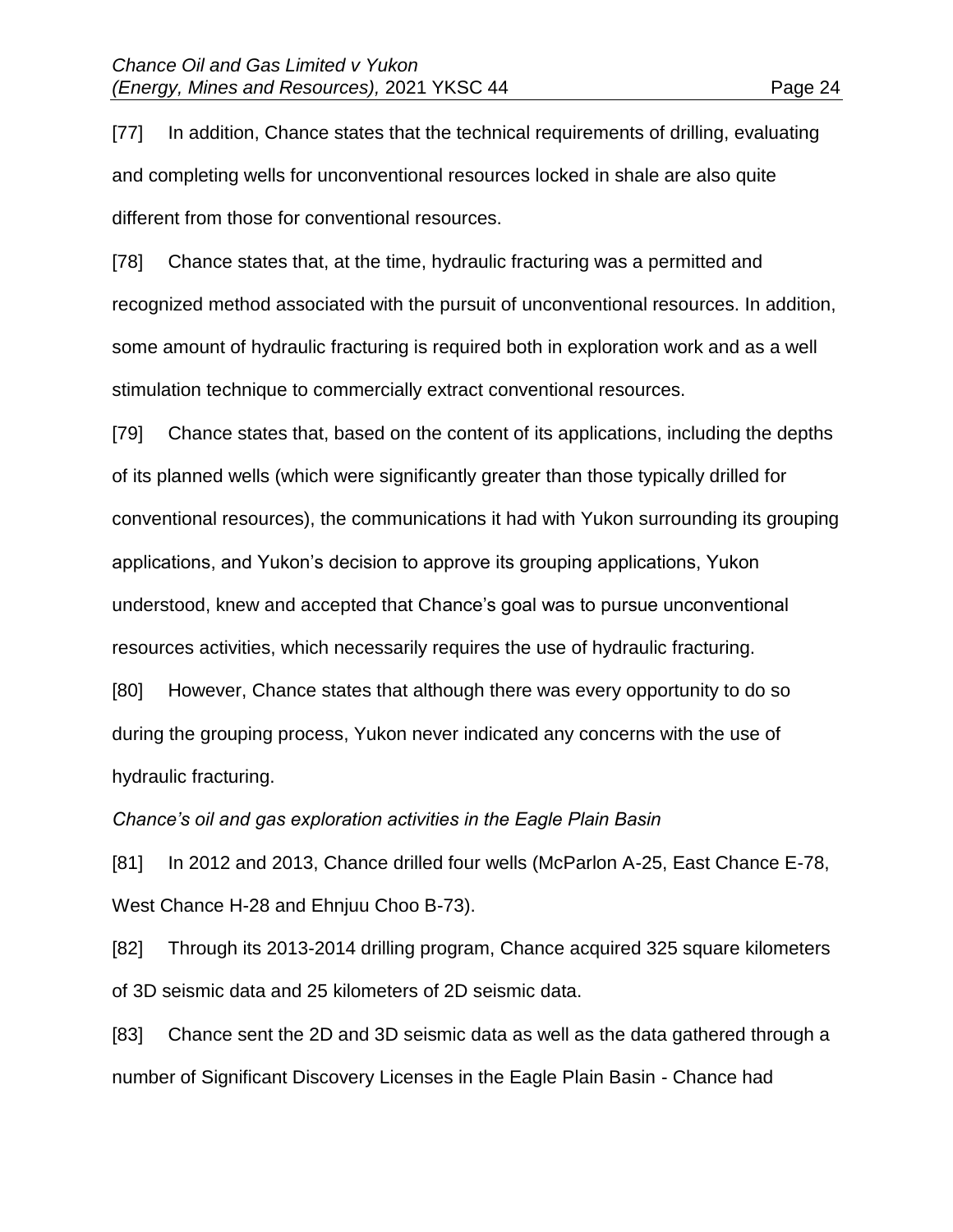[77] In addition, Chance states that the technical requirements of drilling, evaluating and completing wells for unconventional resources locked in shale are also quite different from those for conventional resources.

[78] Chance states that, at the time, hydraulic fracturing was a permitted and recognized method associated with the pursuit of unconventional resources. In addition, some amount of hydraulic fracturing is required both in exploration work and as a well stimulation technique to commercially extract conventional resources.

[79] Chance states that, based on the content of its applications, including the depths of its planned wells (which were significantly greater than those typically drilled for conventional resources), the communications it had with Yukon surrounding its grouping applications, and Yukon's decision to approve its grouping applications, Yukon understood, knew and accepted that Chance's goal was to pursue unconventional resources activities, which necessarily requires the use of hydraulic fracturing.

[80] However, Chance states that although there was every opportunity to do so during the grouping process, Yukon never indicated any concerns with the use of hydraulic fracturing.

*Chance's oil and gas exploration activities in the Eagle Plain Basin*

[81] In 2012 and 2013, Chance drilled four wells (McParlon A-25, East Chance E-78, West Chance H-28 and Ehnjuu Choo B-73).

[82] Through its 2013-2014 drilling program, Chance acquired 325 square kilometers of 3D seismic data and 25 kilometers of 2D seismic data.

[83] Chance sent the 2D and 3D seismic data as well as the data gathered through a number of Significant Discovery Licenses in the Eagle Plain Basin - Chance had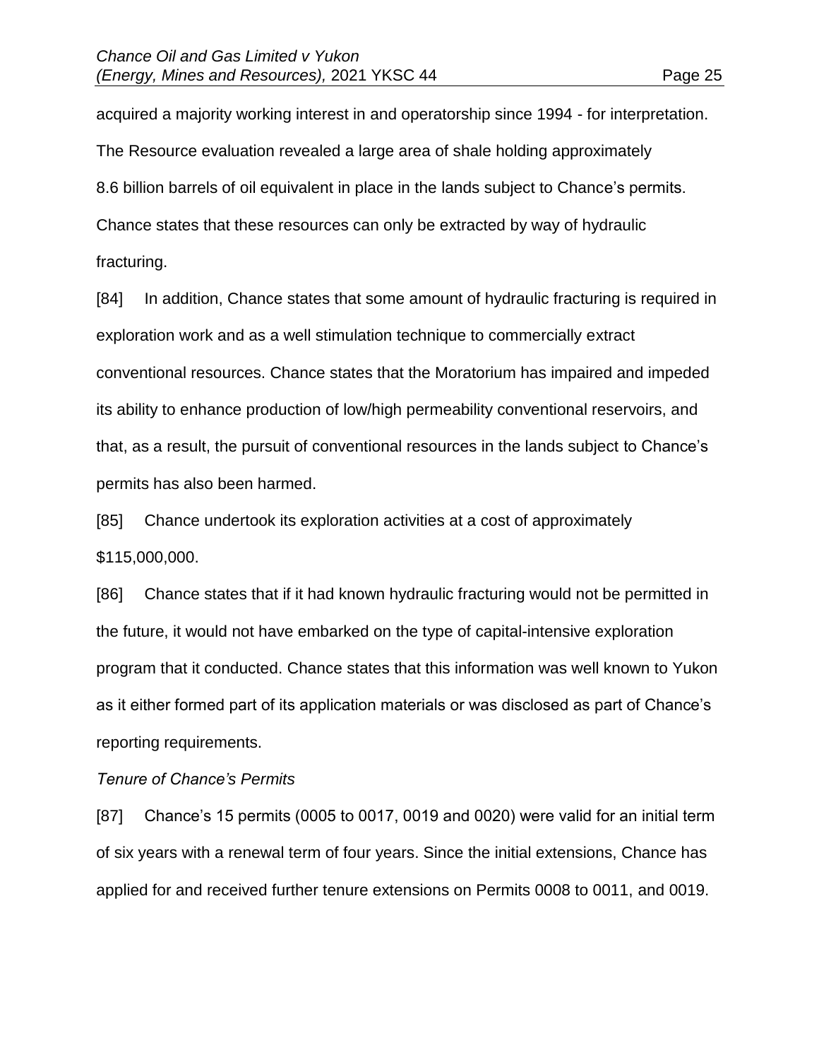acquired a majority working interest in and operatorship since 1994 - for interpretation. The Resource evaluation revealed a large area of shale holding approximately 8.6 billion barrels of oil equivalent in place in the lands subject to Chance's permits. Chance states that these resources can only be extracted by way of hydraulic fracturing.

[84] In addition, Chance states that some amount of hydraulic fracturing is required in exploration work and as a well stimulation technique to commercially extract conventional resources. Chance states that the Moratorium has impaired and impeded its ability to enhance production of low/high permeability conventional reservoirs, and that, as a result, the pursuit of conventional resources in the lands subject to Chance's permits has also been harmed.

[85] Chance undertook its exploration activities at a cost of approximately $115,000,000.

[86] Chance states that if it had known hydraulic fracturing would not be permitted in the future, it would not have embarked on the type of capital-intensive exploration program that it conducted. Chance states that this information was well known to Yukon as it either formed part of its application materials or was disclosed as part of Chance's reporting requirements.

*Tenure of Chance's Permits*

[87] Chance's 15 permits (0005 to 0017, 0019 and 0020) were valid for an initial term of six years with a renewal term of four years. Since the initial extensions, Chance has applied for and received further tenure extensions on Permits 0008 to 0011, and 0019.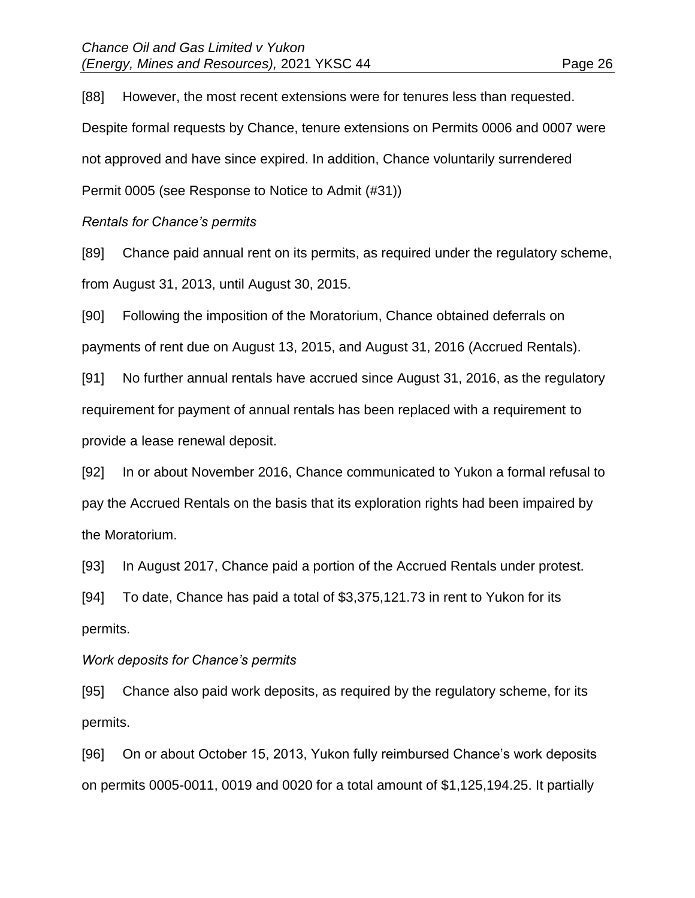[88] However, the most recent extensions were for tenures less than requested. Despite formal requests by Chance, tenure extensions on Permits 0006 and 0007 were not approved and have since expired. In addition, Chance voluntarily surrendered Permit 0005 (see Response to Notice to Admit (#31))

*Rentals for Chance's permits*

[89] Chance paid annual rent on its permits, as required under the regulatory scheme, from August 31, 2013, until August 30, 2015.

[90] Following the imposition of the Moratorium, Chance obtained deferrals on payments of rent due on August 13, 2015, and August 31, 2016 (Accrued Rentals).

[91] No further annual rentals have accrued since August 31, 2016, as the regulatory requirement for payment of annual rentals has been replaced with a requirement to provide a lease renewal deposit.

[92] In or about November 2016, Chance communicated to Yukon a formal refusal to pay the Accrued Rentals on the basis that its exploration rights had been impaired by the Moratorium.

[93] In August 2017, Chance paid a portion of the Accrued Rentals under protest.

[94] To date, Chance has paid a total of $3,375,121.73 in rent to Yukon for its permits.

*Work deposits for Chance's permits*

[95] Chance also paid work deposits, as required by the regulatory scheme, for its permits.

[96] On or about October 15, 2013, Yukon fully reimbursed Chance's work deposits on permits 0005-0011, 0019 and 0020 for a total amount of $1,125,194.25. It partially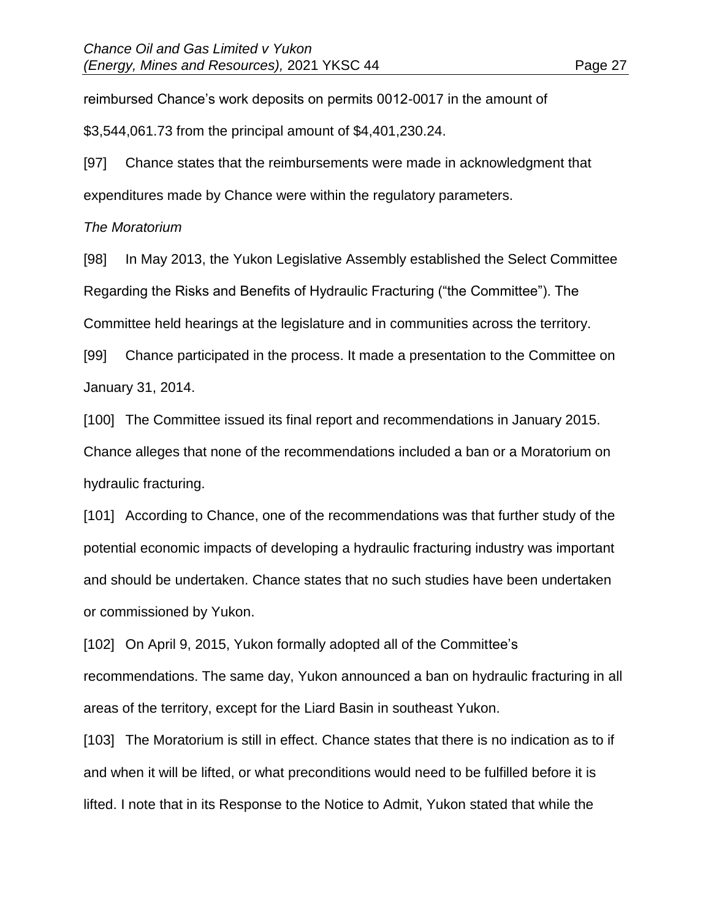reimbursed Chance's work deposits on permits 0012-0017 in the amount of $3,544,061.73 from the principal amount of $4,401,230.24.

[97] Chance states that the reimbursements were made in acknowledgment that expenditures made by Chance were within the regulatory parameters.

*The Moratorium*

[98] In May 2013, the Yukon Legislative Assembly established the Select Committee Regarding the Risks and Benefits of Hydraulic Fracturing ("the Committee"). The Committee held hearings at the legislature and in communities across the territory.

[99] Chance participated in the process. It made a presentation to the Committee on January 31, 2014.

[100] The Committee issued its final report and recommendations in January 2015. Chance alleges that none of the recommendations included a ban or a Moratorium on hydraulic fracturing.

[101] According to Chance, one of the recommendations was that further study of the potential economic impacts of developing a hydraulic fracturing industry was important and should be undertaken. Chance states that no such studies have been undertaken or commissioned by Yukon.

[102] On April 9, 2015, Yukon formally adopted all of the Committee's recommendations. The same day, Yukon announced a ban on hydraulic fracturing in all areas of the territory, except for the Liard Basin in southeast Yukon.

[103] The Moratorium is still in effect. Chance states that there is no indication as to if and when it will be lifted, or what preconditions would need to be fulfilled before it is lifted. I note that in its Response to the Notice to Admit, Yukon stated that while the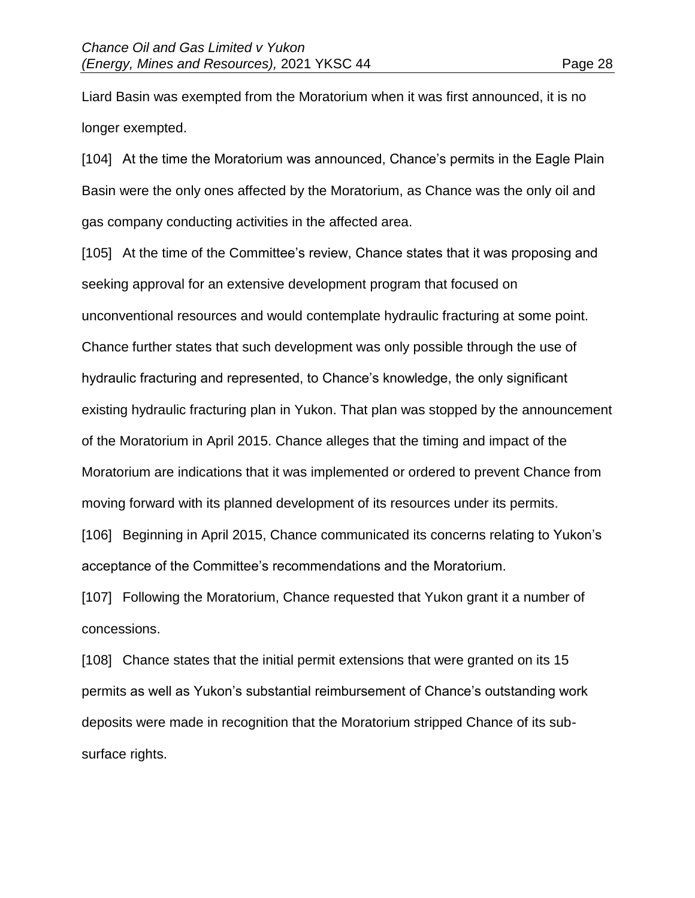Liard Basin was exempted from the Moratorium when it was first announced, it is no longer exempted.

[104] At the time the Moratorium was announced, Chance's permits in the Eagle Plain Basin were the only ones affected by the Moratorium, as Chance was the only oil and gas company conducting activities in the affected area.

[105] At the time of the Committee's review, Chance states that it was proposing and seeking approval for an extensive development program that focused on unconventional resources and would contemplate hydraulic fracturing at some point. Chance further states that such development was only possible through the use of hydraulic fracturing and represented, to Chance's knowledge, the only significant existing hydraulic fracturing plan in Yukon. That plan was stopped by the announcement of the Moratorium in April 2015. Chance alleges that the timing and impact of the Moratorium are indications that it was implemented or ordered to prevent Chance from moving forward with its planned development of its resources under its permits.

[106] Beginning in April 2015, Chance communicated its concerns relating to Yukon's acceptance of the Committee's recommendations and the Moratorium.

[107] Following the Moratorium, Chance requested that Yukon grant it a number of concessions.

[108] Chance states that the initial permit extensions that were granted on its 15 permits as well as Yukon's substantial reimbursement of Chance's outstanding work deposits were made in recognition that the Moratorium stripped Chance of its sub-surface rights.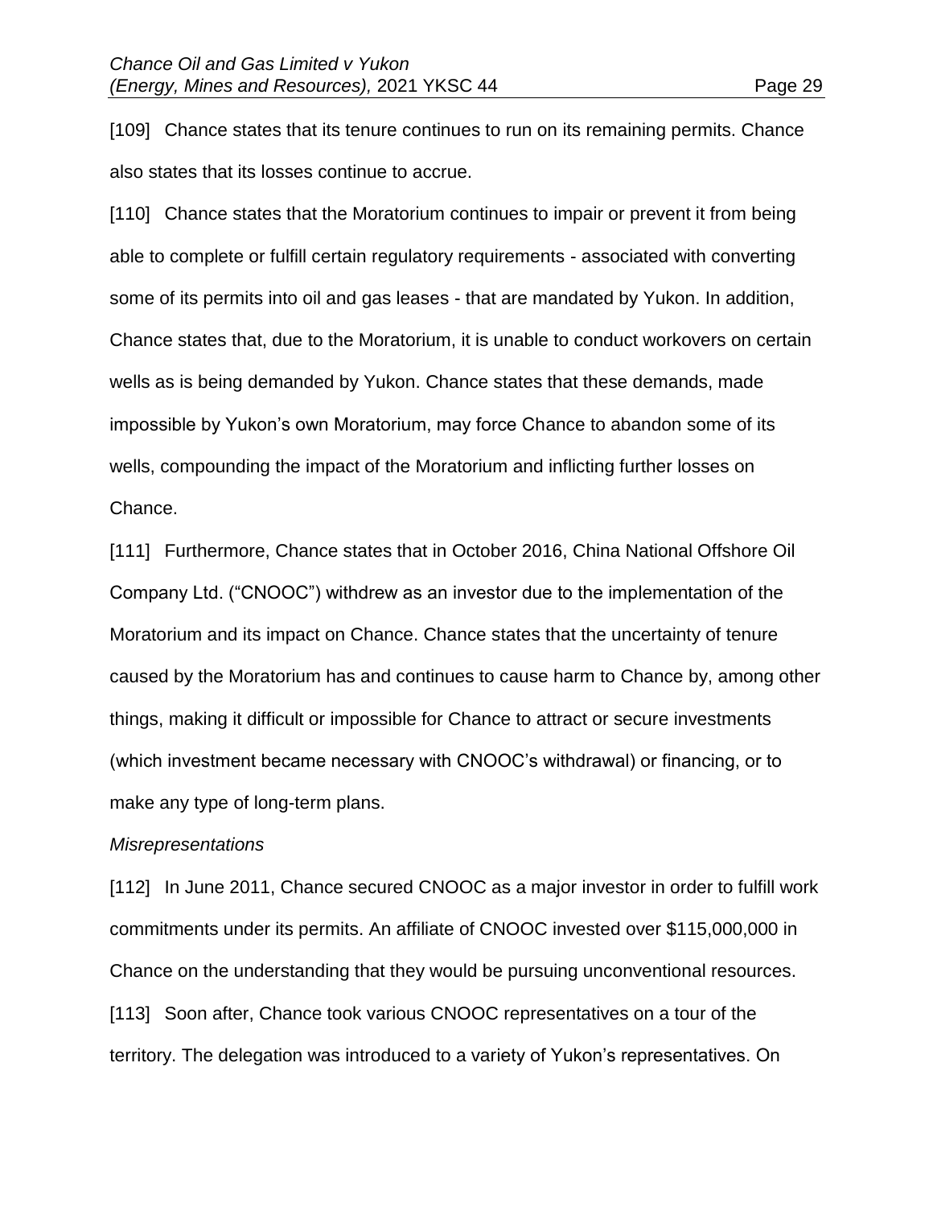[109] Chance states that its tenure continues to run on its remaining permits. Chance also states that its losses continue to accrue.

[110] Chance states that the Moratorium continues to impair or prevent it from being able to complete or fulfill certain regulatory requirements - associated with converting some of its permits into oil and gas leases - that are mandated by Yukon. In addition, Chance states that, due to the Moratorium, it is unable to conduct workovers on certain wells as is being demanded by Yukon. Chance states that these demands, made impossible by Yukon's own Moratorium, may force Chance to abandon some of its wells, compounding the impact of the Moratorium and inflicting further losses on Chance.

[111] Furthermore, Chance states that in October 2016, China National Offshore Oil Company Ltd. ("CNOOC") withdrew as an investor due to the implementation of the Moratorium and its impact on Chance. Chance states that the uncertainty of tenure caused by the Moratorium has and continues to cause harm to Chance by, among other things, making it difficult or impossible for Chance to attract or secure investments (which investment became necessary with CNOOC's withdrawal) or financing, or to make any type of long-term plans.

*Misrepresentations*

[112] In June 2011, Chance secured CNOOC as a major investor in order to fulfill work commitments under its permits. An affiliate of CNOOC invested over $115,000,000 in Chance on the understanding that they would be pursuing unconventional resources.

[113] Soon after, Chance took various CNOOC representatives on a tour of the territory. The delegation was introduced to a variety of Yukon's representatives. On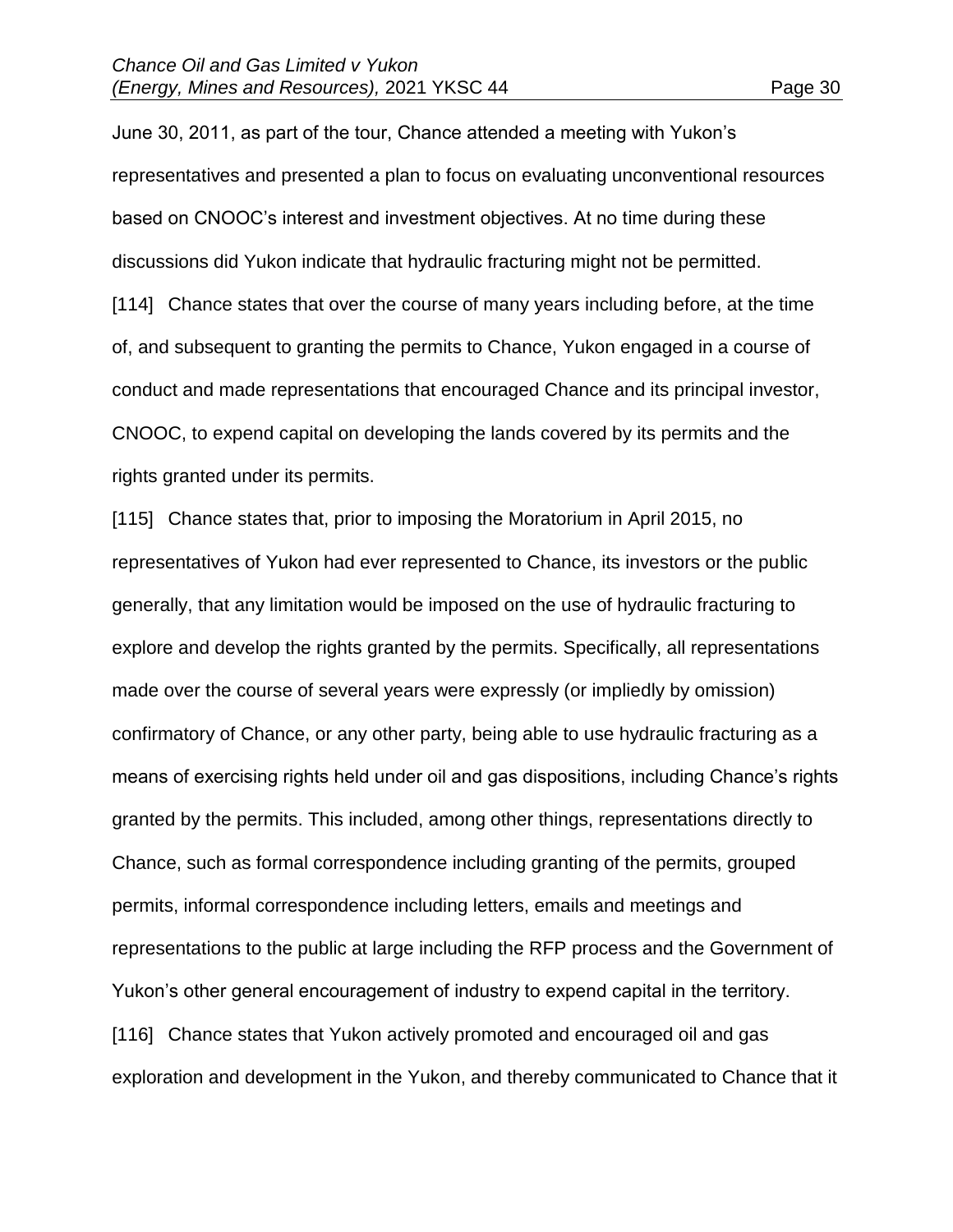June 30, 2011, as part of the tour, Chance attended a meeting with Yukon's representatives and presented a plan to focus on evaluating unconventional resources based on CNOOC's interest and investment objectives. At no time during these discussions did Yukon indicate that hydraulic fracturing might not be permitted.

[114] Chance states that over the course of many years including before, at the time of, and subsequent to granting the permits to Chance, Yukon engaged in a course of conduct and made representations that encouraged Chance and its principal investor, CNOOC, to expend capital on developing the lands covered by its permits and the rights granted under its permits.

[115] Chance states that, prior to imposing the Moratorium in April 2015, no representatives of Yukon had ever represented to Chance, its investors or the public generally, that any limitation would be imposed on the use of hydraulic fracturing to explore and develop the rights granted by the permits. Specifically, all representations made over the course of several years were expressly (or impliedly by omission) confirmatory of Chance, or any other party, being able to use hydraulic fracturing as a means of exercising rights held under oil and gas dispositions, including Chance's rights granted by the permits. This included, among other things, representations directly to Chance, such as formal correspondence including granting of the permits, grouped permits, informal correspondence including letters, emails and meetings and representations to the public at large including the RFP process and the Government of Yukon's other general encouragement of industry to expend capital in the territory.

[116] Chance states that Yukon actively promoted and encouraged oil and gas exploration and development in the Yukon, and thereby communicated to Chance that it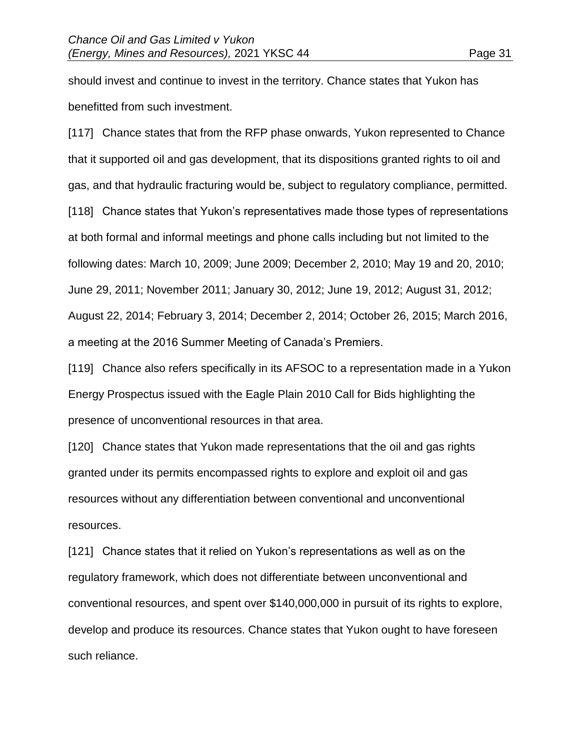should invest and continue to invest in the territory. Chance states that Yukon has benefitted from such investment.

[117] Chance states that from the RFP phase onwards, Yukon represented to Chance that it supported oil and gas development, that its dispositions granted rights to oil and gas, and that hydraulic fracturing would be, subject to regulatory compliance, permitted.

[118] Chance states that Yukon's representatives made those types of representations at both formal and informal meetings and phone calls including but not limited to the following dates: March 10, 2009; June 2009; December 2, 2010; May 19 and 20, 2010; June 29, 2011; November 2011; January 30, 2012; June 19, 2012; August 31, 2012; August 22, 2014; February 3, 2014; December 2, 2014; October 26, 2015; March 2016, a meeting at the 2016 Summer Meeting of Canada's Premiers.

[119] Chance also refers specifically in its AFSOC to a representation made in a Yukon Energy Prospectus issued with the Eagle Plain 2010 Call for Bids highlighting the presence of unconventional resources in that area.

[120] Chance states that Yukon made representations that the oil and gas rights granted under its permits encompassed rights to explore and exploit oil and gas resources without any differentiation between conventional and unconventional resources.

[121] Chance states that it relied on Yukon's representations as well as on the regulatory framework, which does not differentiate between unconventional and conventional resources, and spent over $140,000,000 in pursuit of its rights to explore, develop and produce its resources. Chance states that Yukon ought to have foreseen such reliance.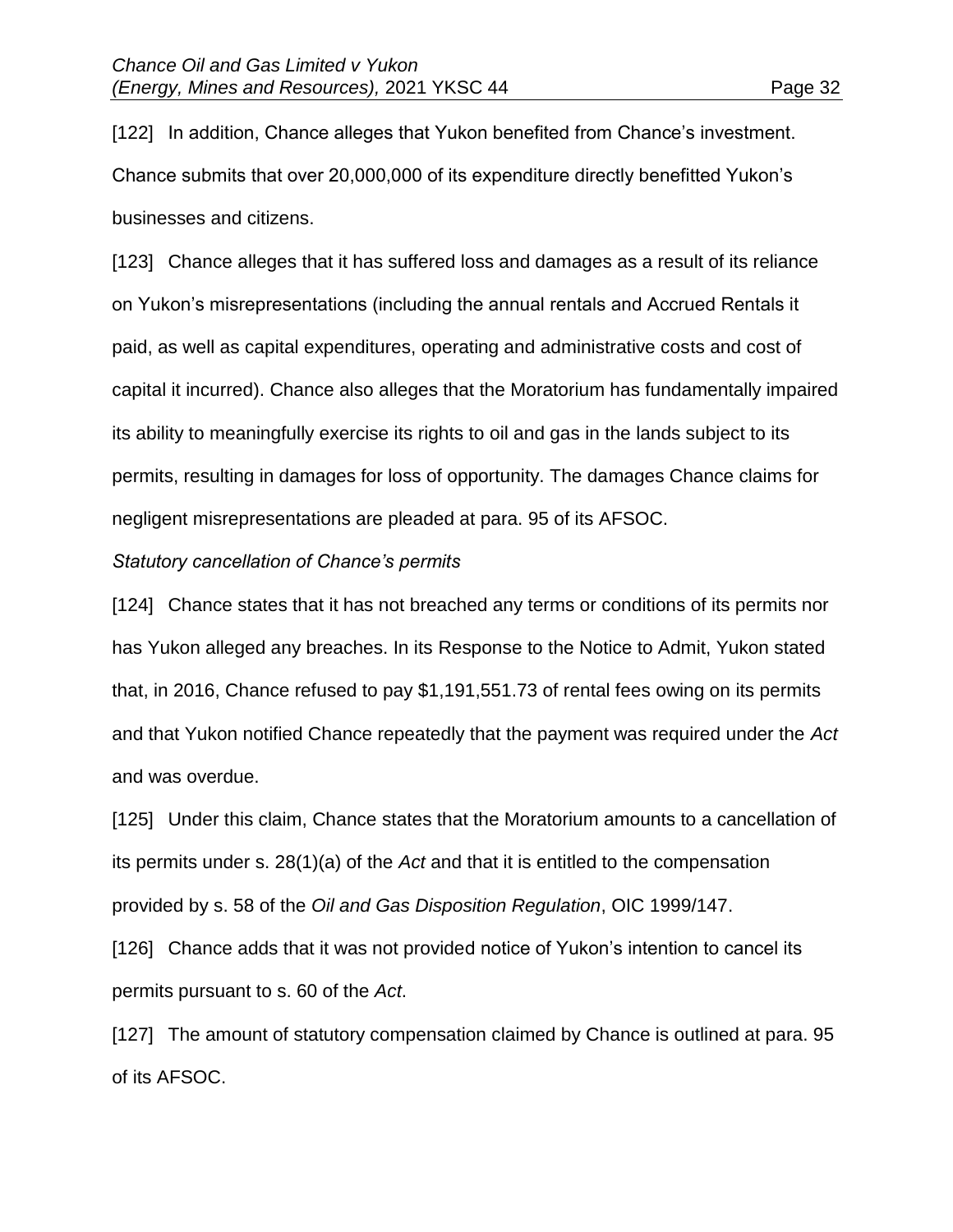[122] In addition, Chance alleges that Yukon benefited from Chance's investment. Chance submits that over 20,000,000 of its expenditure directly benefitted Yukon's businesses and citizens.

[123] Chance alleges that it has suffered loss and damages as a result of its reliance on Yukon's misrepresentations (including the annual rentals and Accrued Rentals it paid, as well as capital expenditures, operating and administrative costs and cost of capital it incurred). Chance also alleges that the Moratorium has fundamentally impaired its ability to meaningfully exercise its rights to oil and gas in the lands subject to its permits, resulting in damages for loss of opportunity. The damages Chance claims for negligent misrepresentations are pleaded at para. 95 of its AFSOC.

*Statutory cancellation of Chance's permits*

[124] Chance states that it has not breached any terms or conditions of its permits nor has Yukon alleged any breaches. In its Response to the Notice to Admit, Yukon stated that, in 2016, Chance refused to pay $1,191,551.73 of rental fees owing on its permits and that Yukon notified Chance repeatedly that the payment was required under the *Act* and was overdue.

[125] Under this claim, Chance states that the Moratorium amounts to a cancellation of its permits under s. 28(1)(a) of the *Act* and that it is entitled to the compensation provided by s. 58 of the *Oil and Gas Disposition Regulation*, OIC 1999/147.

[126] Chance adds that it was not provided notice of Yukon's intention to cancel its permits pursuant to s. 60 of the *Act*.

[127] The amount of statutory compensation claimed by Chance is outlined at para. 95 of its AFSOC.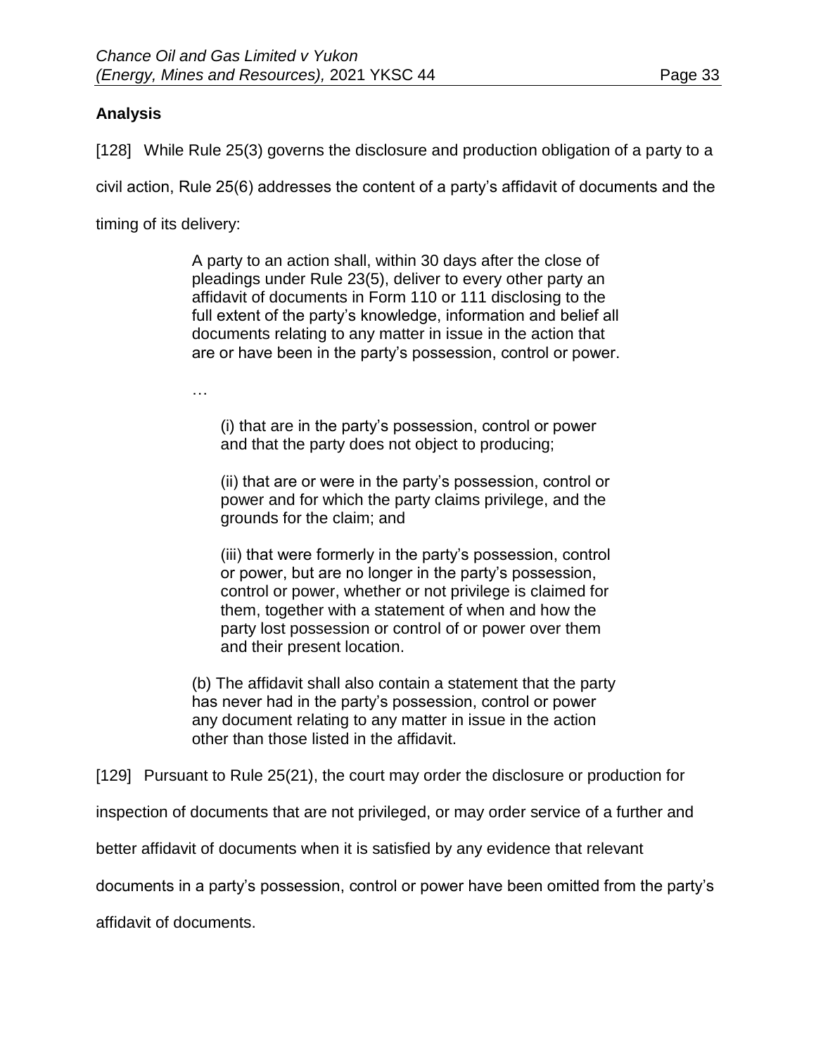**Analysis**

[128] While Rule 25(3) governs the disclosure and production obligation of a party to a civil action, Rule 25(6) addresses the content of a party's affidavit of documents and the timing of its delivery:

> A party to an action shall, within 30 days after the close of pleadings under Rule 23(5), deliver to every other party an affidavit of documents in Form 110 or 111 disclosing to the full extent of the party's knowledge, information and belief all documents relating to any matter in issue in the action that are or have been in the party's possession, control or power.
>
> …
>
> (i) that are in the party's possession, control or power and that the party does not object to producing;
>
> (ii) that are or were in the party's possession, control or power and for which the party claims privilege, and the grounds for the claim; and
>
> (iii) that were formerly in the party's possession, control or power, but are no longer in the party's possession, control or power, whether or not privilege is claimed for them, together with a statement of when and how the party lost possession or control of or power over them and their present location.
>
> (b) The affidavit shall also contain a statement that the party has never had in the party's possession, control or power any document relating to any matter in issue in the action other than those listed in the affidavit.

[129] Pursuant to Rule 25(21), the court may order the disclosure or production for inspection of documents that are not privileged, or may order service of a further and better affidavit of documents when it is satisfied by any evidence that relevant documents in a party's possession, control or power have been omitted from the party's affidavit of documents.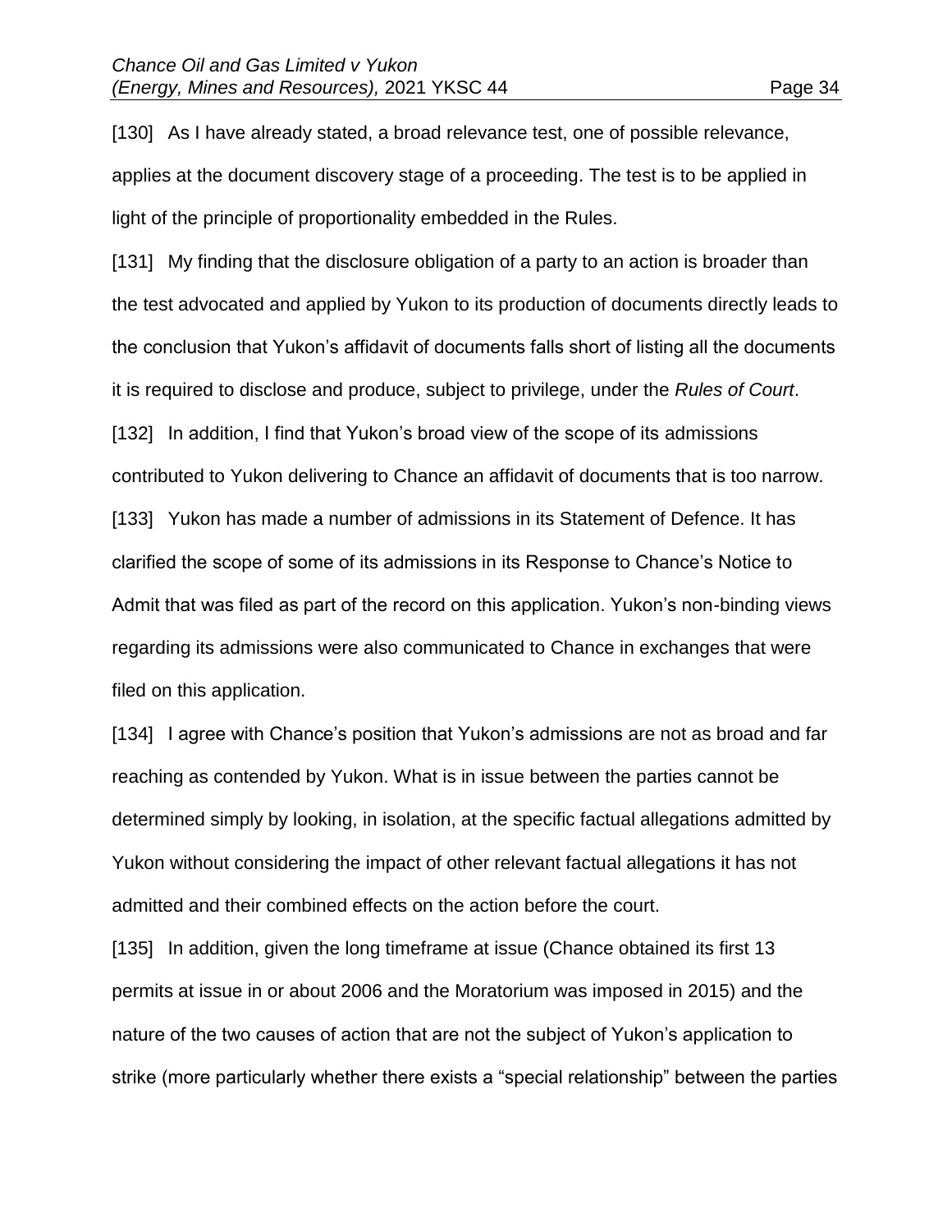[130] As I have already stated, a broad relevance test, one of possible relevance, applies at the document discovery stage of a proceeding. The test is to be applied in light of the principle of proportionality embedded in the Rules.

[131] My finding that the disclosure obligation of a party to an action is broader than the test advocated and applied by Yukon to its production of documents directly leads to the conclusion that Yukon's affidavit of documents falls short of listing all the documents it is required to disclose and produce, subject to privilege, under the *Rules of Court*.

[132] In addition, I find that Yukon's broad view of the scope of its admissions contributed to Yukon delivering to Chance an affidavit of documents that is too narrow.

[133] Yukon has made a number of admissions in its Statement of Defence. It has clarified the scope of some of its admissions in its Response to Chance's Notice to Admit that was filed as part of the record on this application. Yukon's non-binding views regarding its admissions were also communicated to Chance in exchanges that were filed on this application.

[134] I agree with Chance's position that Yukon's admissions are not as broad and far reaching as contended by Yukon. What is in issue between the parties cannot be determined simply by looking, in isolation, at the specific factual allegations admitted by Yukon without considering the impact of other relevant factual allegations it has not admitted and their combined effects on the action before the court.

[135] In addition, given the long timeframe at issue (Chance obtained its first 13 permits at issue in or about 2006 and the Moratorium was imposed in 2015) and the nature of the two causes of action that are not the subject of Yukon's application to strike (more particularly whether there exists a "special relationship" between the parties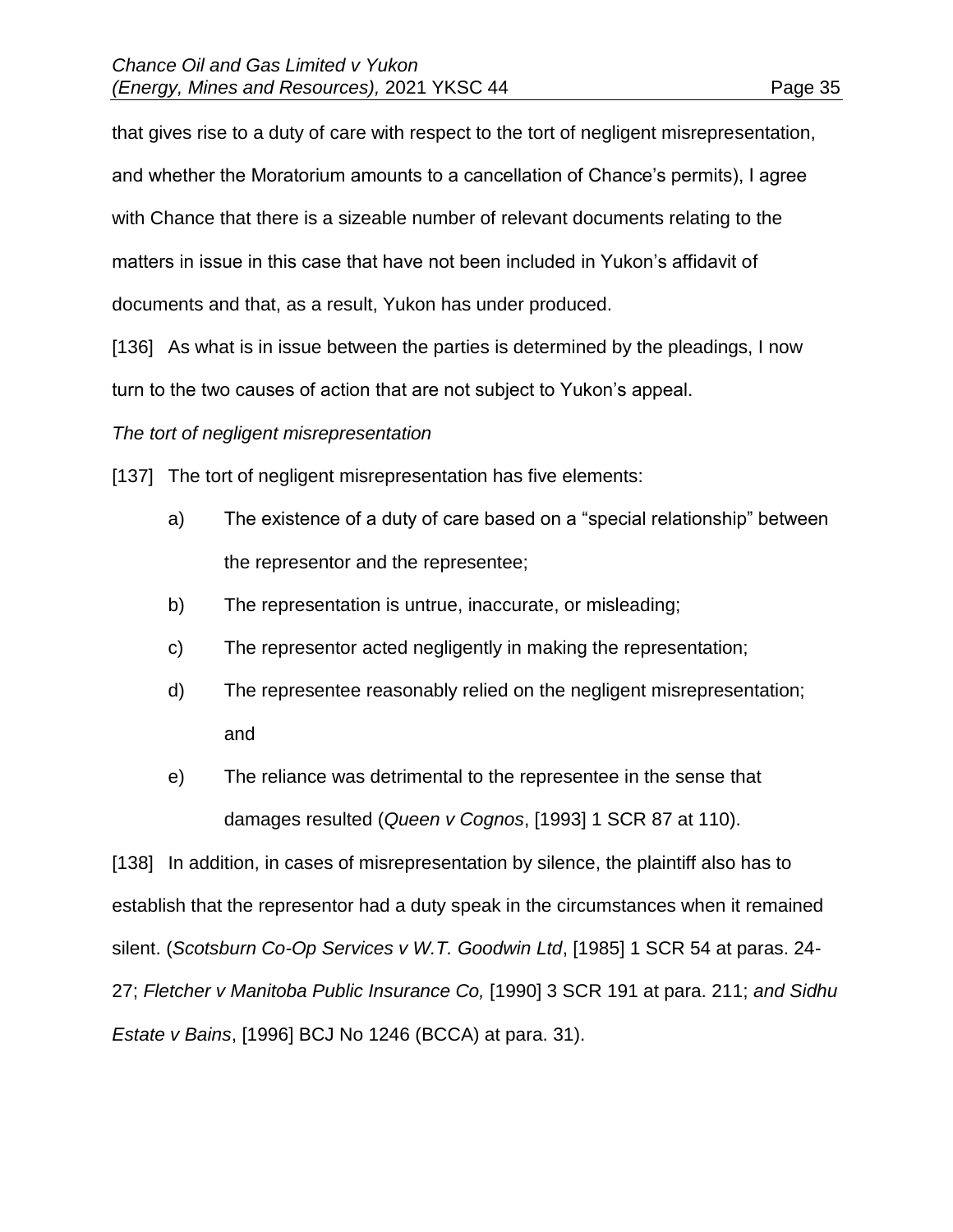that gives rise to a duty of care with respect to the tort of negligent misrepresentation, and whether the Moratorium amounts to a cancellation of Chance's permits), I agree with Chance that there is a sizeable number of relevant documents relating to the matters in issue in this case that have not been included in Yukon's affidavit of documents and that, as a result, Yukon has under produced.

[136] As what is in issue between the parties is determined by the pleadings, I now turn to the two causes of action that are not subject to Yukon's appeal.

*The tort of negligent misrepresentation*

[137] The tort of negligent misrepresentation has five elements:

a) The existence of a duty of care based on a "special relationship" between the representor and the representee;

b) The representation is untrue, inaccurate, or misleading;

c) The representor acted negligently in making the representation;

d) The representee reasonably relied on the negligent misrepresentation; and

e) The reliance was detrimental to the representee in the sense that damages resulted (*Queen v Cognos*, [1993] 1 SCR 87 at 110).

[138] In addition, in cases of misrepresentation by silence, the plaintiff also has to establish that the representor had a duty speak in the circumstances when it remained silent. (*Scotsburn Co-Op Services v W.T. Goodwin Ltd*, [1985] 1 SCR 54 at paras. 24-27; *Fletcher v Manitoba Public Insurance Co,* [1990] 3 SCR 191 at para. 211; *and Sidhu Estate v Bains*, [1996] BCJ No 1246 (BCCA) at para. 31).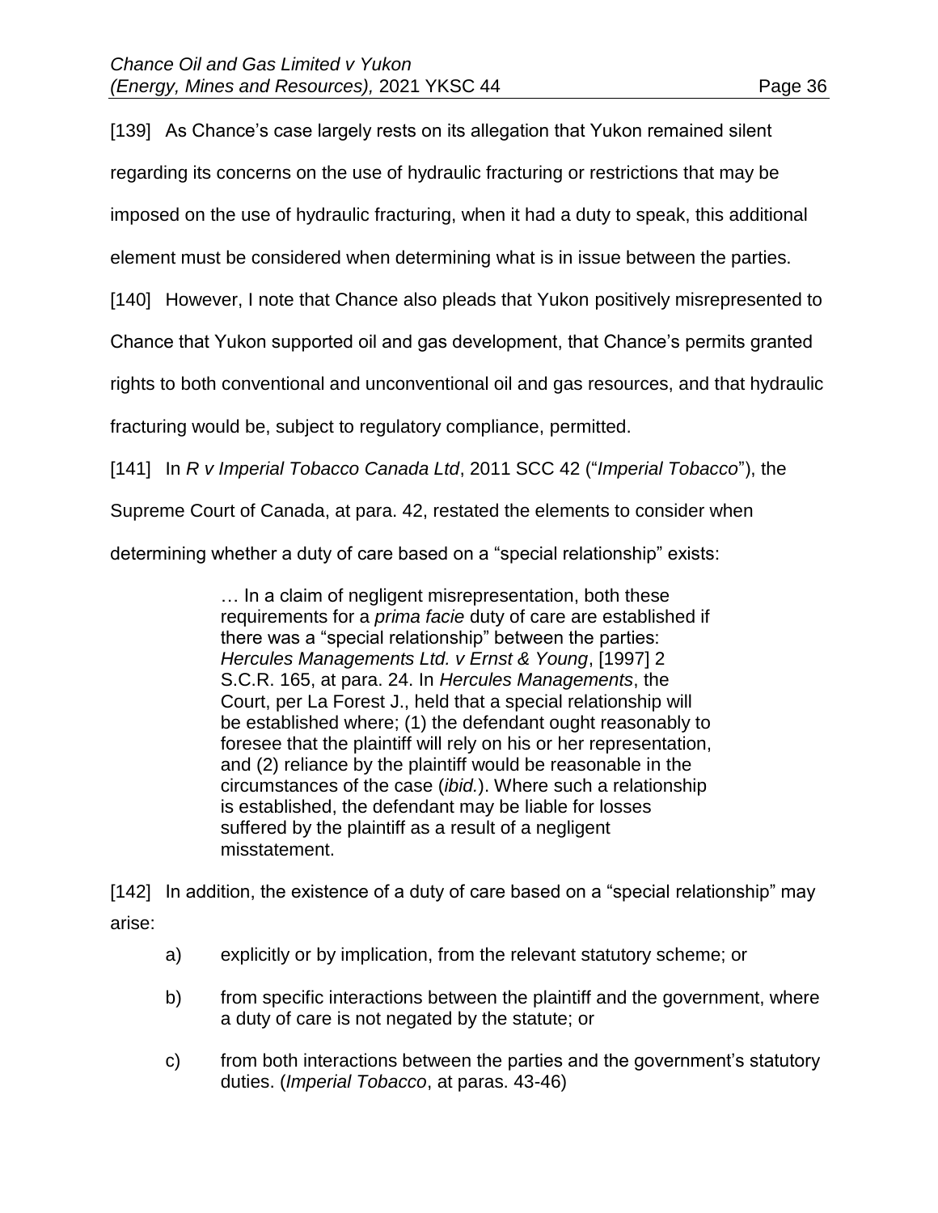[139] As Chance's case largely rests on its allegation that Yukon remained silent regarding its concerns on the use of hydraulic fracturing or restrictions that may be imposed on the use of hydraulic fracturing, when it had a duty to speak, this additional element must be considered when determining what is in issue between the parties.

[140] However, I note that Chance also pleads that Yukon positively misrepresented to Chance that Yukon supported oil and gas development, that Chance's permits granted rights to both conventional and unconventional oil and gas resources, and that hydraulic fracturing would be, subject to regulatory compliance, permitted.

[141] In *R v Imperial Tobacco Canada Ltd*, 2011 SCC 42 ("*Imperial Tobacco*"), the Supreme Court of Canada, at para. 42, restated the elements to consider when determining whether a duty of care based on a "special relationship" exists:

> … In a claim of negligent misrepresentation, both these requirements for a *prima facie* duty of care are established if there was a "special relationship" between the parties: *Hercules Managements Ltd. v Ernst & Young*, [1997] 2 S.C.R. 165, at para. 24. In *Hercules Managements*, the Court, per La Forest J., held that a special relationship will be established where; (1) the defendant ought reasonably to foresee that the plaintiff will rely on his or her representation, and (2) reliance by the plaintiff would be reasonable in the circumstances of the case (*ibid.*). Where such a relationship is established, the defendant may be liable for losses suffered by the plaintiff as a result of a negligent misstatement.

[142] In addition, the existence of a duty of care based on a "special relationship" may arise:

a) explicitly or by implication, from the relevant statutory scheme; or

b) from specific interactions between the plaintiff and the government, where a duty of care is not negated by the statute; or

c) from both interactions between the parties and the government's statutory duties. (*Imperial Tobacco*, at paras. 43-46)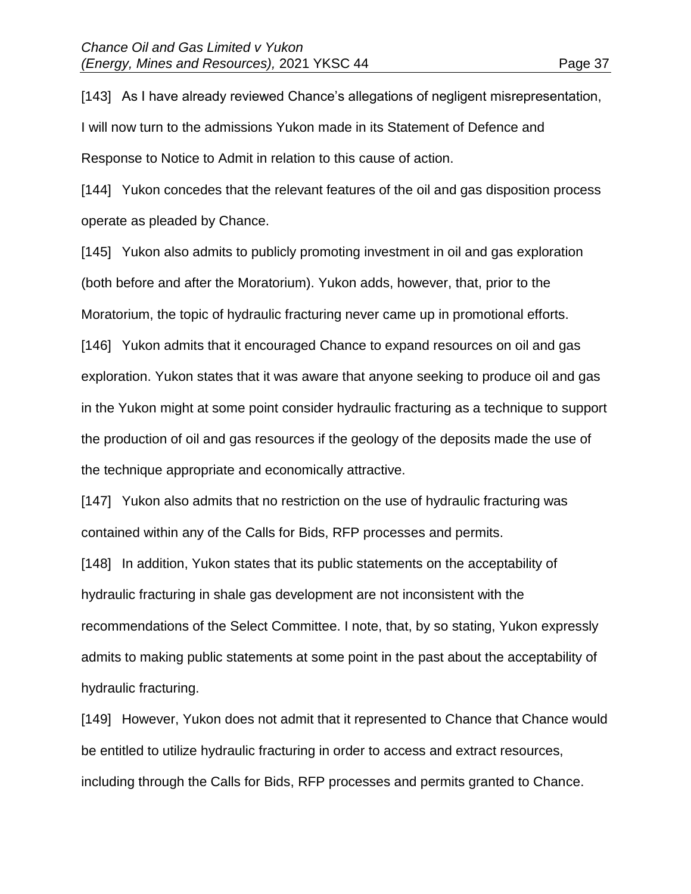[143] As I have already reviewed Chance's allegations of negligent misrepresentation, I will now turn to the admissions Yukon made in its Statement of Defence and Response to Notice to Admit in relation to this cause of action.

[144] Yukon concedes that the relevant features of the oil and gas disposition process operate as pleaded by Chance.

[145] Yukon also admits to publicly promoting investment in oil and gas exploration (both before and after the Moratorium). Yukon adds, however, that, prior to the Moratorium, the topic of hydraulic fracturing never came up in promotional efforts.

[146] Yukon admits that it encouraged Chance to expand resources on oil and gas exploration. Yukon states that it was aware that anyone seeking to produce oil and gas in the Yukon might at some point consider hydraulic fracturing as a technique to support the production of oil and gas resources if the geology of the deposits made the use of the technique appropriate and economically attractive.

[147] Yukon also admits that no restriction on the use of hydraulic fracturing was contained within any of the Calls for Bids, RFP processes and permits.

[148] In addition, Yukon states that its public statements on the acceptability of hydraulic fracturing in shale gas development are not inconsistent with the recommendations of the Select Committee. I note, that, by so stating, Yukon expressly admits to making public statements at some point in the past about the acceptability of hydraulic fracturing.

[149] However, Yukon does not admit that it represented to Chance that Chance would be entitled to utilize hydraulic fracturing in order to access and extract resources, including through the Calls for Bids, RFP processes and permits granted to Chance.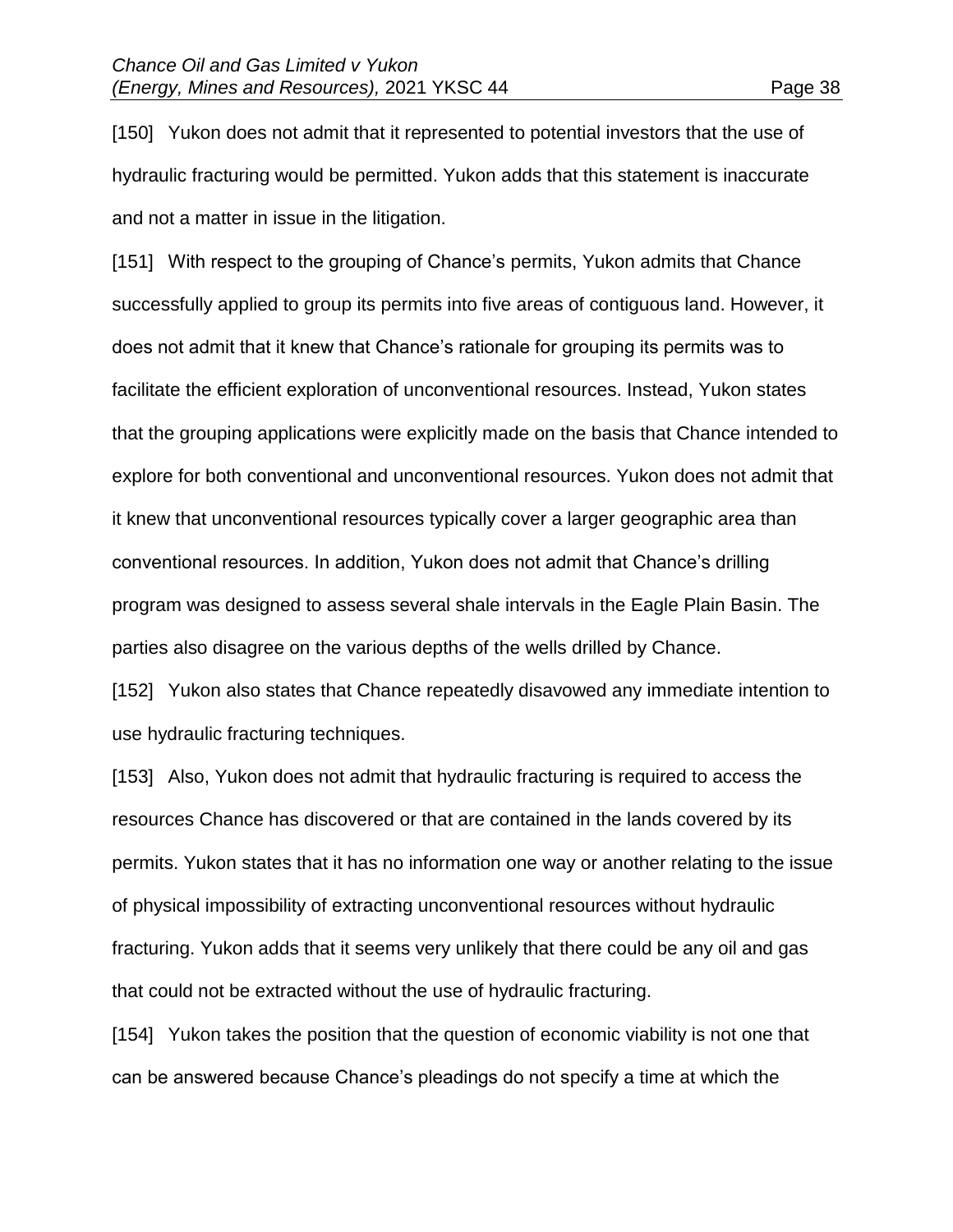[150] Yukon does not admit that it represented to potential investors that the use of hydraulic fracturing would be permitted. Yukon adds that this statement is inaccurate and not a matter in issue in the litigation.

[151] With respect to the grouping of Chance's permits, Yukon admits that Chance successfully applied to group its permits into five areas of contiguous land. However, it does not admit that it knew that Chance's rationale for grouping its permits was to facilitate the efficient exploration of unconventional resources. Instead, Yukon states that the grouping applications were explicitly made on the basis that Chance intended to explore for both conventional and unconventional resources. Yukon does not admit that it knew that unconventional resources typically cover a larger geographic area than conventional resources. In addition, Yukon does not admit that Chance's drilling program was designed to assess several shale intervals in the Eagle Plain Basin. The parties also disagree on the various depths of the wells drilled by Chance.

[152] Yukon also states that Chance repeatedly disavowed any immediate intention to use hydraulic fracturing techniques.

[153] Also, Yukon does not admit that hydraulic fracturing is required to access the resources Chance has discovered or that are contained in the lands covered by its permits. Yukon states that it has no information one way or another relating to the issue of physical impossibility of extracting unconventional resources without hydraulic fracturing. Yukon adds that it seems very unlikely that there could be any oil and gas that could not be extracted without the use of hydraulic fracturing.

[154] Yukon takes the position that the question of economic viability is not one that can be answered because Chance's pleadings do not specify a time at which the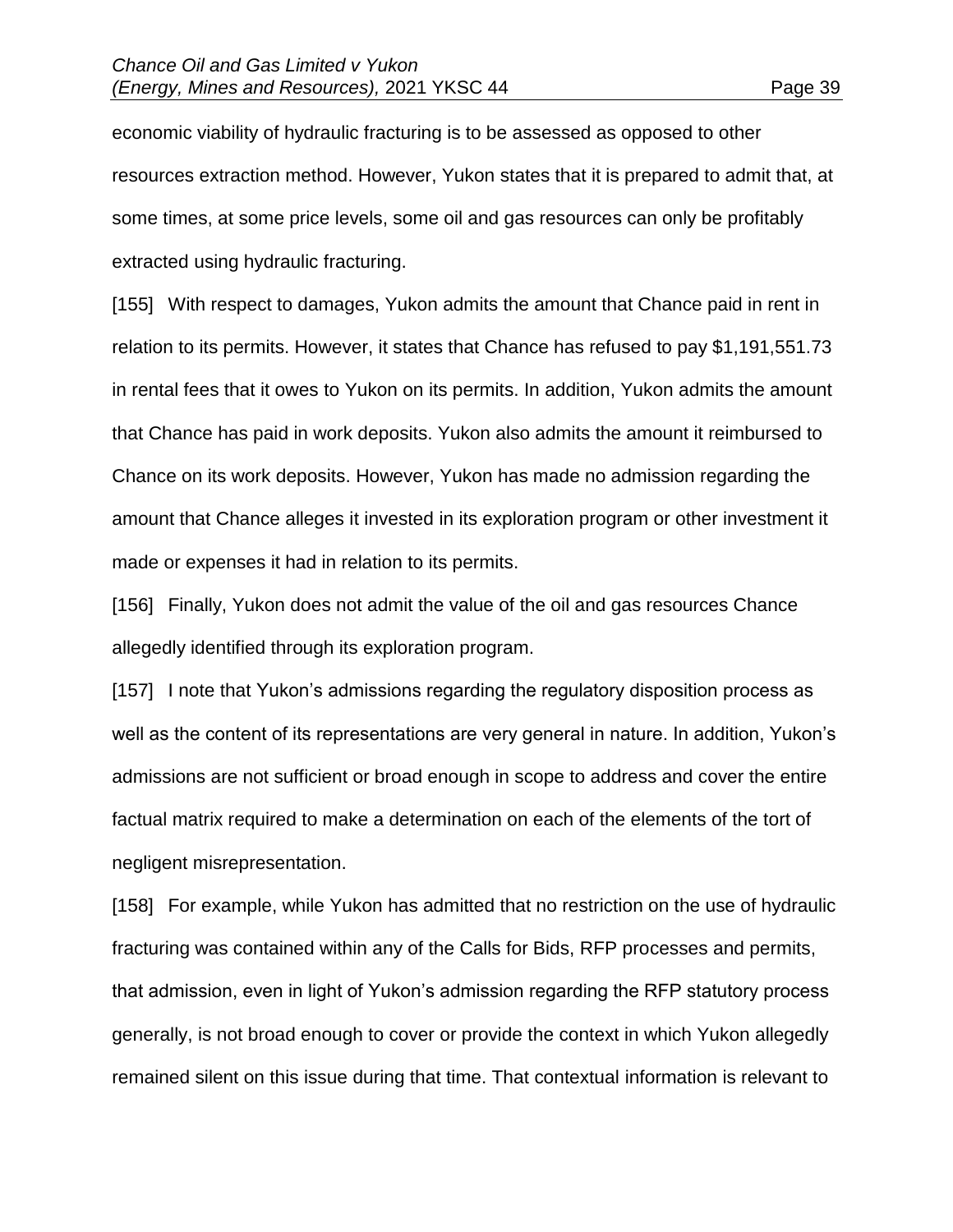economic viability of hydraulic fracturing is to be assessed as opposed to other resources extraction method. However, Yukon states that it is prepared to admit that, at some times, at some price levels, some oil and gas resources can only be profitably extracted using hydraulic fracturing.

[155] With respect to damages, Yukon admits the amount that Chance paid in rent in relation to its permits. However, it states that Chance has refused to pay $1,191,551.73 in rental fees that it owes to Yukon on its permits. In addition, Yukon admits the amount that Chance has paid in work deposits. Yukon also admits the amount it reimbursed to Chance on its work deposits. However, Yukon has made no admission regarding the amount that Chance alleges it invested in its exploration program or other investment it made or expenses it had in relation to its permits.

[156] Finally, Yukon does not admit the value of the oil and gas resources Chance allegedly identified through its exploration program.

[157] I note that Yukon's admissions regarding the regulatory disposition process as well as the content of its representations are very general in nature. In addition, Yukon's admissions are not sufficient or broad enough in scope to address and cover the entire factual matrix required to make a determination on each of the elements of the tort of negligent misrepresentation.

[158] For example, while Yukon has admitted that no restriction on the use of hydraulic fracturing was contained within any of the Calls for Bids, RFP processes and permits, that admission, even in light of Yukon's admission regarding the RFP statutory process generally, is not broad enough to cover or provide the context in which Yukon allegedly remained silent on this issue during that time. That contextual information is relevant to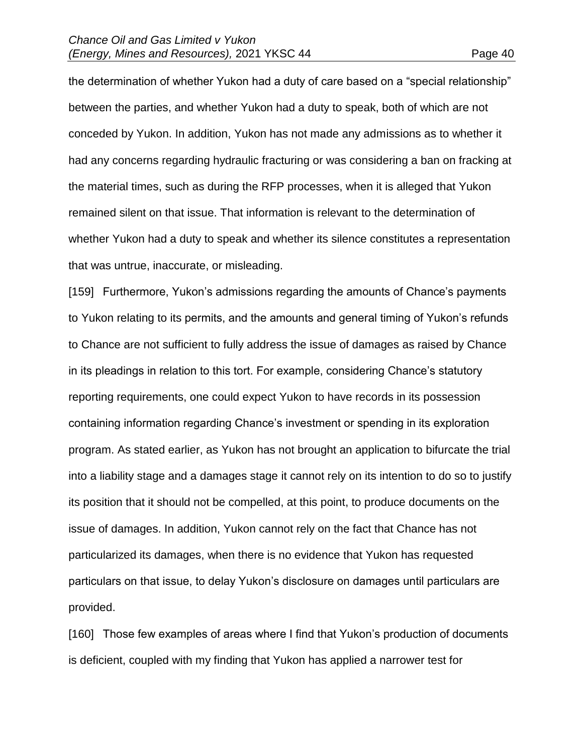the determination of whether Yukon had a duty of care based on a "special relationship" between the parties, and whether Yukon had a duty to speak, both of which are not conceded by Yukon. In addition, Yukon has not made any admissions as to whether it had any concerns regarding hydraulic fracturing or was considering a ban on fracking at the material times, such as during the RFP processes, when it is alleged that Yukon remained silent on that issue. That information is relevant to the determination of whether Yukon had a duty to speak and whether its silence constitutes a representation that was untrue, inaccurate, or misleading.

[159] Furthermore, Yukon's admissions regarding the amounts of Chance's payments to Yukon relating to its permits, and the amounts and general timing of Yukon's refunds to Chance are not sufficient to fully address the issue of damages as raised by Chance in its pleadings in relation to this tort. For example, considering Chance's statutory reporting requirements, one could expect Yukon to have records in its possession containing information regarding Chance's investment or spending in its exploration program. As stated earlier, as Yukon has not brought an application to bifurcate the trial into a liability stage and a damages stage it cannot rely on its intention to do so to justify its position that it should not be compelled, at this point, to produce documents on the issue of damages. In addition, Yukon cannot rely on the fact that Chance has not particularized its damages, when there is no evidence that Yukon has requested particulars on that issue, to delay Yukon's disclosure on damages until particulars are provided.

[160] Those few examples of areas where I find that Yukon's production of documents is deficient, coupled with my finding that Yukon has applied a narrower test for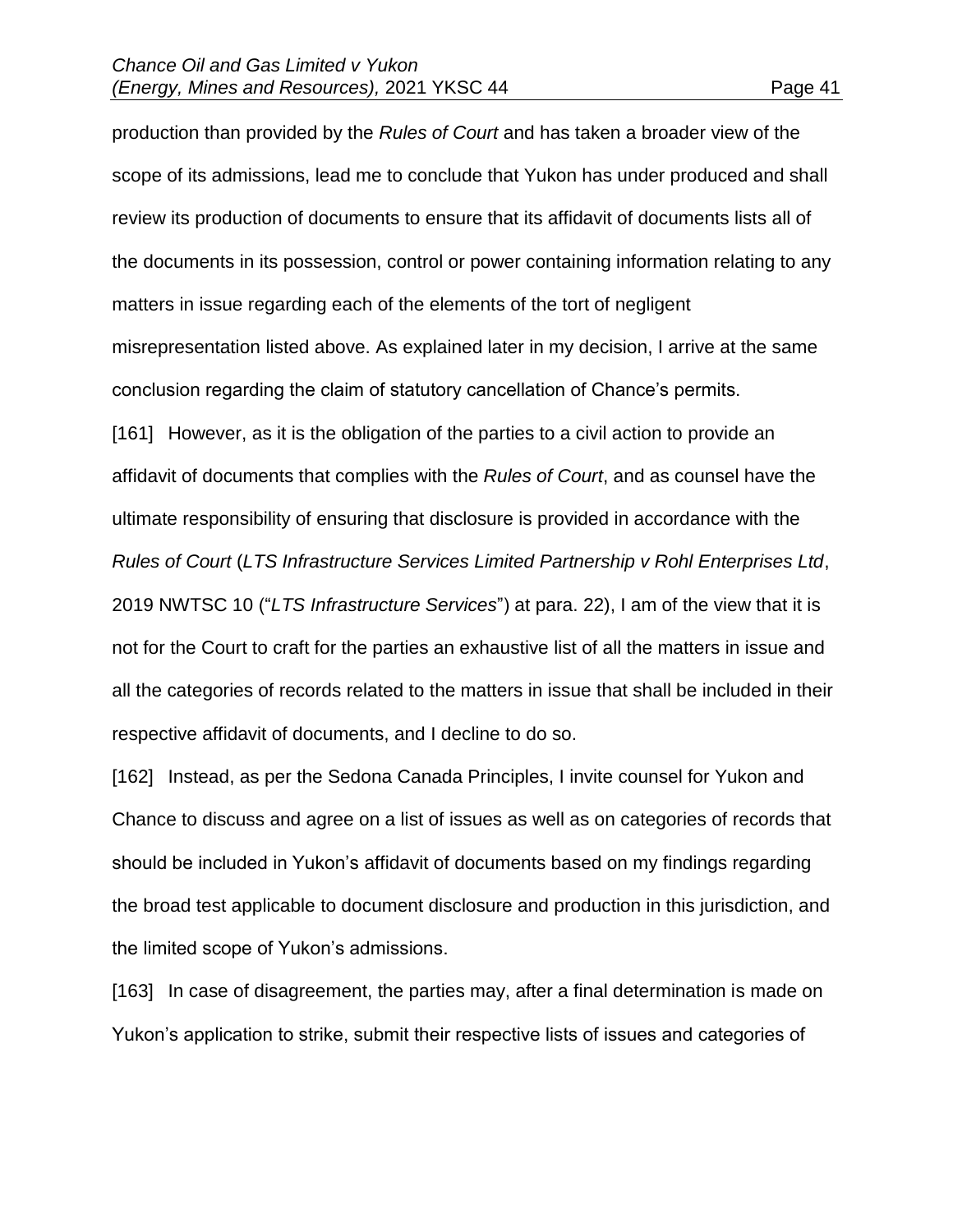production than provided by the *Rules of Court* and has taken a broader view of the scope of its admissions, lead me to conclude that Yukon has under produced and shall review its production of documents to ensure that its affidavit of documents lists all of the documents in its possession, control or power containing information relating to any matters in issue regarding each of the elements of the tort of negligent misrepresentation listed above. As explained later in my decision, I arrive at the same conclusion regarding the claim of statutory cancellation of Chance's permits.

[161] However, as it is the obligation of the parties to a civil action to provide an affidavit of documents that complies with the *Rules of Court*, and as counsel have the ultimate responsibility of ensuring that disclosure is provided in accordance with the *Rules of Court* (*LTS Infrastructure Services Limited Partnership v Rohl Enterprises Ltd*, 2019 NWTSC 10 ("*LTS Infrastructure Services*") at para. 22), I am of the view that it is not for the Court to craft for the parties an exhaustive list of all the matters in issue and all the categories of records related to the matters in issue that shall be included in their respective affidavit of documents, and I decline to do so.

[162] Instead, as per the Sedona Canada Principles, I invite counsel for Yukon and Chance to discuss and agree on a list of issues as well as on categories of records that should be included in Yukon's affidavit of documents based on my findings regarding the broad test applicable to document disclosure and production in this jurisdiction, and the limited scope of Yukon's admissions.

[163] In case of disagreement, the parties may, after a final determination is made on Yukon's application to strike, submit their respective lists of issues and categories of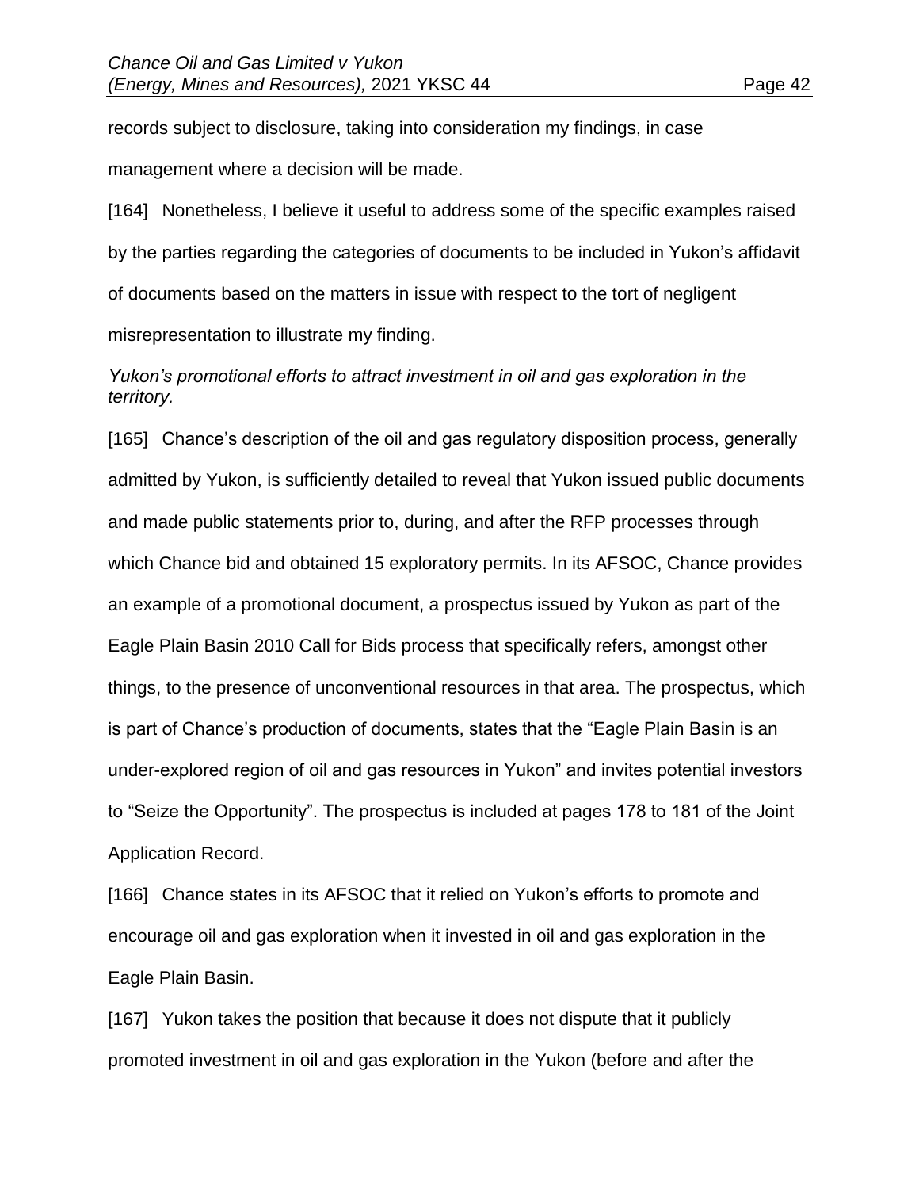records subject to disclosure, taking into consideration my findings, in case management where a decision will be made.

[164] Nonetheless, I believe it useful to address some of the specific examples raised by the parties regarding the categories of documents to be included in Yukon's affidavit of documents based on the matters in issue with respect to the tort of negligent misrepresentation to illustrate my finding.

*Yukon's promotional efforts to attract investment in oil and gas exploration in the territory.*

[165] Chance's description of the oil and gas regulatory disposition process, generally admitted by Yukon, is sufficiently detailed to reveal that Yukon issued public documents and made public statements prior to, during, and after the RFP processes through which Chance bid and obtained 15 exploratory permits. In its AFSOC, Chance provides an example of a promotional document, a prospectus issued by Yukon as part of the Eagle Plain Basin 2010 Call for Bids process that specifically refers, amongst other things, to the presence of unconventional resources in that area. The prospectus, which is part of Chance's production of documents, states that the "Eagle Plain Basin is an under-explored region of oil and gas resources in Yukon" and invites potential investors to "Seize the Opportunity". The prospectus is included at pages 178 to 181 of the Joint Application Record.

[166] Chance states in its AFSOC that it relied on Yukon's efforts to promote and encourage oil and gas exploration when it invested in oil and gas exploration in the Eagle Plain Basin.

[167] Yukon takes the position that because it does not dispute that it publicly promoted investment in oil and gas exploration in the Yukon (before and after the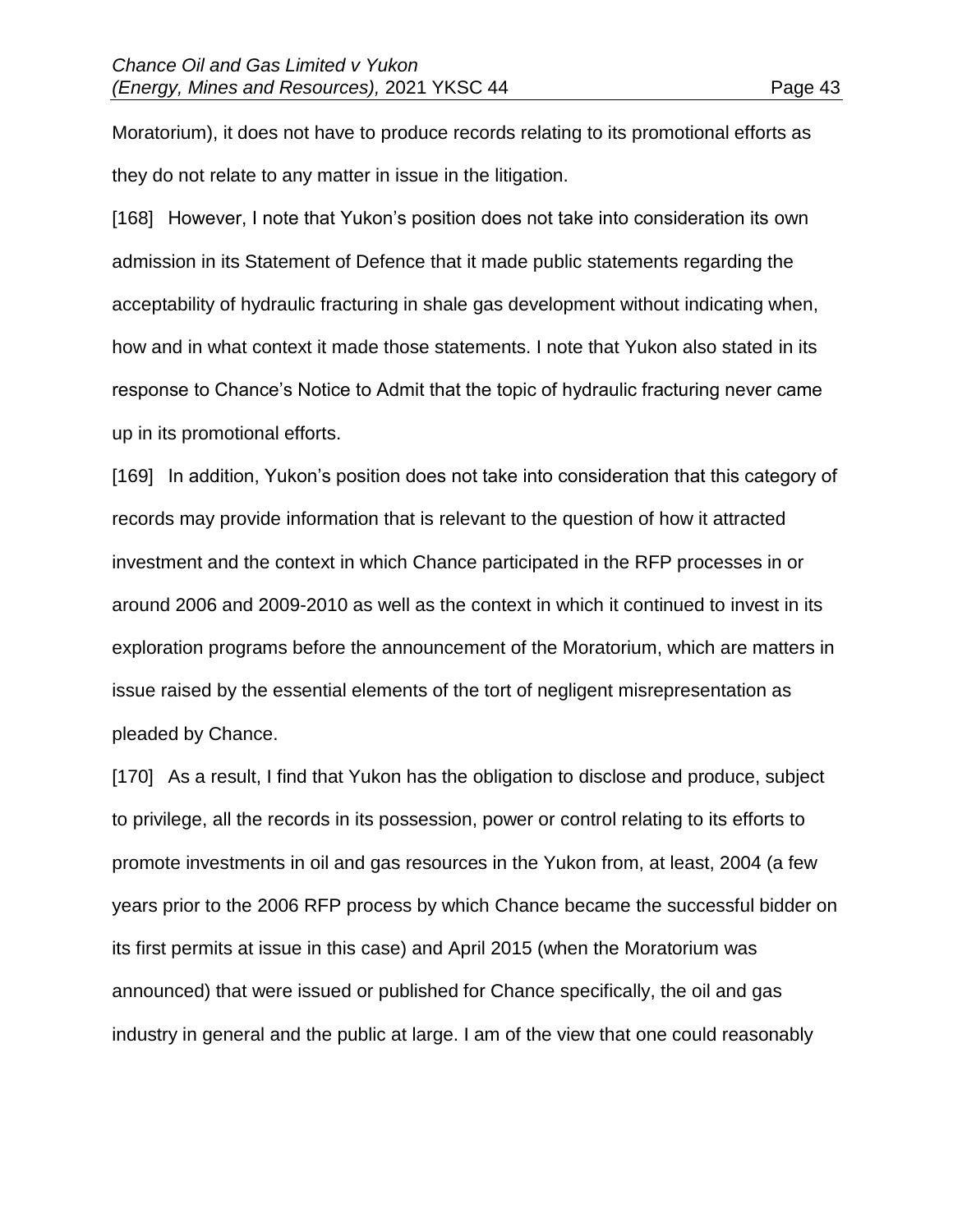Moratorium), it does not have to produce records relating to its promotional efforts as they do not relate to any matter in issue in the litigation.

[168] However, I note that Yukon's position does not take into consideration its own admission in its Statement of Defence that it made public statements regarding the acceptability of hydraulic fracturing in shale gas development without indicating when, how and in what context it made those statements. I note that Yukon also stated in its response to Chance's Notice to Admit that the topic of hydraulic fracturing never came up in its promotional efforts.

[169] In addition, Yukon's position does not take into consideration that this category of records may provide information that is relevant to the question of how it attracted investment and the context in which Chance participated in the RFP processes in or around 2006 and 2009-2010 as well as the context in which it continued to invest in its exploration programs before the announcement of the Moratorium, which are matters in issue raised by the essential elements of the tort of negligent misrepresentation as pleaded by Chance.

[170] As a result, I find that Yukon has the obligation to disclose and produce, subject to privilege, all the records in its possession, power or control relating to its efforts to promote investments in oil and gas resources in the Yukon from, at least, 2004 (a few years prior to the 2006 RFP process by which Chance became the successful bidder on its first permits at issue in this case) and April 2015 (when the Moratorium was announced) that were issued or published for Chance specifically, the oil and gas industry in general and the public at large. I am of the view that one could reasonably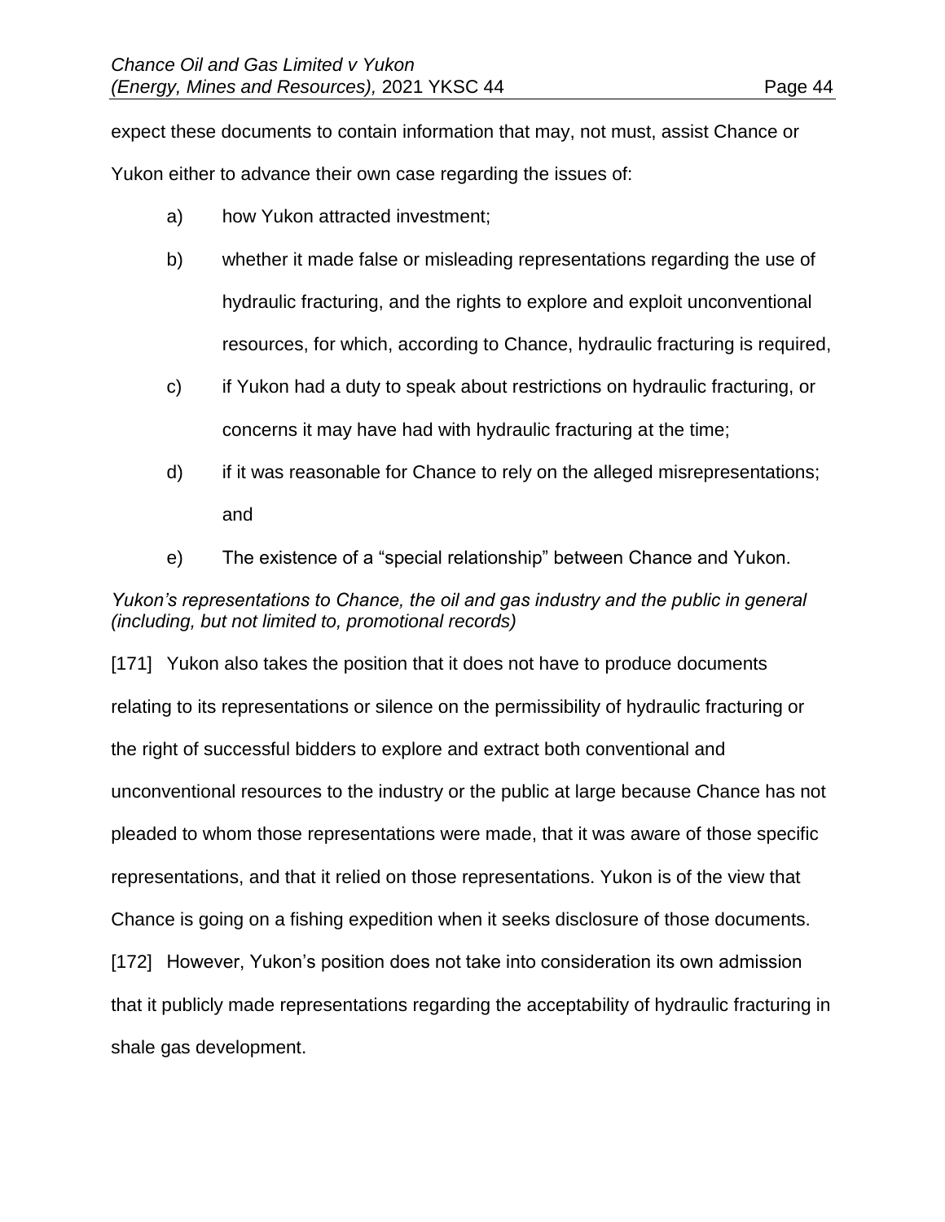expect these documents to contain information that may, not must, assist Chance or Yukon either to advance their own case regarding the issues of:

a) how Yukon attracted investment;

b) whether it made false or misleading representations regarding the use of hydraulic fracturing, and the rights to explore and exploit unconventional resources, for which, according to Chance, hydraulic fracturing is required,

c) if Yukon had a duty to speak about restrictions on hydraulic fracturing, or concerns it may have had with hydraulic fracturing at the time;

d) if it was reasonable for Chance to rely on the alleged misrepresentations; and

e) The existence of a "special relationship" between Chance and Yukon.

*Yukon's representations to Chance, the oil and gas industry and the public in general (including, but not limited to, promotional records)*

[171] Yukon also takes the position that it does not have to produce documents relating to its representations or silence on the permissibility of hydraulic fracturing or the right of successful bidders to explore and extract both conventional and unconventional resources to the industry or the public at large because Chance has not pleaded to whom those representations were made, that it was aware of those specific representations, and that it relied on those representations. Yukon is of the view that Chance is going on a fishing expedition when it seeks disclosure of those documents.

[172] However, Yukon's position does not take into consideration its own admission that it publicly made representations regarding the acceptability of hydraulic fracturing in shale gas development.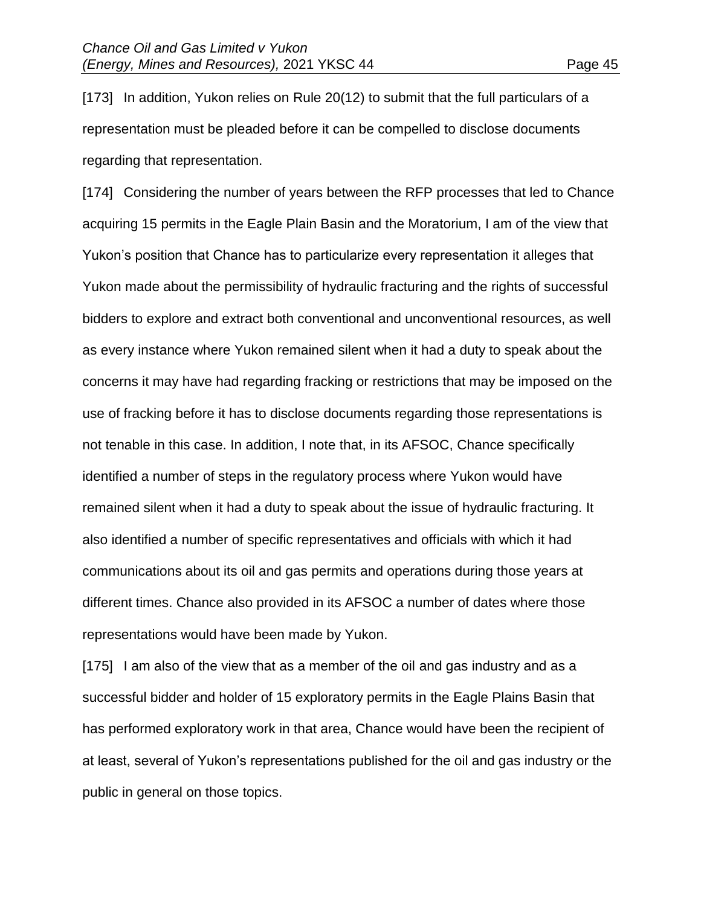[173] In addition, Yukon relies on Rule 20(12) to submit that the full particulars of a representation must be pleaded before it can be compelled to disclose documents regarding that representation.

[174] Considering the number of years between the RFP processes that led to Chance acquiring 15 permits in the Eagle Plain Basin and the Moratorium, I am of the view that Yukon's position that Chance has to particularize every representation it alleges that Yukon made about the permissibility of hydraulic fracturing and the rights of successful bidders to explore and extract both conventional and unconventional resources, as well as every instance where Yukon remained silent when it had a duty to speak about the concerns it may have had regarding fracking or restrictions that may be imposed on the use of fracking before it has to disclose documents regarding those representations is not tenable in this case. In addition, I note that, in its AFSOC, Chance specifically identified a number of steps in the regulatory process where Yukon would have remained silent when it had a duty to speak about the issue of hydraulic fracturing. It also identified a number of specific representatives and officials with which it had communications about its oil and gas permits and operations during those years at different times. Chance also provided in its AFSOC a number of dates where those representations would have been made by Yukon.

[175] I am also of the view that as a member of the oil and gas industry and as a successful bidder and holder of 15 exploratory permits in the Eagle Plains Basin that has performed exploratory work in that area, Chance would have been the recipient of at least, several of Yukon's representations published for the oil and gas industry or the public in general on those topics.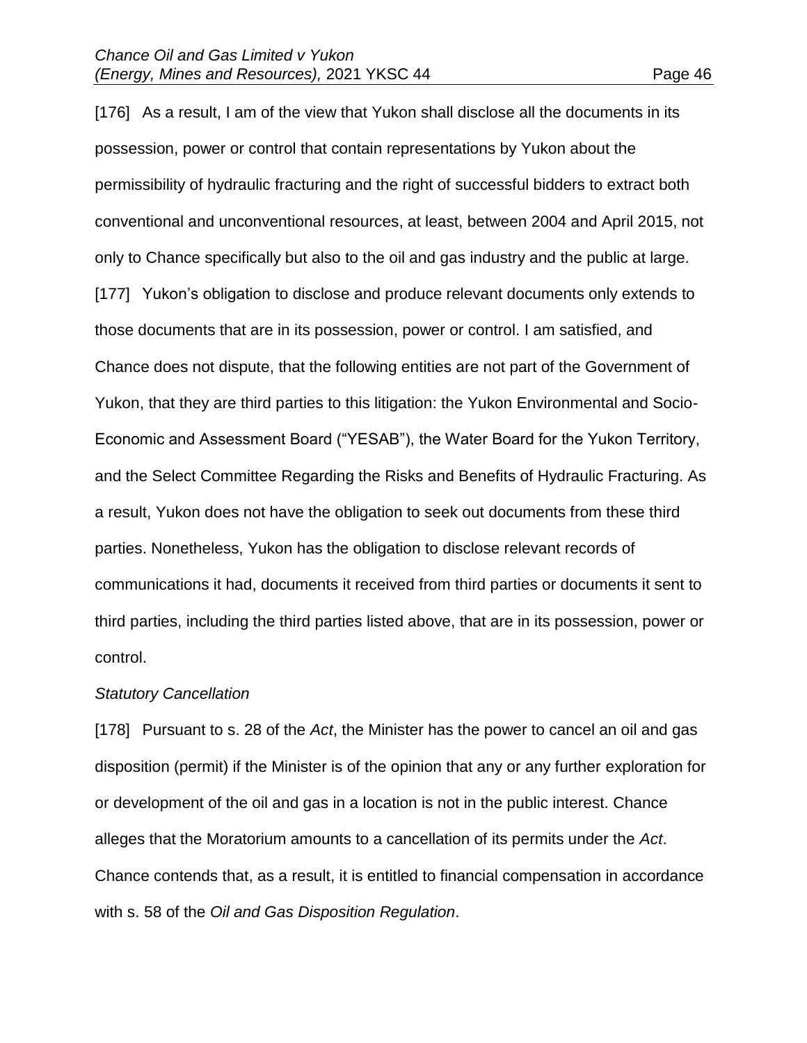[176] As a result, I am of the view that Yukon shall disclose all the documents in its possession, power or control that contain representations by Yukon about the permissibility of hydraulic fracturing and the right of successful bidders to extract both conventional and unconventional resources, at least, between 2004 and April 2015, not only to Chance specifically but also to the oil and gas industry and the public at large.

[177] Yukon's obligation to disclose and produce relevant documents only extends to those documents that are in its possession, power or control. I am satisfied, and Chance does not dispute, that the following entities are not part of the Government of Yukon, that they are third parties to this litigation: the Yukon Environmental and Socio-Economic and Assessment Board ("YESAB"), the Water Board for the Yukon Territory, and the Select Committee Regarding the Risks and Benefits of Hydraulic Fracturing. As a result, Yukon does not have the obligation to seek out documents from these third parties. Nonetheless, Yukon has the obligation to disclose relevant records of communications it had, documents it received from third parties or documents it sent to third parties, including the third parties listed above, that are in its possession, power or control.

*Statutory Cancellation*

[178] Pursuant to s. 28 of the *Act*, the Minister has the power to cancel an oil and gas disposition (permit) if the Minister is of the opinion that any or any further exploration for or development of the oil and gas in a location is not in the public interest. Chance alleges that the Moratorium amounts to a cancellation of its permits under the *Act*. Chance contends that, as a result, it is entitled to financial compensation in accordance with s. 58 of the *Oil and Gas Disposition Regulation*.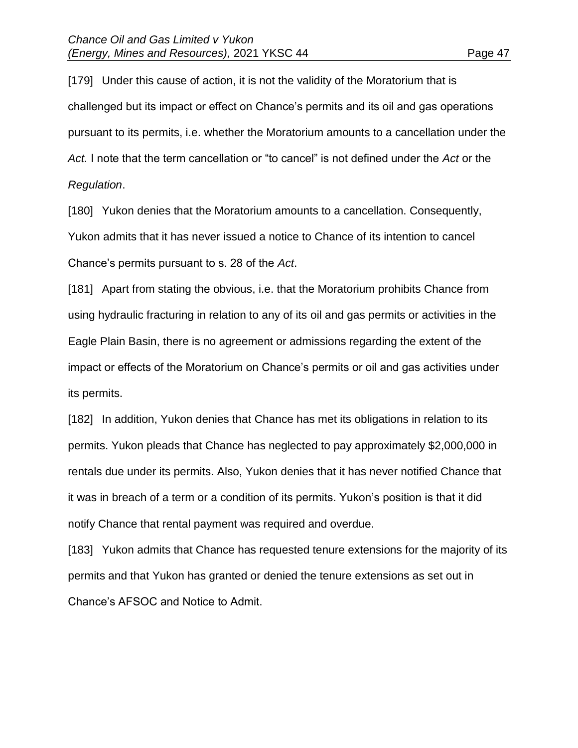[179] Under this cause of action, it is not the validity of the Moratorium that is challenged but its impact or effect on Chance's permits and its oil and gas operations pursuant to its permits, i.e. whether the Moratorium amounts to a cancellation under the *Act.* I note that the term cancellation or "to cancel" is not defined under the *Act* or the *Regulation*.

[180] Yukon denies that the Moratorium amounts to a cancellation. Consequently, Yukon admits that it has never issued a notice to Chance of its intention to cancel Chance's permits pursuant to s. 28 of the *Act*.

[181] Apart from stating the obvious, i.e. that the Moratorium prohibits Chance from using hydraulic fracturing in relation to any of its oil and gas permits or activities in the Eagle Plain Basin, there is no agreement or admissions regarding the extent of the impact or effects of the Moratorium on Chance's permits or oil and gas activities under its permits.

[182] In addition, Yukon denies that Chance has met its obligations in relation to its permits. Yukon pleads that Chance has neglected to pay approximately $2,000,000 in rentals due under its permits. Also, Yukon denies that it has never notified Chance that it was in breach of a term or a condition of its permits. Yukon's position is that it did notify Chance that rental payment was required and overdue.

[183] Yukon admits that Chance has requested tenure extensions for the majority of its permits and that Yukon has granted or denied the tenure extensions as set out in Chance's AFSOC and Notice to Admit.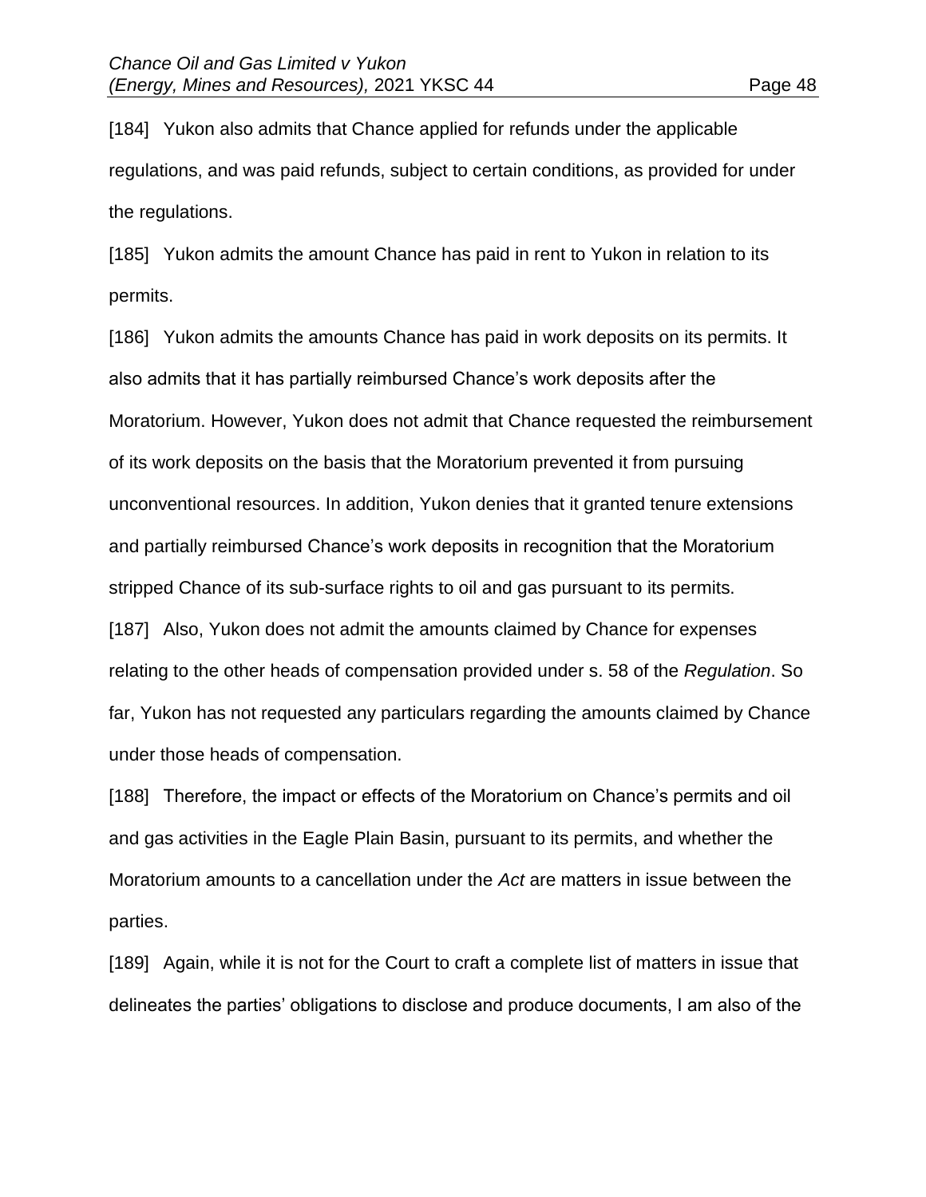[184] Yukon also admits that Chance applied for refunds under the applicable regulations, and was paid refunds, subject to certain conditions, as provided for under the regulations.

[185] Yukon admits the amount Chance has paid in rent to Yukon in relation to its permits.

[186] Yukon admits the amounts Chance has paid in work deposits on its permits. It also admits that it has partially reimbursed Chance's work deposits after the Moratorium. However, Yukon does not admit that Chance requested the reimbursement of its work deposits on the basis that the Moratorium prevented it from pursuing unconventional resources. In addition, Yukon denies that it granted tenure extensions and partially reimbursed Chance's work deposits in recognition that the Moratorium stripped Chance of its sub-surface rights to oil and gas pursuant to its permits.

[187] Also, Yukon does not admit the amounts claimed by Chance for expenses relating to the other heads of compensation provided under s. 58 of the *Regulation*. So far, Yukon has not requested any particulars regarding the amounts claimed by Chance under those heads of compensation.

[188] Therefore, the impact or effects of the Moratorium on Chance's permits and oil and gas activities in the Eagle Plain Basin, pursuant to its permits, and whether the Moratorium amounts to a cancellation under the *Act* are matters in issue between the parties.

[189] Again, while it is not for the Court to craft a complete list of matters in issue that delineates the parties' obligations to disclose and produce documents, I am also of the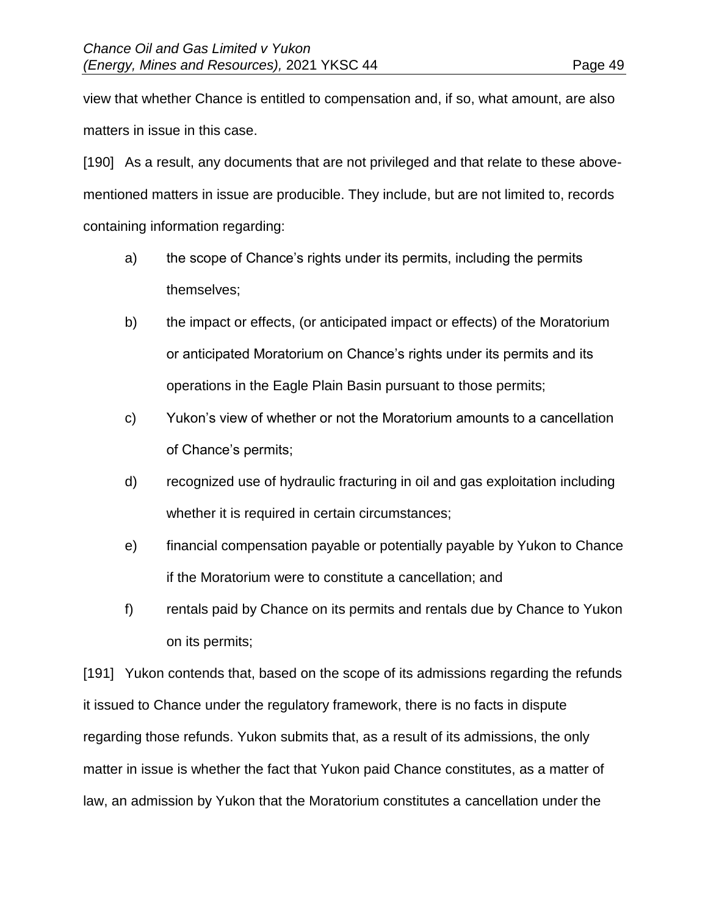view that whether Chance is entitled to compensation and, if so, what amount, are also matters in issue in this case.

[190] As a result, any documents that are not privileged and that relate to these above-mentioned matters in issue are producible. They include, but are not limited to, records containing information regarding:

a) the scope of Chance's rights under its permits, including the permits themselves;

b) the impact or effects, (or anticipated impact or effects) of the Moratorium or anticipated Moratorium on Chance's rights under its permits and its operations in the Eagle Plain Basin pursuant to those permits;

c) Yukon's view of whether or not the Moratorium amounts to a cancellation of Chance's permits;

d) recognized use of hydraulic fracturing in oil and gas exploitation including whether it is required in certain circumstances;

e) financial compensation payable or potentially payable by Yukon to Chance if the Moratorium were to constitute a cancellation; and

f) rentals paid by Chance on its permits and rentals due by Chance to Yukon on its permits;

[191] Yukon contends that, based on the scope of its admissions regarding the refunds it issued to Chance under the regulatory framework, there is no facts in dispute regarding those refunds. Yukon submits that, as a result of its admissions, the only matter in issue is whether the fact that Yukon paid Chance constitutes, as a matter of law, an admission by Yukon that the Moratorium constitutes a cancellation under the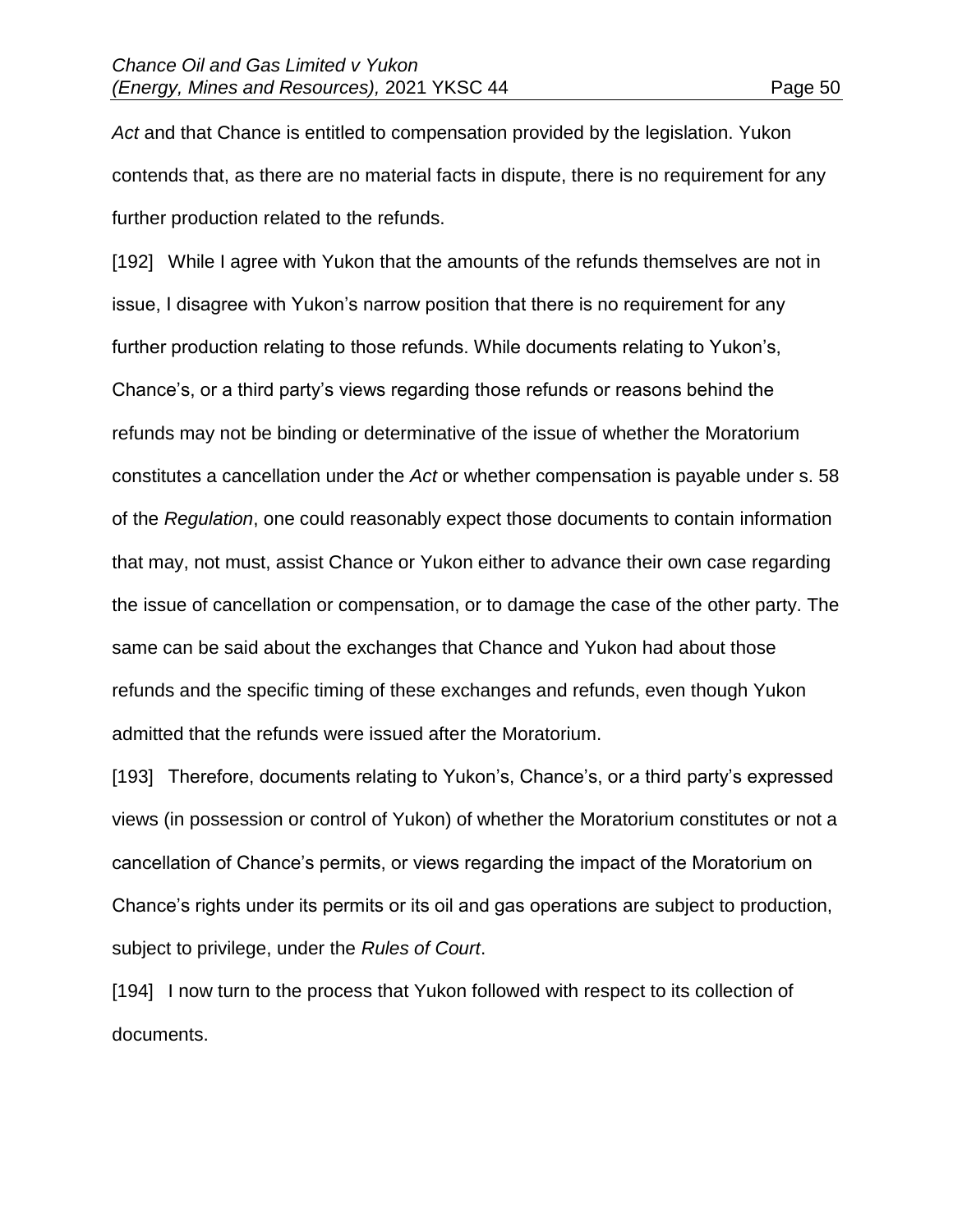*Act* and that Chance is entitled to compensation provided by the legislation. Yukon contends that, as there are no material facts in dispute, there is no requirement for any further production related to the refunds.

[192] While I agree with Yukon that the amounts of the refunds themselves are not in issue, I disagree with Yukon's narrow position that there is no requirement for any further production relating to those refunds. While documents relating to Yukon's, Chance's, or a third party's views regarding those refunds or reasons behind the refunds may not be binding or determinative of the issue of whether the Moratorium constitutes a cancellation under the *Act* or whether compensation is payable under s. 58 of the *Regulation*, one could reasonably expect those documents to contain information that may, not must, assist Chance or Yukon either to advance their own case regarding the issue of cancellation or compensation, or to damage the case of the other party. The same can be said about the exchanges that Chance and Yukon had about those refunds and the specific timing of these exchanges and refunds, even though Yukon admitted that the refunds were issued after the Moratorium.

[193] Therefore, documents relating to Yukon's, Chance's, or a third party's expressed views (in possession or control of Yukon) of whether the Moratorium constitutes or not a cancellation of Chance's permits, or views regarding the impact of the Moratorium on Chance's rights under its permits or its oil and gas operations are subject to production, subject to privilege, under the *Rules of Court*.

[194] I now turn to the process that Yukon followed with respect to its collection of documents.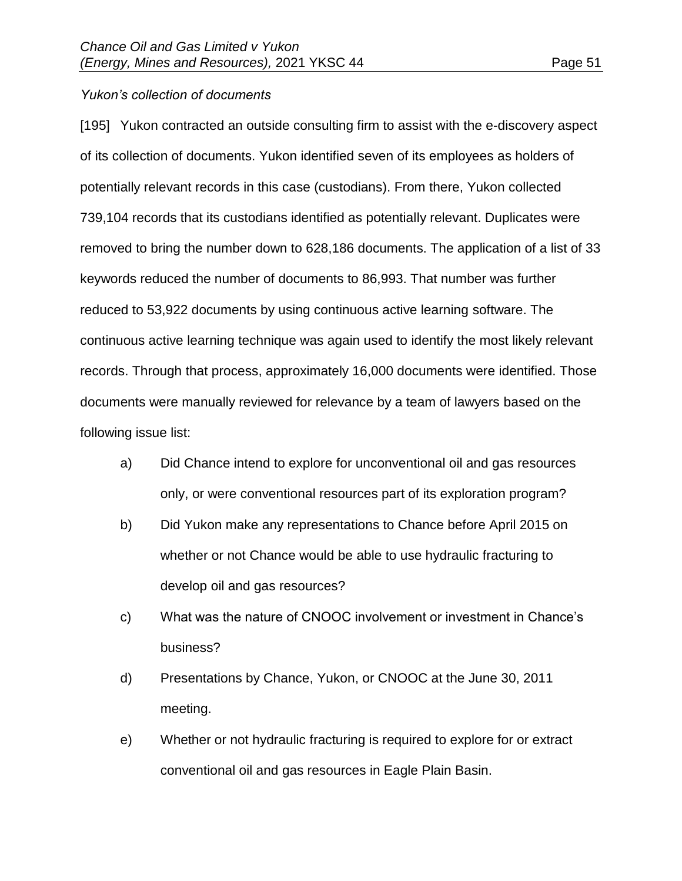*Yukon's collection of documents*

[195] Yukon contracted an outside consulting firm to assist with the e-discovery aspect of its collection of documents. Yukon identified seven of its employees as holders of potentially relevant records in this case (custodians). From there, Yukon collected 739,104 records that its custodians identified as potentially relevant. Duplicates were removed to bring the number down to 628,186 documents. The application of a list of 33 keywords reduced the number of documents to 86,993. That number was further reduced to 53,922 documents by using continuous active learning software. The continuous active learning technique was again used to identify the most likely relevant records. Through that process, approximately 16,000 documents were identified. Those documents were manually reviewed for relevance by a team of lawyers based on the following issue list:

a) Did Chance intend to explore for unconventional oil and gas resources only, or were conventional resources part of its exploration program?

b) Did Yukon make any representations to Chance before April 2015 on whether or not Chance would be able to use hydraulic fracturing to develop oil and gas resources?

c) What was the nature of CNOOC involvement or investment in Chance's business?

d) Presentations by Chance, Yukon, or CNOOC at the June 30, 2011 meeting.

e) Whether or not hydraulic fracturing is required to explore for or extract conventional oil and gas resources in Eagle Plain Basin.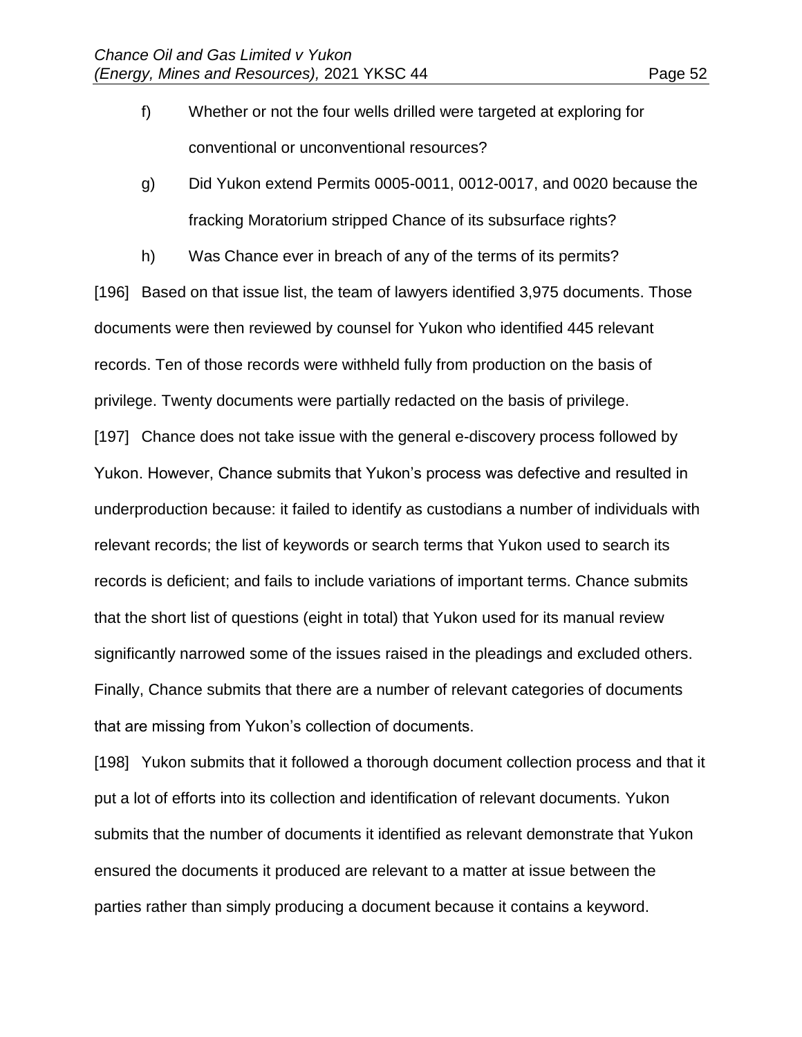f) Whether or not the four wells drilled were targeted at exploring for conventional or unconventional resources?

g) Did Yukon extend Permits 0005-0011, 0012-0017, and 0020 because the fracking Moratorium stripped Chance of its subsurface rights?

h) Was Chance ever in breach of any of the terms of its permits?

[196] Based on that issue list, the team of lawyers identified 3,975 documents. Those documents were then reviewed by counsel for Yukon who identified 445 relevant records. Ten of those records were withheld fully from production on the basis of privilege. Twenty documents were partially redacted on the basis of privilege.

[197] Chance does not take issue with the general e-discovery process followed by Yukon. However, Chance submits that Yukon's process was defective and resulted in underproduction because: it failed to identify as custodians a number of individuals with relevant records; the list of keywords or search terms that Yukon used to search its records is deficient; and fails to include variations of important terms. Chance submits that the short list of questions (eight in total) that Yukon used for its manual review significantly narrowed some of the issues raised in the pleadings and excluded others. Finally, Chance submits that there are a number of relevant categories of documents that are missing from Yukon's collection of documents.

[198] Yukon submits that it followed a thorough document collection process and that it put a lot of efforts into its collection and identification of relevant documents. Yukon submits that the number of documents it identified as relevant demonstrate that Yukon ensured the documents it produced are relevant to a matter at issue between the parties rather than simply producing a document because it contains a keyword.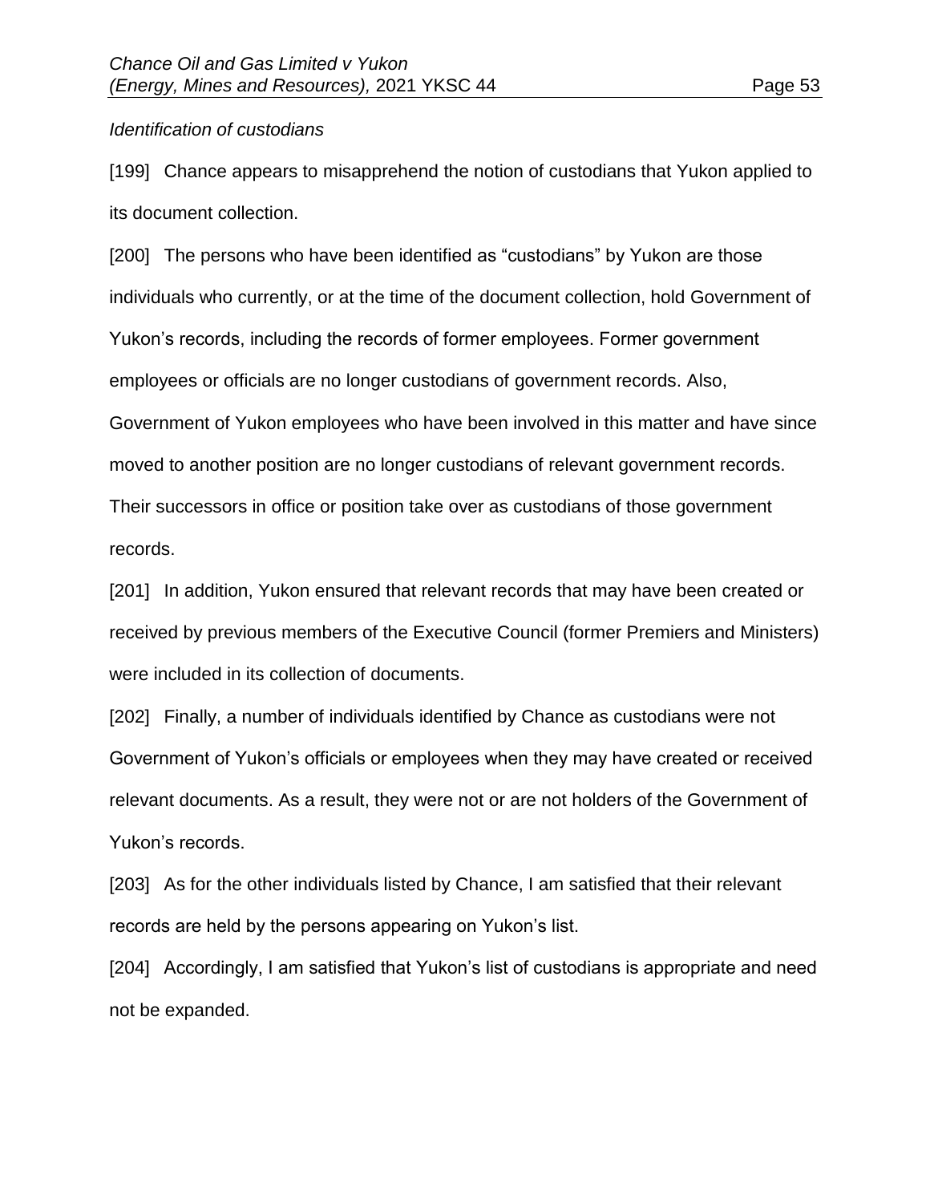*Identification of custodians*

[199] Chance appears to misapprehend the notion of custodians that Yukon applied to its document collection.

[200] The persons who have been identified as "custodians" by Yukon are those individuals who currently, or at the time of the document collection, hold Government of Yukon's records, including the records of former employees. Former government employees or officials are no longer custodians of government records. Also, Government of Yukon employees who have been involved in this matter and have since moved to another position are no longer custodians of relevant government records. Their successors in office or position take over as custodians of those government records.

[201] In addition, Yukon ensured that relevant records that may have been created or received by previous members of the Executive Council (former Premiers and Ministers) were included in its collection of documents.

[202] Finally, a number of individuals identified by Chance as custodians were not Government of Yukon's officials or employees when they may have created or received relevant documents. As a result, they were not or are not holders of the Government of Yukon's records.

[203] As for the other individuals listed by Chance, I am satisfied that their relevant records are held by the persons appearing on Yukon's list.

[204] Accordingly, I am satisfied that Yukon's list of custodians is appropriate and need not be expanded.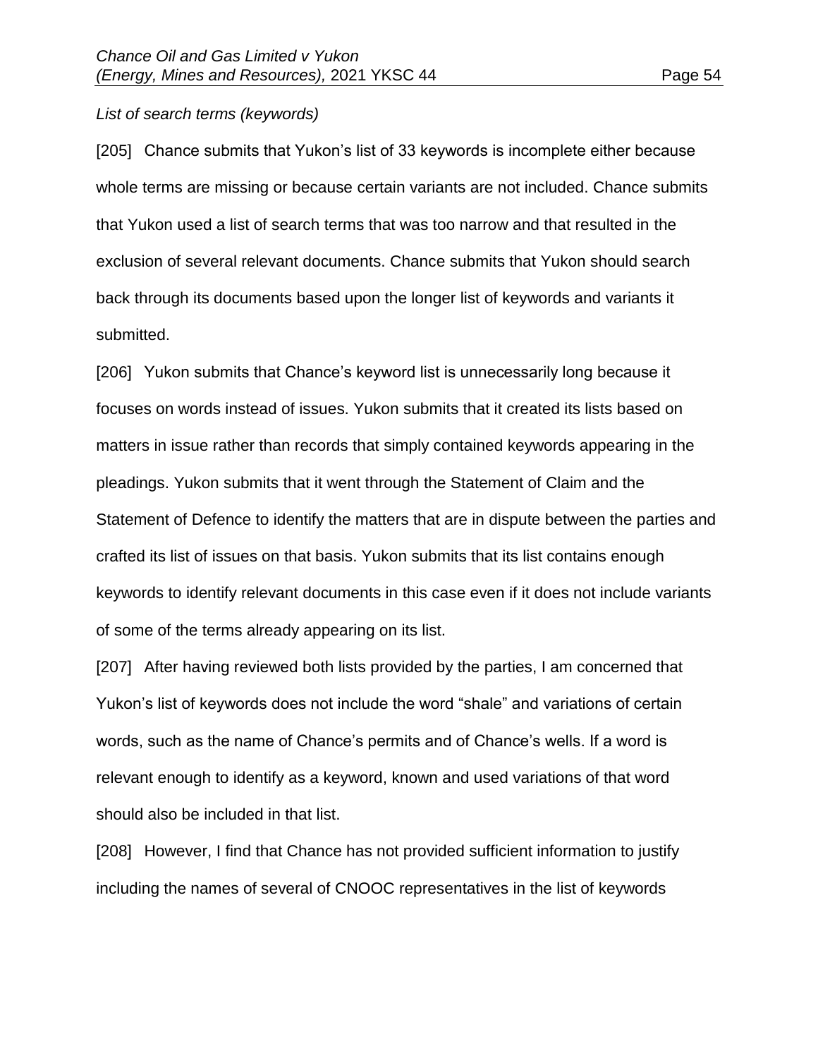*List of search terms (keywords)*

[205] Chance submits that Yukon's list of 33 keywords is incomplete either because whole terms are missing or because certain variants are not included. Chance submits that Yukon used a list of search terms that was too narrow and that resulted in the exclusion of several relevant documents. Chance submits that Yukon should search back through its documents based upon the longer list of keywords and variants it submitted.

[206] Yukon submits that Chance's keyword list is unnecessarily long because it focuses on words instead of issues. Yukon submits that it created its lists based on matters in issue rather than records that simply contained keywords appearing in the pleadings. Yukon submits that it went through the Statement of Claim and the Statement of Defence to identify the matters that are in dispute between the parties and crafted its list of issues on that basis. Yukon submits that its list contains enough keywords to identify relevant documents in this case even if it does not include variants of some of the terms already appearing on its list.

[207] After having reviewed both lists provided by the parties, I am concerned that Yukon's list of keywords does not include the word "shale" and variations of certain words, such as the name of Chance's permits and of Chance's wells. If a word is relevant enough to identify as a keyword, known and used variations of that word should also be included in that list.

[208] However, I find that Chance has not provided sufficient information to justify including the names of several of CNOOC representatives in the list of keywords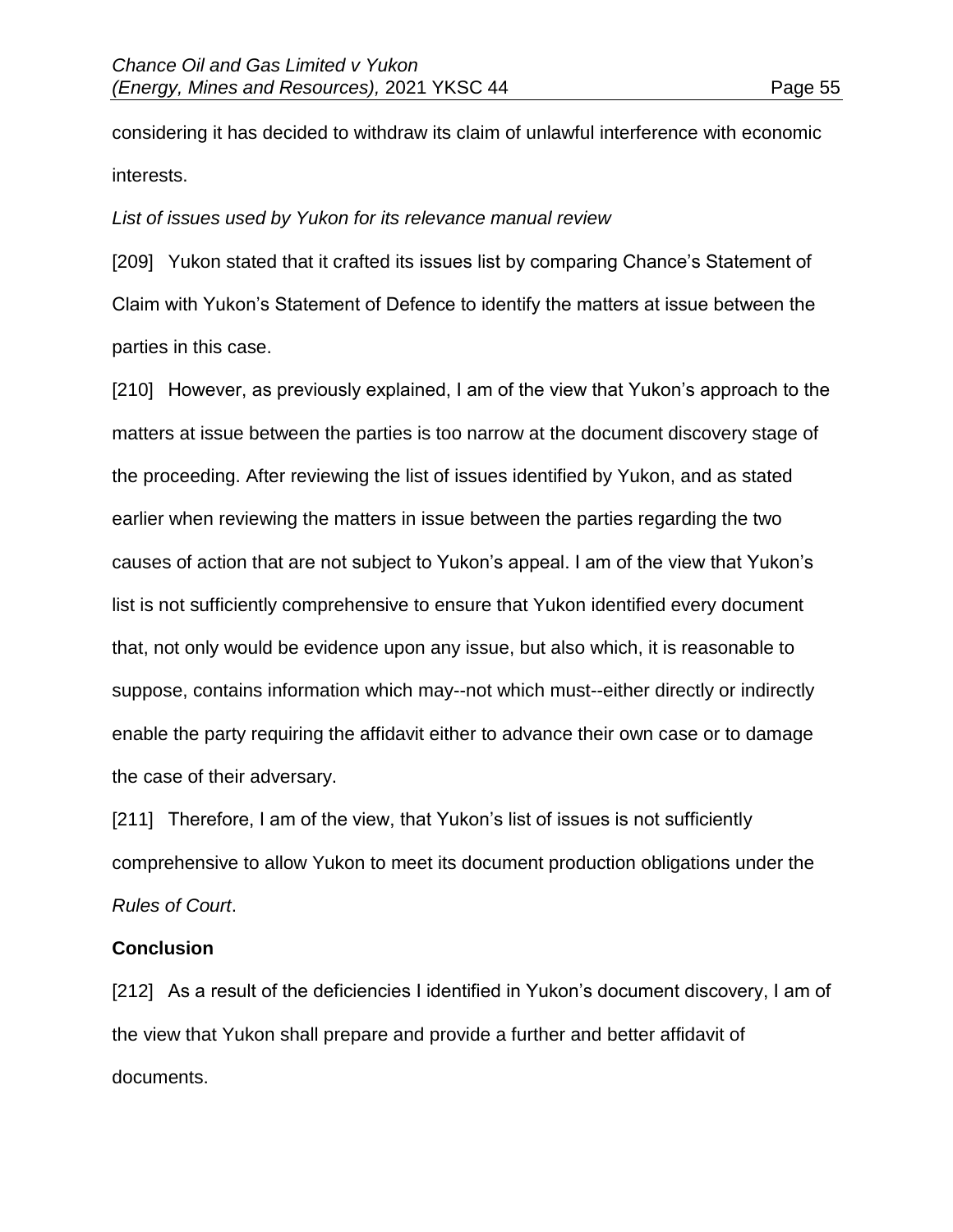considering it has decided to withdraw its claim of unlawful interference with economic interests.

*List of issues used by Yukon for its relevance manual review*

[209] Yukon stated that it crafted its issues list by comparing Chance's Statement of Claim with Yukon's Statement of Defence to identify the matters at issue between the parties in this case.

[210] However, as previously explained, I am of the view that Yukon's approach to the matters at issue between the parties is too narrow at the document discovery stage of the proceeding. After reviewing the list of issues identified by Yukon, and as stated earlier when reviewing the matters in issue between the parties regarding the two causes of action that are not subject to Yukon's appeal. I am of the view that Yukon's list is not sufficiently comprehensive to ensure that Yukon identified every document that, not only would be evidence upon any issue, but also which, it is reasonable to suppose, contains information which may--not which must--either directly or indirectly enable the party requiring the affidavit either to advance their own case or to damage the case of their adversary.

[211] Therefore, I am of the view, that Yukon's list of issues is not sufficiently comprehensive to allow Yukon to meet its document production obligations under the *Rules of Court*.

**Conclusion**

[212] As a result of the deficiencies I identified in Yukon's document discovery, I am of the view that Yukon shall prepare and provide a further and better affidavit of documents.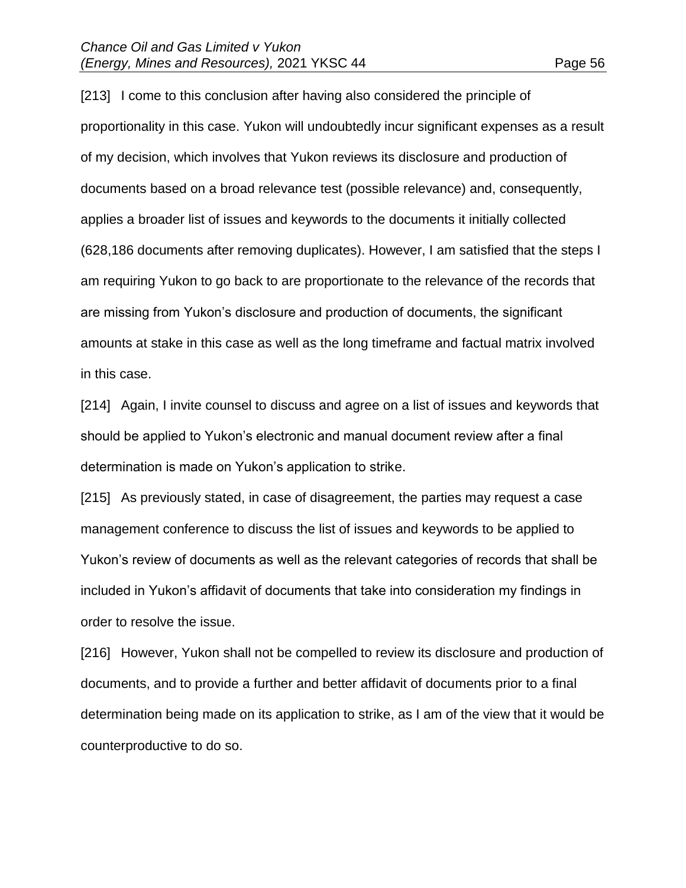[213] I come to this conclusion after having also considered the principle of proportionality in this case. Yukon will undoubtedly incur significant expenses as a result of my decision, which involves that Yukon reviews its disclosure and production of documents based on a broad relevance test (possible relevance) and, consequently, applies a broader list of issues and keywords to the documents it initially collected (628,186 documents after removing duplicates). However, I am satisfied that the steps I am requiring Yukon to go back to are proportionate to the relevance of the records that are missing from Yukon's disclosure and production of documents, the significant amounts at stake in this case as well as the long timeframe and factual matrix involved in this case.

[214] Again, I invite counsel to discuss and agree on a list of issues and keywords that should be applied to Yukon's electronic and manual document review after a final determination is made on Yukon's application to strike.

[215] As previously stated, in case of disagreement, the parties may request a case management conference to discuss the list of issues and keywords to be applied to Yukon's review of documents as well as the relevant categories of records that shall be included in Yukon's affidavit of documents that take into consideration my findings in order to resolve the issue.

[216] However, Yukon shall not be compelled to review its disclosure and production of documents, and to provide a further and better affidavit of documents prior to a final determination being made on its application to strike, as I am of the view that it would be counterproductive to do so.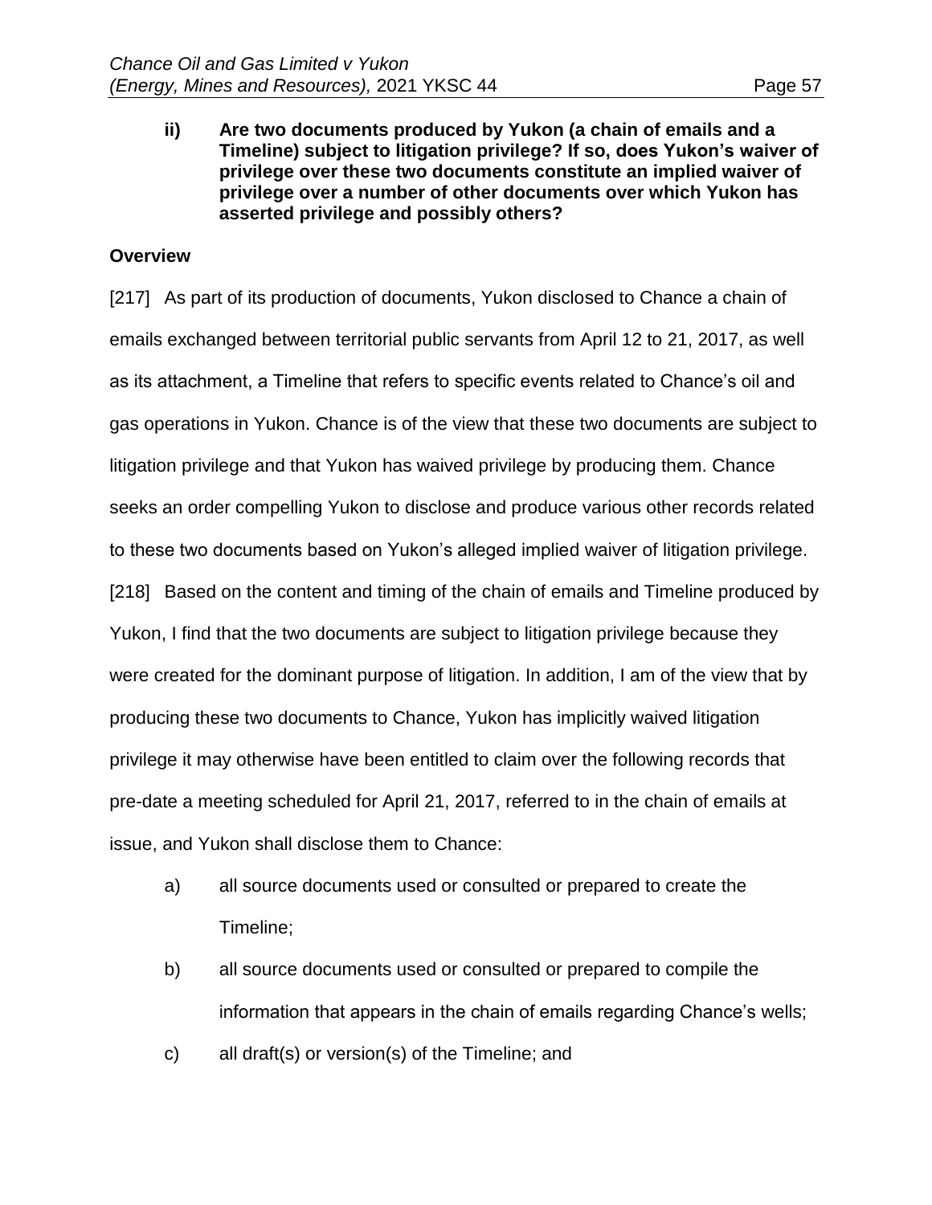**ii) Are two documents produced by Yukon (a chain of emails and a Timeline) subject to litigation privilege? If so, does Yukon's waiver of privilege over these two documents constitute an implied waiver of privilege over a number of other documents over which Yukon has asserted privilege and possibly others?**

**Overview**

[217] As part of its production of documents, Yukon disclosed to Chance a chain of emails exchanged between territorial public servants from April 12 to 21, 2017, as well as its attachment, a Timeline that refers to specific events related to Chance's oil and gas operations in Yukon. Chance is of the view that these two documents are subject to litigation privilege and that Yukon has waived privilege by producing them. Chance seeks an order compelling Yukon to disclose and produce various other records related to these two documents based on Yukon's alleged implied waiver of litigation privilege.

[218] Based on the content and timing of the chain of emails and Timeline produced by Yukon, I find that the two documents are subject to litigation privilege because they were created for the dominant purpose of litigation. In addition, I am of the view that by producing these two documents to Chance, Yukon has implicitly waived litigation privilege it may otherwise have been entitled to claim over the following records that pre-date a meeting scheduled for April 21, 2017, referred to in the chain of emails at issue, and Yukon shall disclose them to Chance:

a) all source documents used or consulted or prepared to create the Timeline;

b) all source documents used or consulted or prepared to compile the information that appears in the chain of emails regarding Chance's wells;

c) all draft(s) or version(s) of the Timeline; and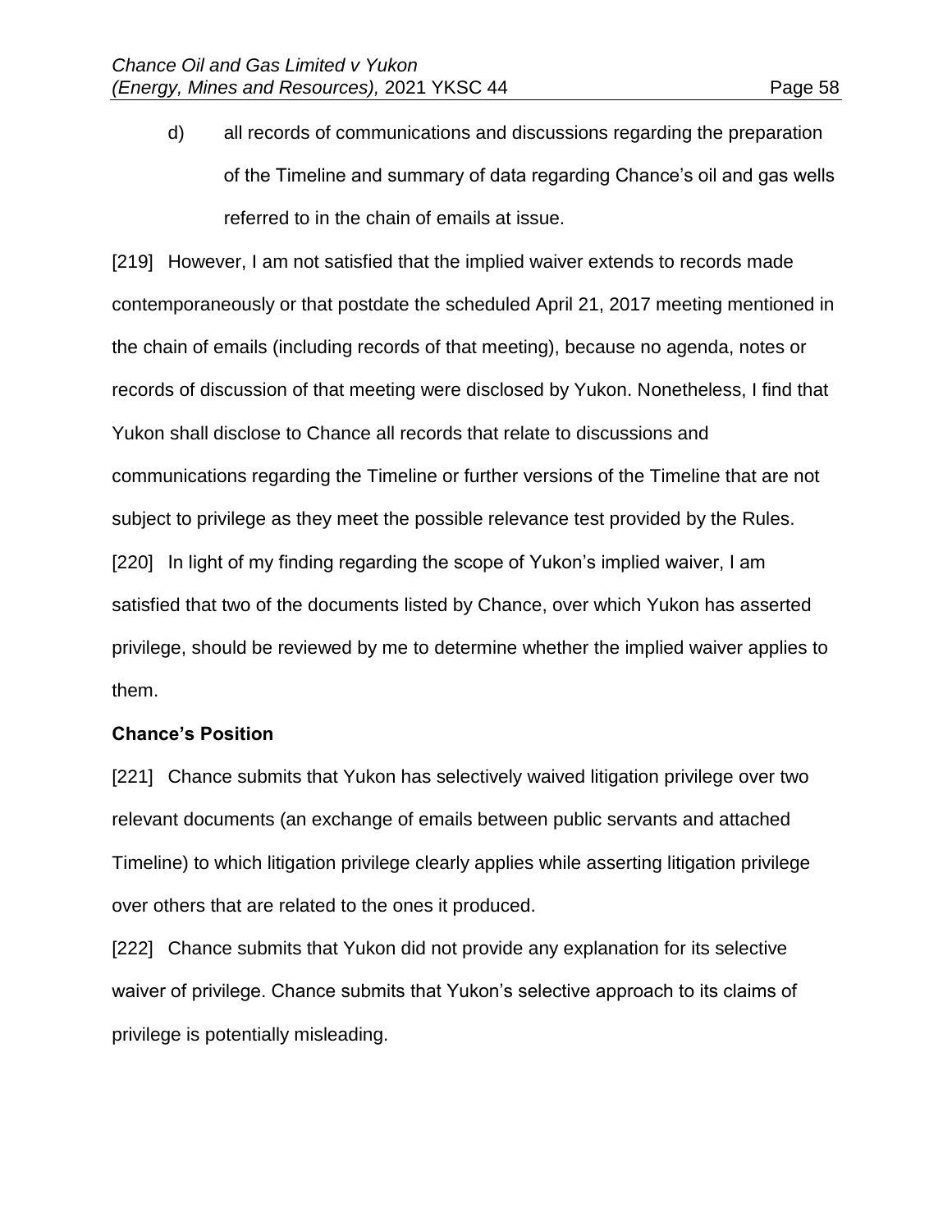d) all records of communications and discussions regarding the preparation of the Timeline and summary of data regarding Chance's oil and gas wells referred to in the chain of emails at issue.

[219] However, I am not satisfied that the implied waiver extends to records made contemporaneously or that postdate the scheduled April 21, 2017 meeting mentioned in the chain of emails (including records of that meeting), because no agenda, notes or records of discussion of that meeting were disclosed by Yukon. Nonetheless, I find that Yukon shall disclose to Chance all records that relate to discussions and communications regarding the Timeline or further versions of the Timeline that are not subject to privilege as they meet the possible relevance test provided by the Rules.

[220] In light of my finding regarding the scope of Yukon's implied waiver, I am satisfied that two of the documents listed by Chance, over which Yukon has asserted privilege, should be reviewed by me to determine whether the implied waiver applies to them.

**Chance's Position**

[221] Chance submits that Yukon has selectively waived litigation privilege over two relevant documents (an exchange of emails between public servants and attached Timeline) to which litigation privilege clearly applies while asserting litigation privilege over others that are related to the ones it produced.

[222] Chance submits that Yukon did not provide any explanation for its selective waiver of privilege. Chance submits that Yukon's selective approach to its claims of privilege is potentially misleading.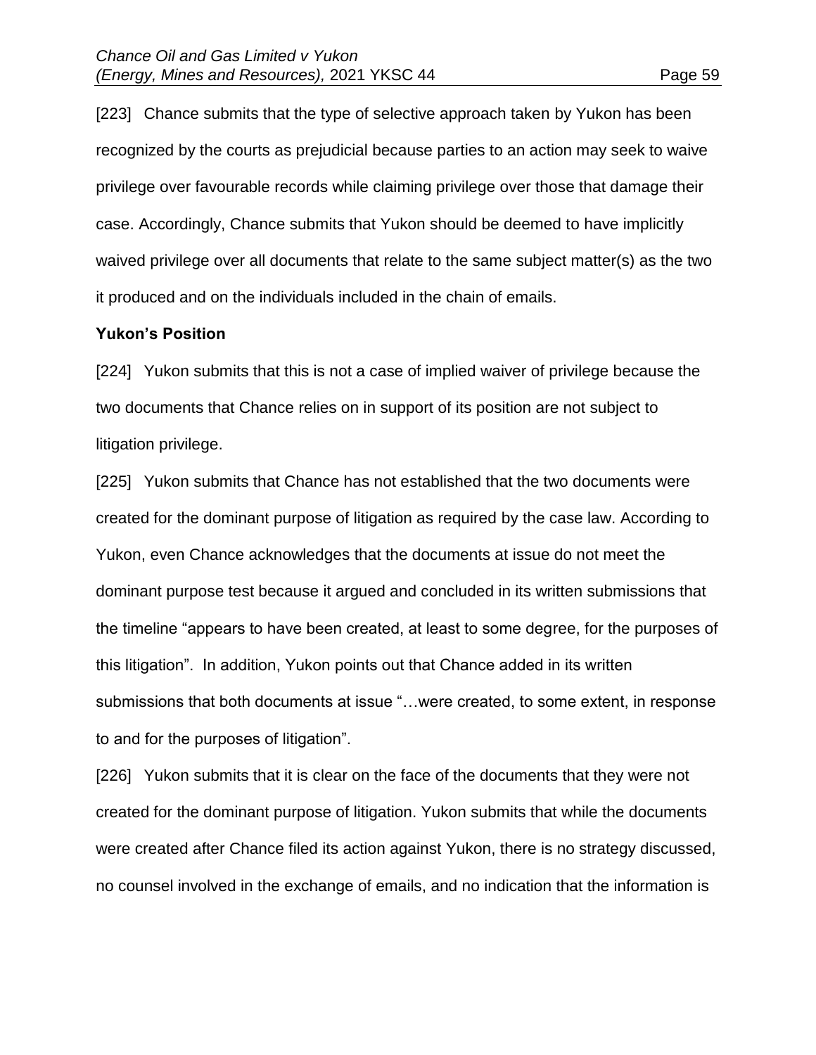[223] Chance submits that the type of selective approach taken by Yukon has been recognized by the courts as prejudicial because parties to an action may seek to waive privilege over favourable records while claiming privilege over those that damage their case. Accordingly, Chance submits that Yukon should be deemed to have implicitly waived privilege over all documents that relate to the same subject matter(s) as the two it produced and on the individuals included in the chain of emails.

**Yukon's Position**

[224] Yukon submits that this is not a case of implied waiver of privilege because the two documents that Chance relies on in support of its position are not subject to litigation privilege.

[225] Yukon submits that Chance has not established that the two documents were created for the dominant purpose of litigation as required by the case law. According to Yukon, even Chance acknowledges that the documents at issue do not meet the dominant purpose test because it argued and concluded in its written submissions that the timeline "appears to have been created, at least to some degree, for the purposes of this litigation". In addition, Yukon points out that Chance added in its written submissions that both documents at issue "…were created, to some extent, in response to and for the purposes of litigation".

[226] Yukon submits that it is clear on the face of the documents that they were not created for the dominant purpose of litigation. Yukon submits that while the documents were created after Chance filed its action against Yukon, there is no strategy discussed, no counsel involved in the exchange of emails, and no indication that the information is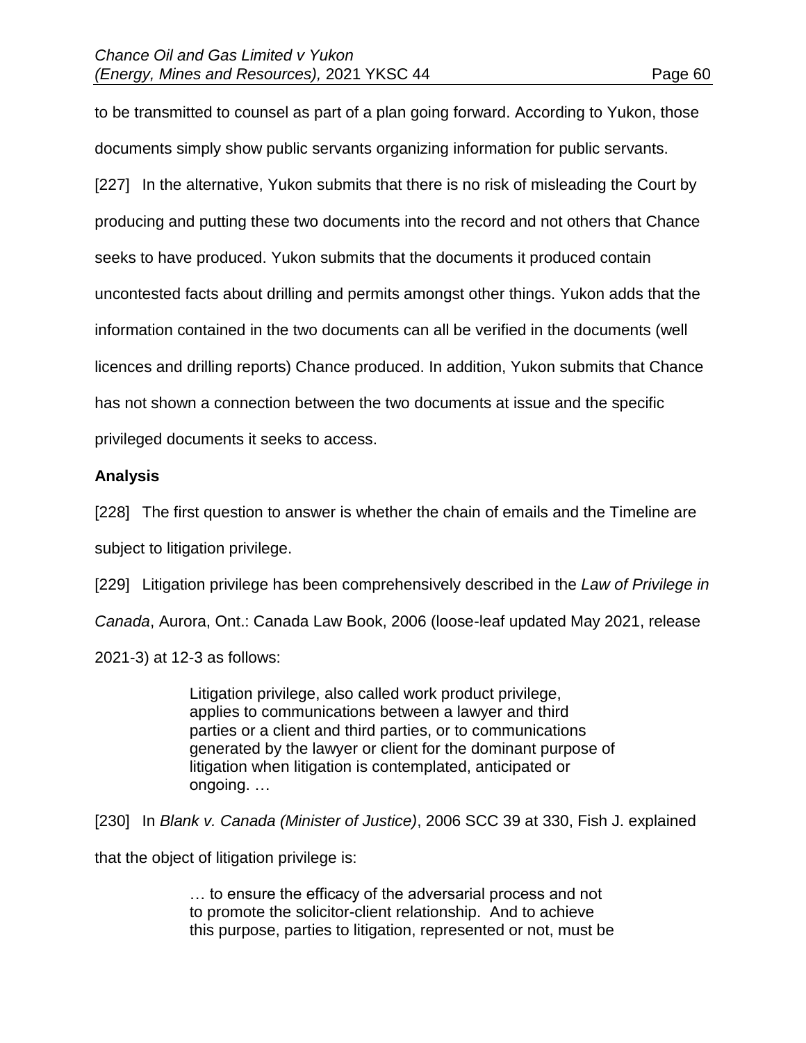to be transmitted to counsel as part of a plan going forward. According to Yukon, those documents simply show public servants organizing information for public servants.

[227] In the alternative, Yukon submits that there is no risk of misleading the Court by producing and putting these two documents into the record and not others that Chance seeks to have produced. Yukon submits that the documents it produced contain uncontested facts about drilling and permits amongst other things. Yukon adds that the information contained in the two documents can all be verified in the documents (well licences and drilling reports) Chance produced. In addition, Yukon submits that Chance has not shown a connection between the two documents at issue and the specific privileged documents it seeks to access.

**Analysis**

[228] The first question to answer is whether the chain of emails and the Timeline are subject to litigation privilege.

[229] Litigation privilege has been comprehensively described in the *Law of Privilege in Canada*, Aurora, Ont.: Canada Law Book, 2006 (loose-leaf updated May 2021, release 2021-3) at 12-3 as follows:

> Litigation privilege, also called work product privilege, applies to communications between a lawyer and third parties or a client and third parties, or to communications generated by the lawyer or client for the dominant purpose of litigation when litigation is contemplated, anticipated or ongoing. …

[230] In *Blank v. Canada (Minister of Justice)*, 2006 SCC 39 at 330, Fish J. explained that the object of litigation privilege is:

> … to ensure the efficacy of the adversarial process and not to promote the solicitor-client relationship. And to achieve this purpose, parties to litigation, represented or not, must be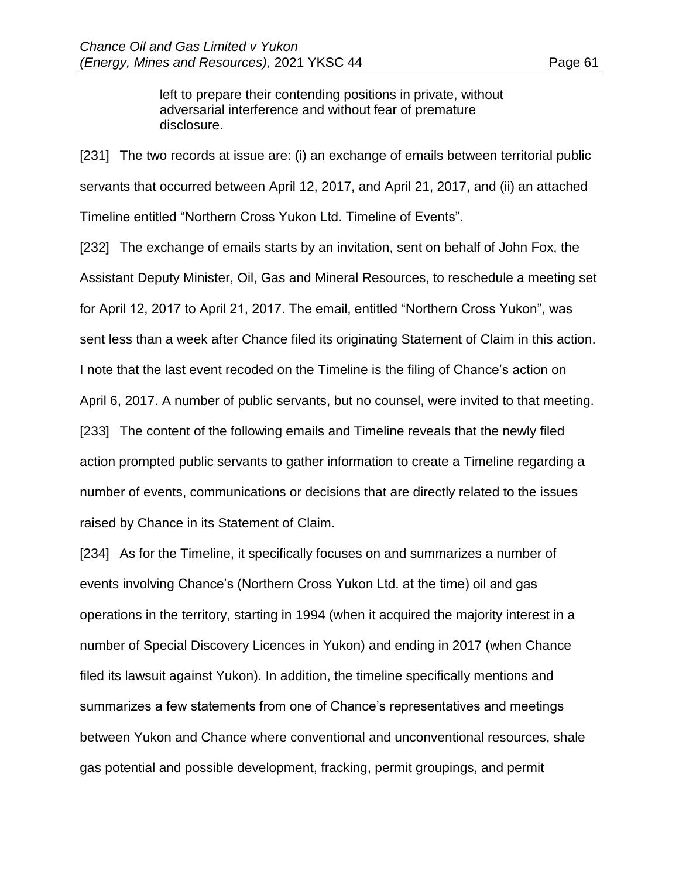> left to prepare their contending positions in private, without adversarial interference and without fear of premature disclosure.

[231] The two records at issue are: (i) an exchange of emails between territorial public servants that occurred between April 12, 2017, and April 21, 2017, and (ii) an attached Timeline entitled "Northern Cross Yukon Ltd. Timeline of Events".

[232] The exchange of emails starts by an invitation, sent on behalf of John Fox, the Assistant Deputy Minister, Oil, Gas and Mineral Resources, to reschedule a meeting set for April 12, 2017 to April 21, 2017. The email, entitled "Northern Cross Yukon", was sent less than a week after Chance filed its originating Statement of Claim in this action. I note that the last event recoded on the Timeline is the filing of Chance's action on April 6, 2017. A number of public servants, but no counsel, were invited to that meeting.

[233] The content of the following emails and Timeline reveals that the newly filed action prompted public servants to gather information to create a Timeline regarding a number of events, communications or decisions that are directly related to the issues raised by Chance in its Statement of Claim.

[234] As for the Timeline, it specifically focuses on and summarizes a number of events involving Chance's (Northern Cross Yukon Ltd. at the time) oil and gas operations in the territory, starting in 1994 (when it acquired the majority interest in a number of Special Discovery Licences in Yukon) and ending in 2017 (when Chance filed its lawsuit against Yukon). In addition, the timeline specifically mentions and summarizes a few statements from one of Chance's representatives and meetings between Yukon and Chance where conventional and unconventional resources, shale gas potential and possible development, fracking, permit groupings, and permit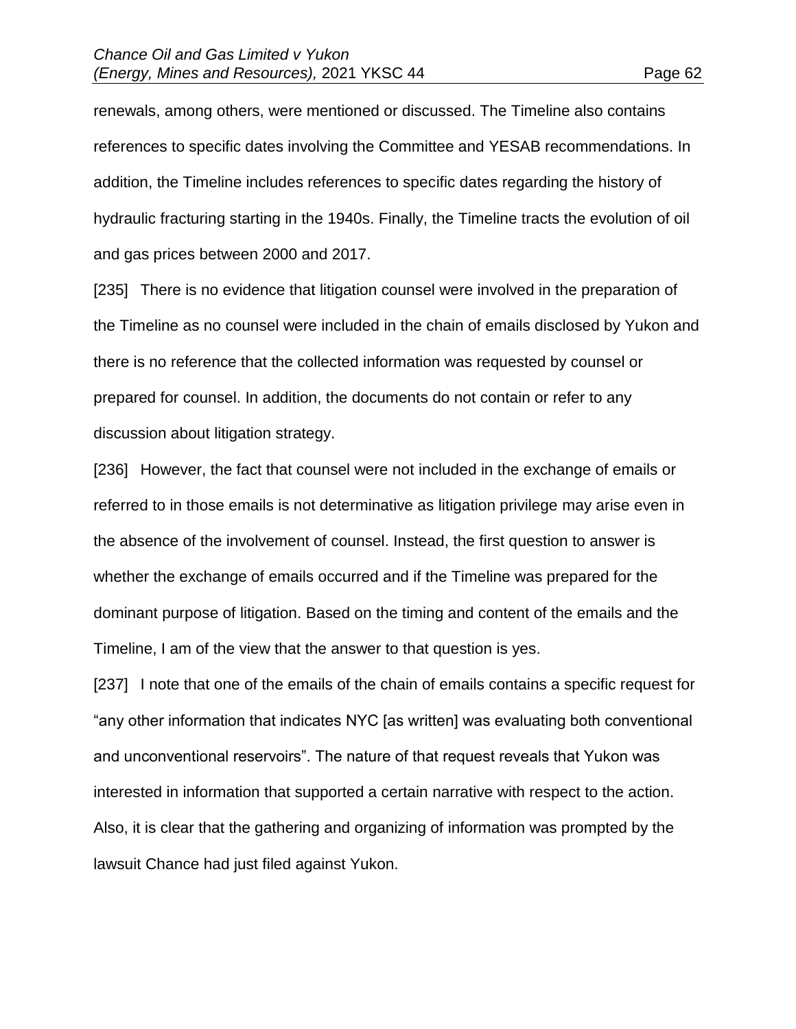renewals, among others, were mentioned or discussed. The Timeline also contains references to specific dates involving the Committee and YESAB recommendations. In addition, the Timeline includes references to specific dates regarding the history of hydraulic fracturing starting in the 1940s. Finally, the Timeline tracts the evolution of oil and gas prices between 2000 and 2017.

[235] There is no evidence that litigation counsel were involved in the preparation of the Timeline as no counsel were included in the chain of emails disclosed by Yukon and there is no reference that the collected information was requested by counsel or prepared for counsel. In addition, the documents do not contain or refer to any discussion about litigation strategy.

[236] However, the fact that counsel were not included in the exchange of emails or referred to in those emails is not determinative as litigation privilege may arise even in the absence of the involvement of counsel. Instead, the first question to answer is whether the exchange of emails occurred and if the Timeline was prepared for the dominant purpose of litigation. Based on the timing and content of the emails and the Timeline, I am of the view that the answer to that question is yes.

[237] I note that one of the emails of the chain of emails contains a specific request for "any other information that indicates NYC [as written] was evaluating both conventional and unconventional reservoirs". The nature of that request reveals that Yukon was interested in information that supported a certain narrative with respect to the action. Also, it is clear that the gathering and organizing of information was prompted by the lawsuit Chance had just filed against Yukon.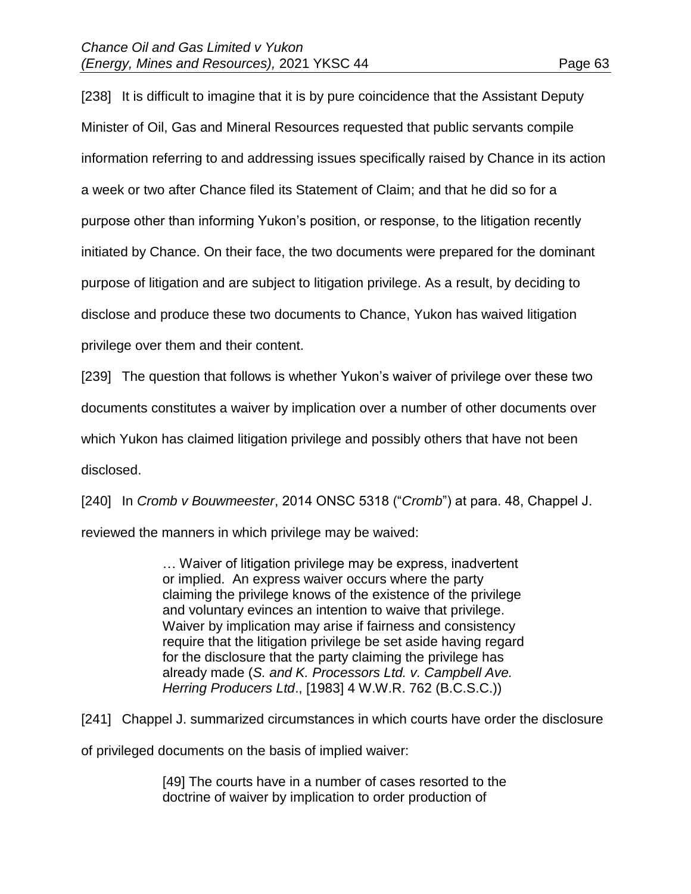[238] It is difficult to imagine that it is by pure coincidence that the Assistant Deputy Minister of Oil, Gas and Mineral Resources requested that public servants compile information referring to and addressing issues specifically raised by Chance in its action a week or two after Chance filed its Statement of Claim; and that he did so for a purpose other than informing Yukon's position, or response, to the litigation recently initiated by Chance. On their face, the two documents were prepared for the dominant purpose of litigation and are subject to litigation privilege. As a result, by deciding to disclose and produce these two documents to Chance, Yukon has waived litigation privilege over them and their content.

[239] The question that follows is whether Yukon's waiver of privilege over these two documents constitutes a waiver by implication over a number of other documents over which Yukon has claimed litigation privilege and possibly others that have not been disclosed.

[240] In *Cromb v Bouwmeester*, 2014 ONSC 5318 ("*Cromb*") at para. 48, Chappel J. reviewed the manners in which privilege may be waived:

> … Waiver of litigation privilege may be express, inadvertent or implied. An express waiver occurs where the party claiming the privilege knows of the existence of the privilege and voluntary evinces an intention to waive that privilege. Waiver by implication may arise if fairness and consistency require that the litigation privilege be set aside having regard for the disclosure that the party claiming the privilege has already made (*S. and K. Processors Ltd. v. Campbell Ave. Herring Producers Ltd*., [1983] 4 W.W.R. 762 (B.C.S.C.))

[241] Chappel J. summarized circumstances in which courts have order the disclosure of privileged documents on the basis of implied waiver:

> [49] The courts have in a number of cases resorted to the doctrine of waiver by implication to order production of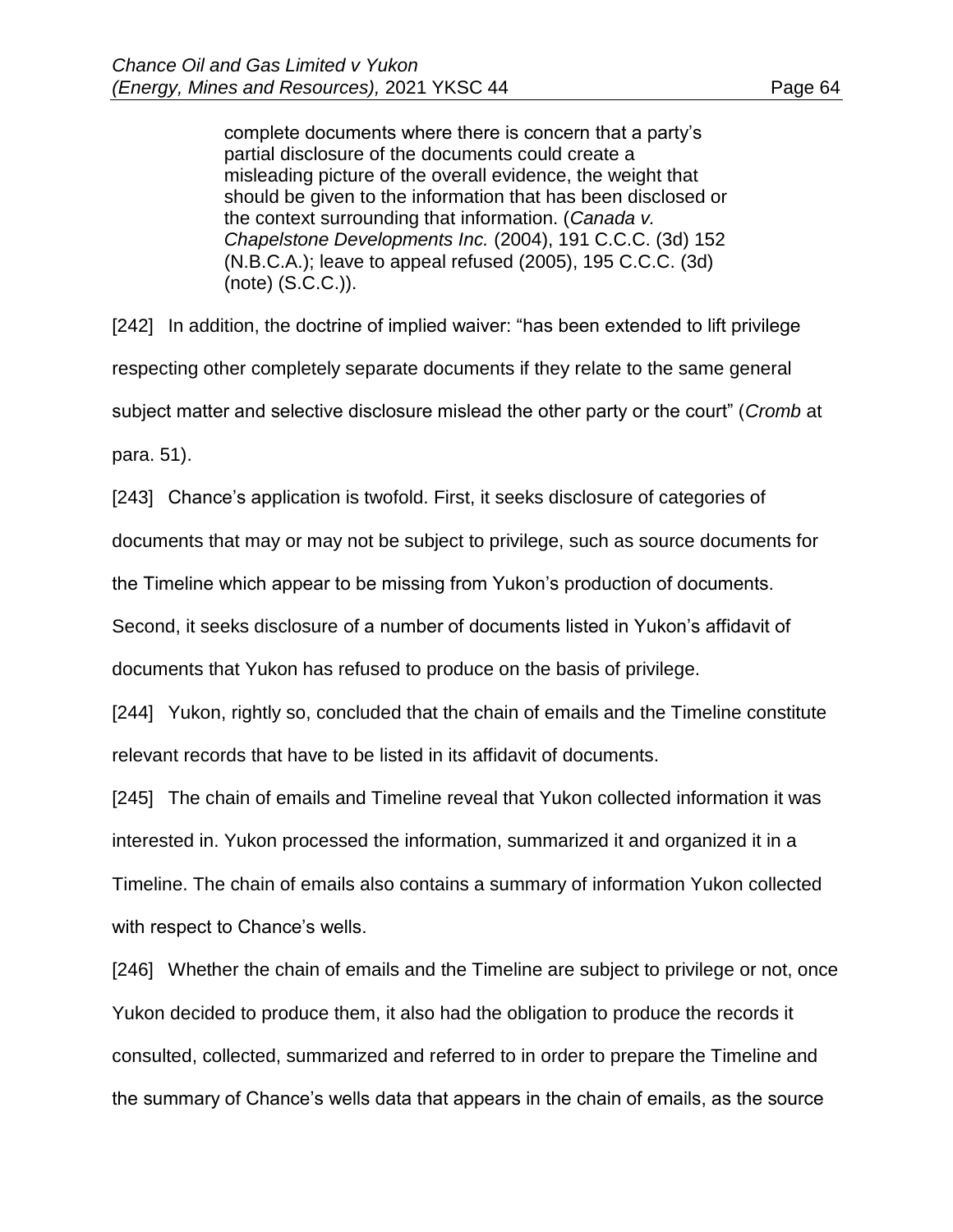> complete documents where there is concern that a party's partial disclosure of the documents could create a misleading picture of the overall evidence, the weight that should be given to the information that has been disclosed or the context surrounding that information. (*Canada v. Chapelstone Developments Inc.* (2004), 191 C.C.C. (3d) 152 (N.B.C.A.); leave to appeal refused (2005), 195 C.C.C. (3d) (note) (S.C.C.)).

[242] In addition, the doctrine of implied waiver: "has been extended to lift privilege respecting other completely separate documents if they relate to the same general subject matter and selective disclosure mislead the other party or the court" (*Cromb* at para. 51).

[243] Chance's application is twofold. First, it seeks disclosure of categories of documents that may or may not be subject to privilege, such as source documents for the Timeline which appear to be missing from Yukon's production of documents. Second, it seeks disclosure of a number of documents listed in Yukon's affidavit of documents that Yukon has refused to produce on the basis of privilege.

[244] Yukon, rightly so, concluded that the chain of emails and the Timeline constitute relevant records that have to be listed in its affidavit of documents.

[245] The chain of emails and Timeline reveal that Yukon collected information it was interested in. Yukon processed the information, summarized it and organized it in a Timeline. The chain of emails also contains a summary of information Yukon collected with respect to Chance's wells.

[246] Whether the chain of emails and the Timeline are subject to privilege or not, once Yukon decided to produce them, it also had the obligation to produce the records it consulted, collected, summarized and referred to in order to prepare the Timeline and the summary of Chance's wells data that appears in the chain of emails, as the source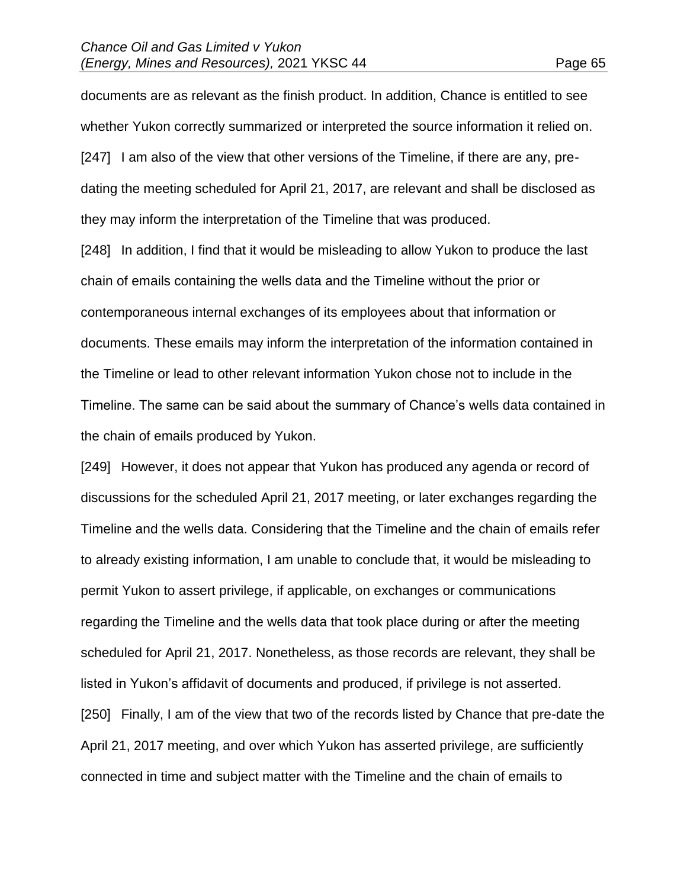documents are as relevant as the finish product. In addition, Chance is entitled to see whether Yukon correctly summarized or interpreted the source information it relied on.

[247] I am also of the view that other versions of the Timeline, if there are any, pre-dating the meeting scheduled for April 21, 2017, are relevant and shall be disclosed as they may inform the interpretation of the Timeline that was produced.

[248] In addition, I find that it would be misleading to allow Yukon to produce the last chain of emails containing the wells data and the Timeline without the prior or contemporaneous internal exchanges of its employees about that information or documents. These emails may inform the interpretation of the information contained in the Timeline or lead to other relevant information Yukon chose not to include in the Timeline. The same can be said about the summary of Chance's wells data contained in the chain of emails produced by Yukon.

[249] However, it does not appear that Yukon has produced any agenda or record of discussions for the scheduled April 21, 2017 meeting, or later exchanges regarding the Timeline and the wells data. Considering that the Timeline and the chain of emails refer to already existing information, I am unable to conclude that, it would be misleading to permit Yukon to assert privilege, if applicable, on exchanges or communications regarding the Timeline and the wells data that took place during or after the meeting scheduled for April 21, 2017. Nonetheless, as those records are relevant, they shall be listed in Yukon's affidavit of documents and produced, if privilege is not asserted.

[250] Finally, I am of the view that two of the records listed by Chance that pre-date the April 21, 2017 meeting, and over which Yukon has asserted privilege, are sufficiently connected in time and subject matter with the Timeline and the chain of emails to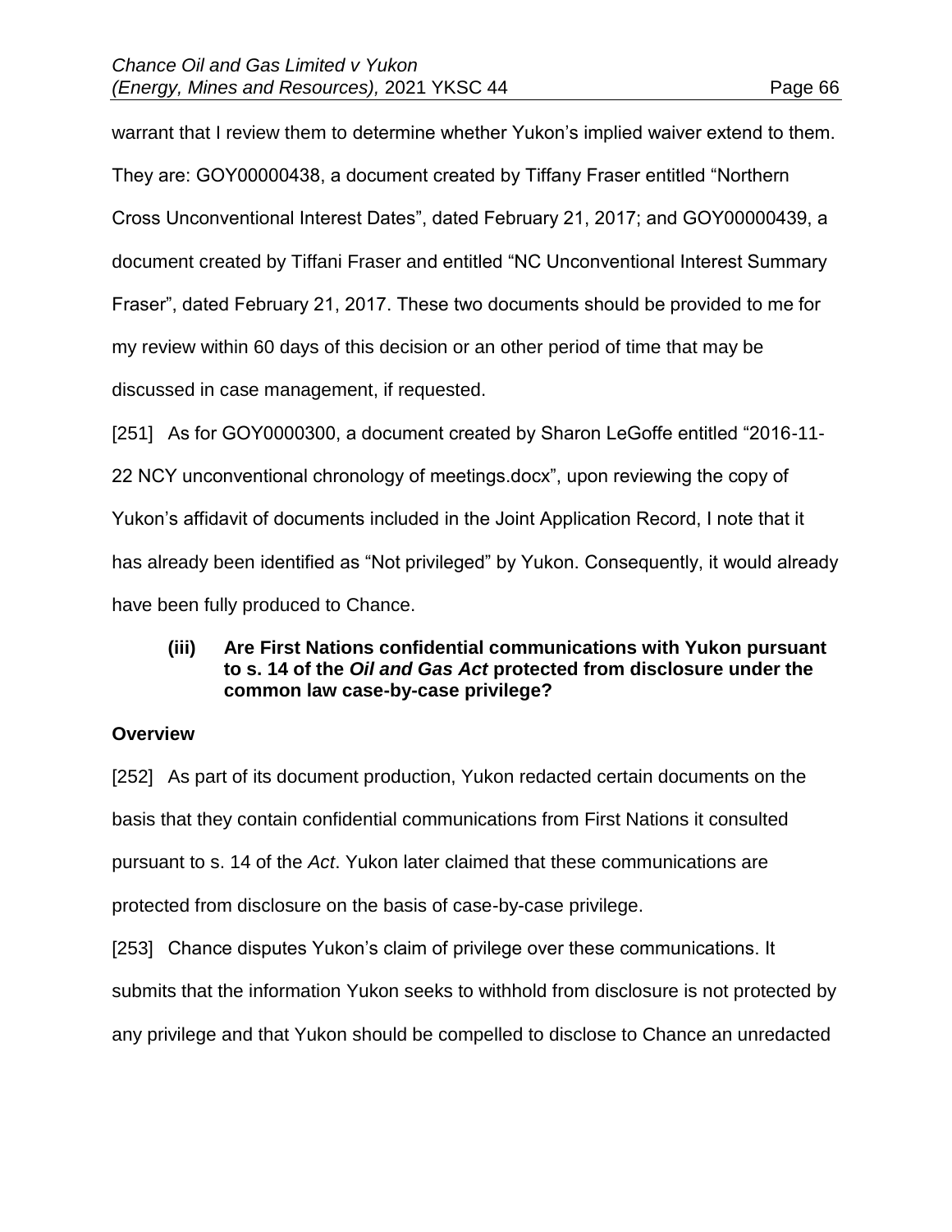warrant that I review them to determine whether Yukon's implied waiver extend to them. They are: GOY00000438, a document created by Tiffany Fraser entitled "Northern Cross Unconventional Interest Dates", dated February 21, 2017; and GOY00000439, a document created by Tiffani Fraser and entitled "NC Unconventional Interest Summary Fraser", dated February 21, 2017. These two documents should be provided to me for my review within 60 days of this decision or an other period of time that may be discussed in case management, if requested.

[251] As for GOY0000300, a document created by Sharon LeGoffe entitled "2016-11-22 NCY unconventional chronology of meetings.docx", upon reviewing the copy of Yukon's affidavit of documents included in the Joint Application Record, I note that it has already been identified as "Not privileged" by Yukon. Consequently, it would already have been fully produced to Chance.

**(iii) Are First Nations confidential communications with Yukon pursuant to s. 14 of the *Oil and Gas Act* protected from disclosure under the common law case-by-case privilege?**

**Overview**

[252] As part of its document production, Yukon redacted certain documents on the basis that they contain confidential communications from First Nations it consulted pursuant to s. 14 of the *Act*. Yukon later claimed that these communications are protected from disclosure on the basis of case-by-case privilege.

[253] Chance disputes Yukon's claim of privilege over these communications. It submits that the information Yukon seeks to withhold from disclosure is not protected by any privilege and that Yukon should be compelled to disclose to Chance an unredacted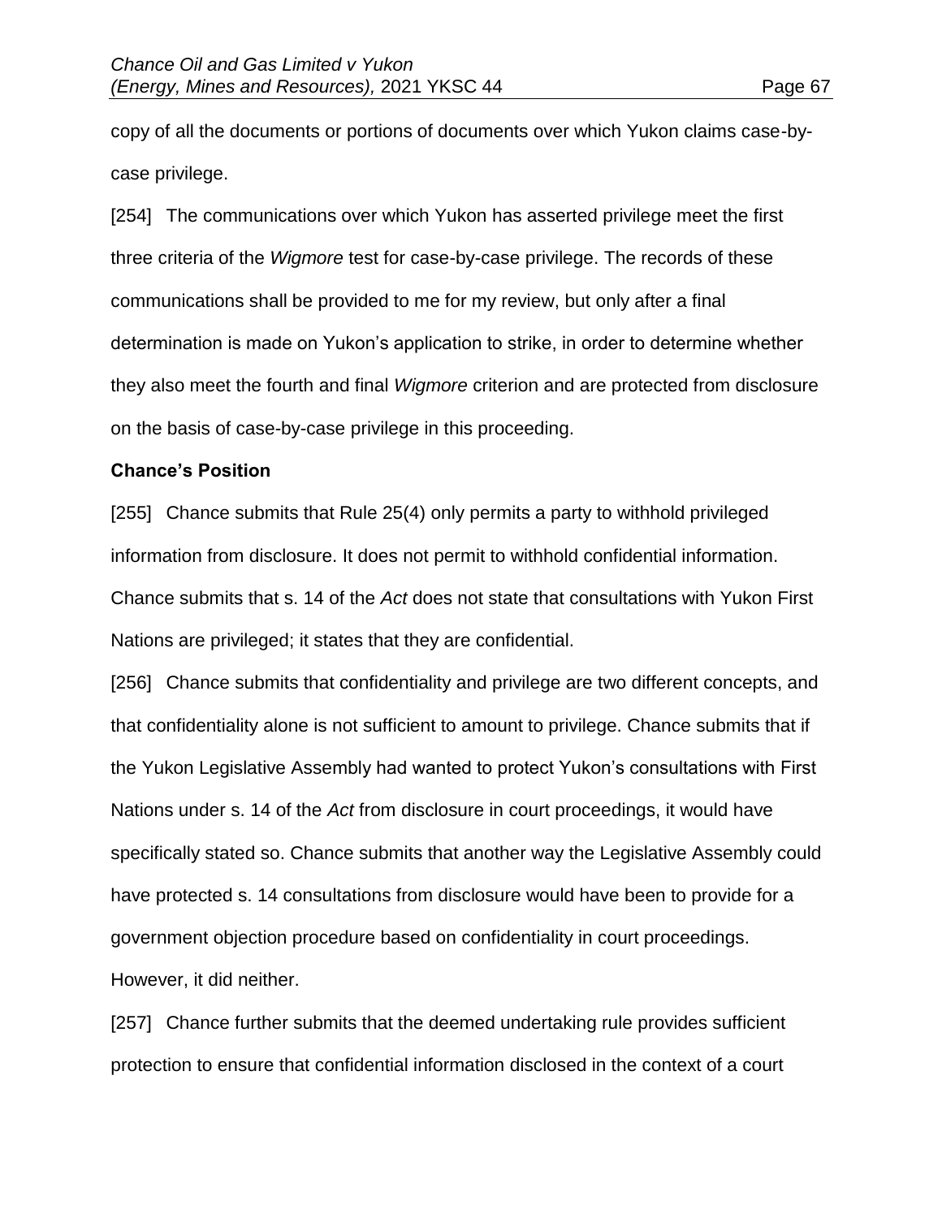copy of all the documents or portions of documents over which Yukon claims case-by-case privilege.

[254] The communications over which Yukon has asserted privilege meet the first three criteria of the *Wigmore* test for case-by-case privilege. The records of these communications shall be provided to me for my review, but only after a final determination is made on Yukon's application to strike, in order to determine whether they also meet the fourth and final *Wigmore* criterion and are protected from disclosure on the basis of case-by-case privilege in this proceeding.

**Chance's Position**

[255] Chance submits that Rule 25(4) only permits a party to withhold privileged information from disclosure. It does not permit to withhold confidential information. Chance submits that s. 14 of the *Act* does not state that consultations with Yukon First Nations are privileged; it states that they are confidential.

[256] Chance submits that confidentiality and privilege are two different concepts, and that confidentiality alone is not sufficient to amount to privilege. Chance submits that if the Yukon Legislative Assembly had wanted to protect Yukon's consultations with First Nations under s. 14 of the *Act* from disclosure in court proceedings, it would have specifically stated so. Chance submits that another way the Legislative Assembly could have protected s. 14 consultations from disclosure would have been to provide for a government objection procedure based on confidentiality in court proceedings. However, it did neither.

[257] Chance further submits that the deemed undertaking rule provides sufficient protection to ensure that confidential information disclosed in the context of a court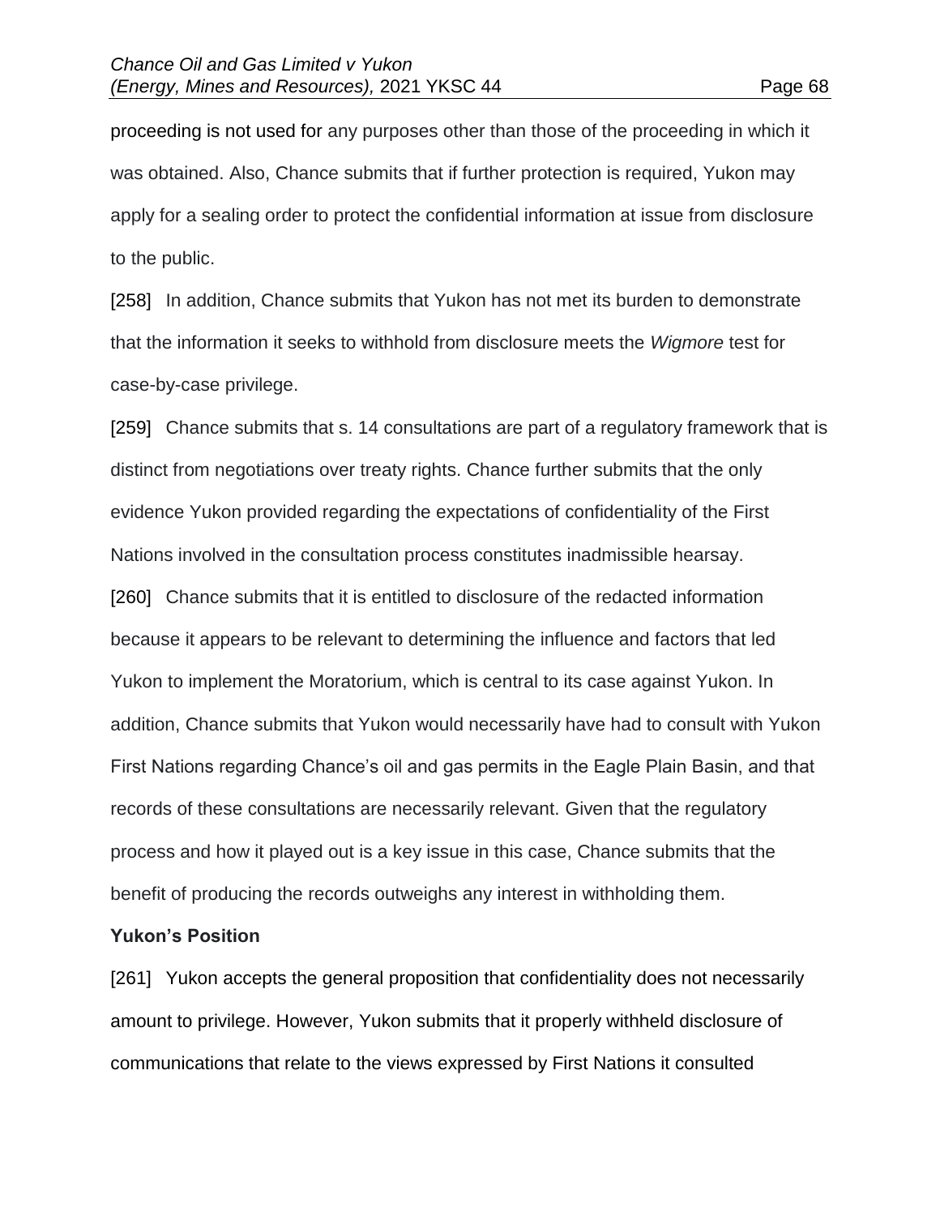proceeding is not used for any purposes other than those of the proceeding in which it was obtained. Also, Chance submits that if further protection is required, Yukon may apply for a sealing order to protect the confidential information at issue from disclosure to the public.

[258] In addition, Chance submits that Yukon has not met its burden to demonstrate that the information it seeks to withhold from disclosure meets the *Wigmore* test for case-by-case privilege.

[259] Chance submits that s. 14 consultations are part of a regulatory framework that is distinct from negotiations over treaty rights. Chance further submits that the only evidence Yukon provided regarding the expectations of confidentiality of the First Nations involved in the consultation process constitutes inadmissible hearsay.

[260] Chance submits that it is entitled to disclosure of the redacted information because it appears to be relevant to determining the influence and factors that led Yukon to implement the Moratorium, which is central to its case against Yukon. In addition, Chance submits that Yukon would necessarily have had to consult with Yukon First Nations regarding Chance's oil and gas permits in the Eagle Plain Basin, and that records of these consultations are necessarily relevant. Given that the regulatory process and how it played out is a key issue in this case, Chance submits that the benefit of producing the records outweighs any interest in withholding them.

**Yukon's Position**

[261] Yukon accepts the general proposition that confidentiality does not necessarily amount to privilege. However, Yukon submits that it properly withheld disclosure of communications that relate to the views expressed by First Nations it consulted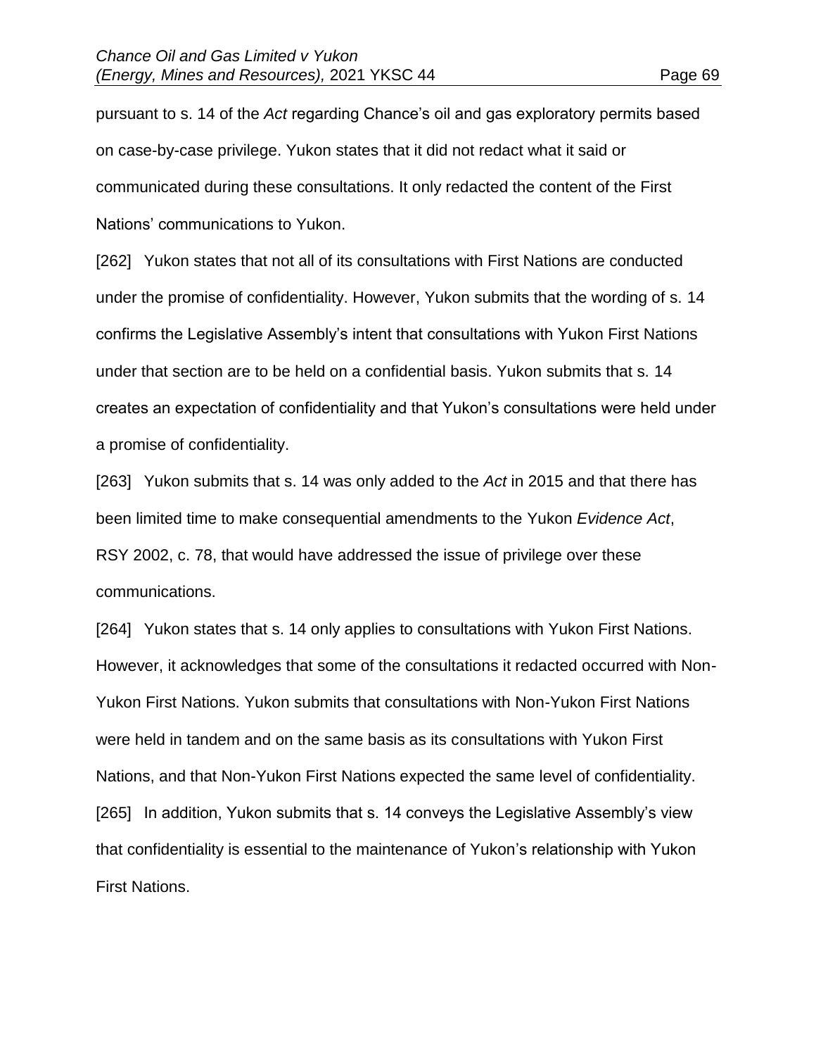pursuant to s. 14 of the *Act* regarding Chance's oil and gas exploratory permits based on case-by-case privilege. Yukon states that it did not redact what it said or communicated during these consultations. It only redacted the content of the First Nations' communications to Yukon.

[262] Yukon states that not all of its consultations with First Nations are conducted under the promise of confidentiality. However, Yukon submits that the wording of s. 14 confirms the Legislative Assembly's intent that consultations with Yukon First Nations under that section are to be held on a confidential basis. Yukon submits that s. 14 creates an expectation of confidentiality and that Yukon's consultations were held under a promise of confidentiality.

[263] Yukon submits that s. 14 was only added to the *Act* in 2015 and that there has been limited time to make consequential amendments to the Yukon *Evidence Act*, RSY 2002, c. 78, that would have addressed the issue of privilege over these communications.

[264] Yukon states that s. 14 only applies to consultations with Yukon First Nations. However, it acknowledges that some of the consultations it redacted occurred with Non-Yukon First Nations. Yukon submits that consultations with Non-Yukon First Nations were held in tandem and on the same basis as its consultations with Yukon First Nations, and that Non-Yukon First Nations expected the same level of confidentiality.

[265] In addition, Yukon submits that s. 14 conveys the Legislative Assembly's view that confidentiality is essential to the maintenance of Yukon's relationship with Yukon First Nations.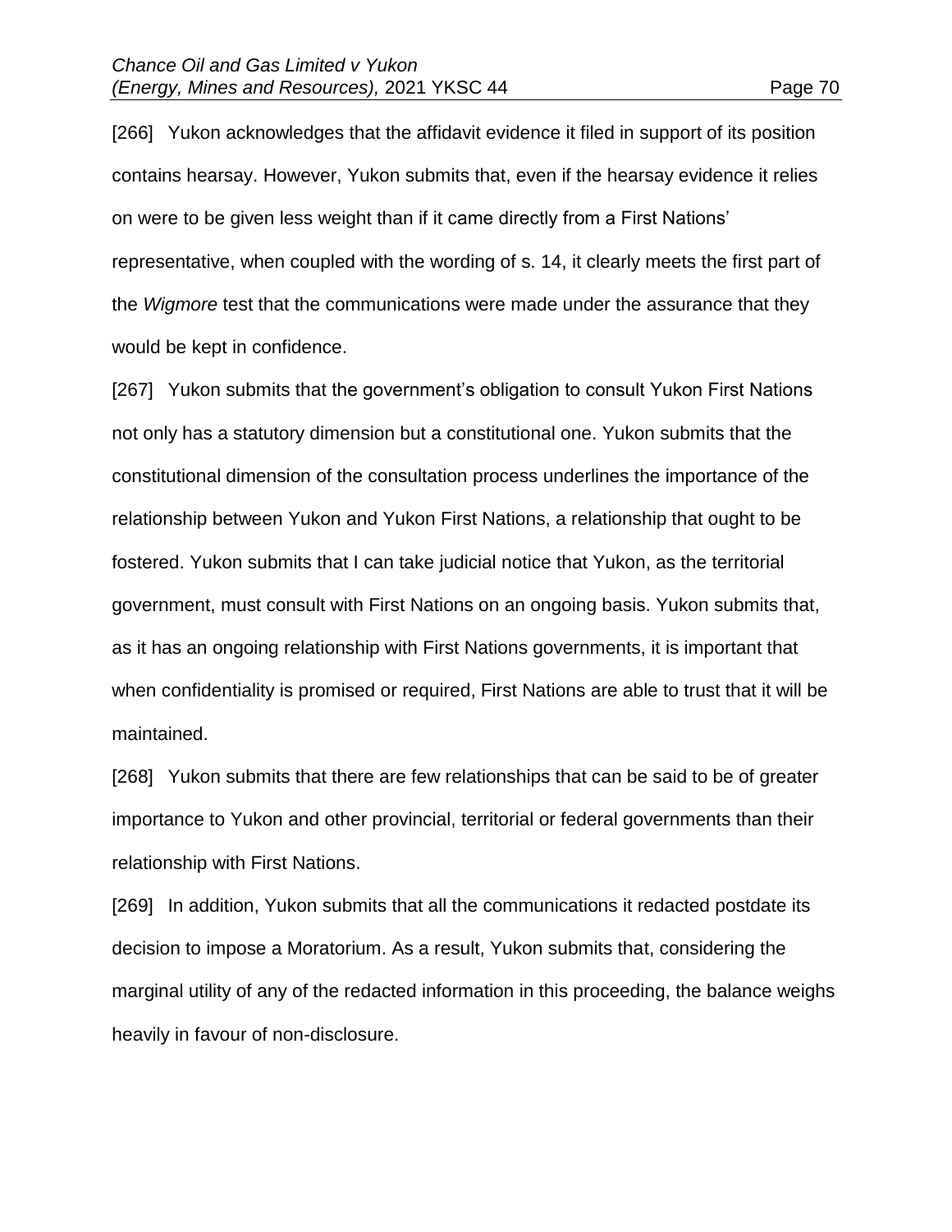[266] Yukon acknowledges that the affidavit evidence it filed in support of its position contains hearsay. However, Yukon submits that, even if the hearsay evidence it relies on were to be given less weight than if it came directly from a First Nations' representative, when coupled with the wording of s. 14, it clearly meets the first part of the *Wigmore* test that the communications were made under the assurance that they would be kept in confidence.

[267] Yukon submits that the government's obligation to consult Yukon First Nations not only has a statutory dimension but a constitutional one. Yukon submits that the constitutional dimension of the consultation process underlines the importance of the relationship between Yukon and Yukon First Nations, a relationship that ought to be fostered. Yukon submits that I can take judicial notice that Yukon, as the territorial government, must consult with First Nations on an ongoing basis. Yukon submits that, as it has an ongoing relationship with First Nations governments, it is important that when confidentiality is promised or required, First Nations are able to trust that it will be maintained.

[268] Yukon submits that there are few relationships that can be said to be of greater importance to Yukon and other provincial, territorial or federal governments than their relationship with First Nations.

[269] In addition, Yukon submits that all the communications it redacted postdate its decision to impose a Moratorium. As a result, Yukon submits that, considering the marginal utility of any of the redacted information in this proceeding, the balance weighs heavily in favour of non-disclosure.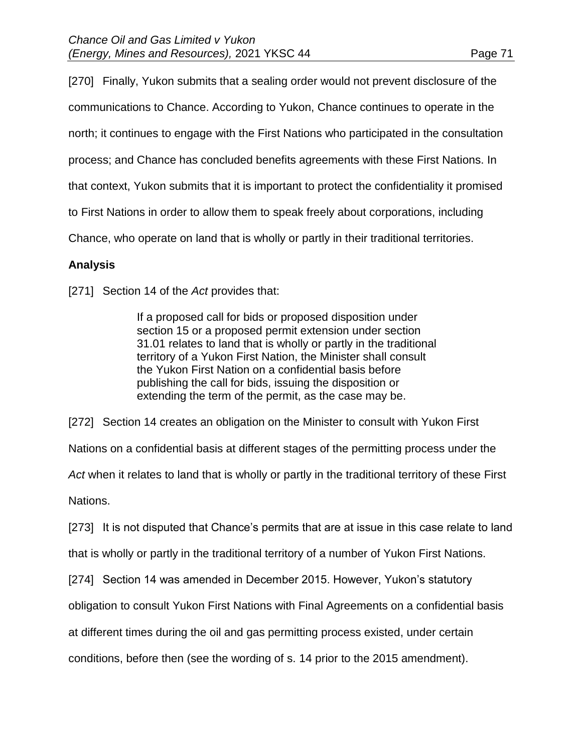[270] Finally, Yukon submits that a sealing order would not prevent disclosure of the communications to Chance. According to Yukon, Chance continues to operate in the north; it continues to engage with the First Nations who participated in the consultation process; and Chance has concluded benefits agreements with these First Nations. In that context, Yukon submits that it is important to protect the confidentiality it promised to First Nations in order to allow them to speak freely about corporations, including Chance, who operate on land that is wholly or partly in their traditional territories.

**Analysis**

[271] Section 14 of the *Act* provides that:

> If a proposed call for bids or proposed disposition under section 15 or a proposed permit extension under section 31.01 relates to land that is wholly or partly in the traditional territory of a Yukon First Nation, the Minister shall consult the Yukon First Nation on a confidential basis before publishing the call for bids, issuing the disposition or extending the term of the permit, as the case may be.

[272] Section 14 creates an obligation on the Minister to consult with Yukon First Nations on a confidential basis at different stages of the permitting process under the *Act* when it relates to land that is wholly or partly in the traditional territory of these First Nations.

[273] It is not disputed that Chance's permits that are at issue in this case relate to land that is wholly or partly in the traditional territory of a number of Yukon First Nations.

[274] Section 14 was amended in December 2015. However, Yukon's statutory obligation to consult Yukon First Nations with Final Agreements on a confidential basis at different times during the oil and gas permitting process existed, under certain conditions, before then (see the wording of s. 14 prior to the 2015 amendment).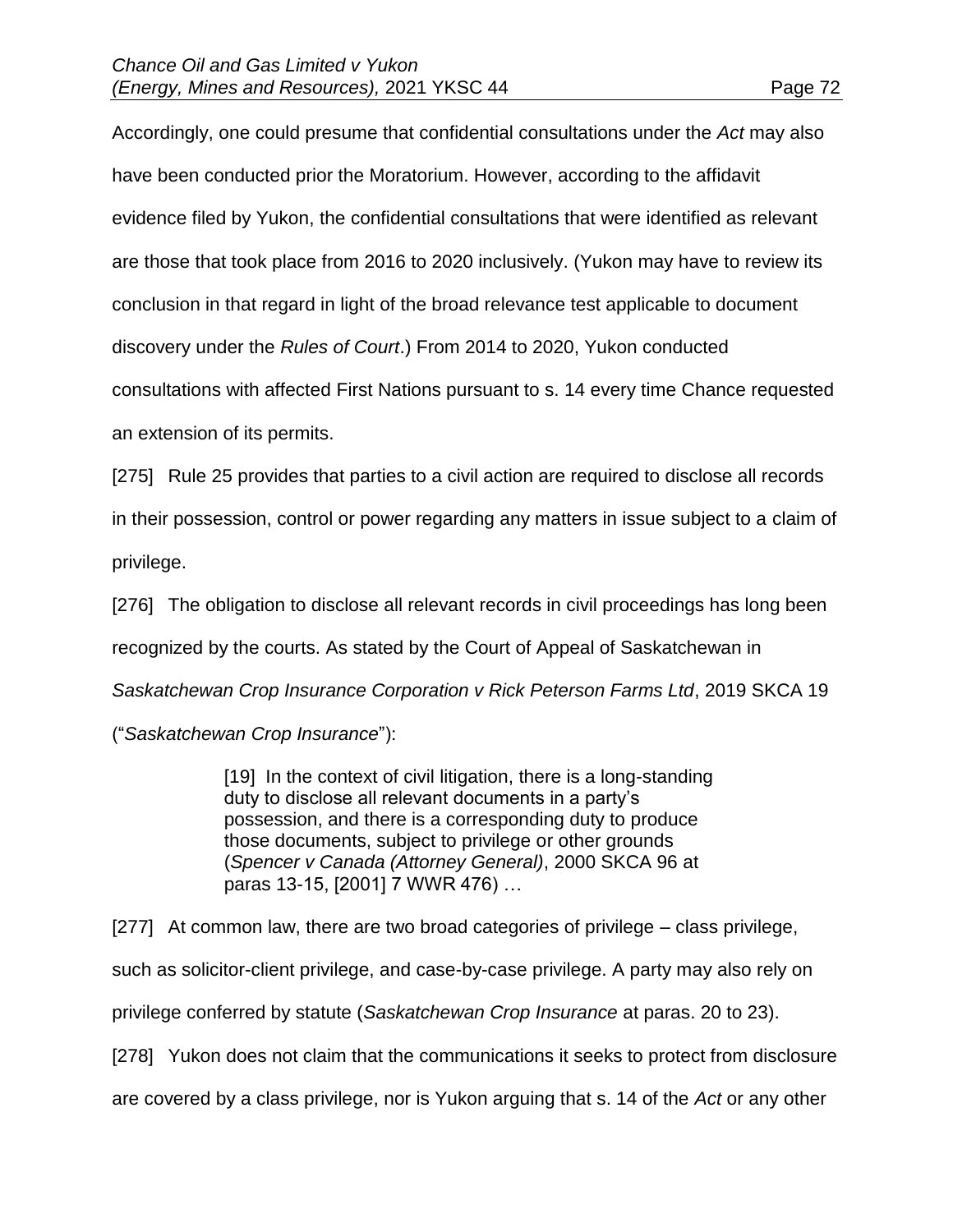Accordingly, one could presume that confidential consultations under the *Act* may also have been conducted prior the Moratorium. However, according to the affidavit evidence filed by Yukon, the confidential consultations that were identified as relevant are those that took place from 2016 to 2020 inclusively. (Yukon may have to review its conclusion in that regard in light of the broad relevance test applicable to document discovery under the *Rules of Court*.) From 2014 to 2020, Yukon conducted consultations with affected First Nations pursuant to s. 14 every time Chance requested an extension of its permits.

[275] Rule 25 provides that parties to a civil action are required to disclose all records in their possession, control or power regarding any matters in issue subject to a claim of privilege.

[276] The obligation to disclose all relevant records in civil proceedings has long been recognized by the courts. As stated by the Court of Appeal of Saskatchewan in *Saskatchewan Crop Insurance Corporation v Rick Peterson Farms Ltd*, 2019 SKCA 19 ("*Saskatchewan Crop Insurance*"):

> [19] In the context of civil litigation, there is a long-standing duty to disclose all relevant documents in a party's possession, and there is a corresponding duty to produce those documents, subject to privilege or other grounds (*Spencer v Canada (Attorney General)*, 2000 SKCA 96 at paras 13-15, [2001] 7 WWR 476) …

[277] At common law, there are two broad categories of privilege – class privilege, such as solicitor-client privilege, and case-by-case privilege. A party may also rely on privilege conferred by statute (*Saskatchewan Crop Insurance* at paras. 20 to 23).

[278] Yukon does not claim that the communications it seeks to protect from disclosure are covered by a class privilege, nor is Yukon arguing that s. 14 of the *Act* or any other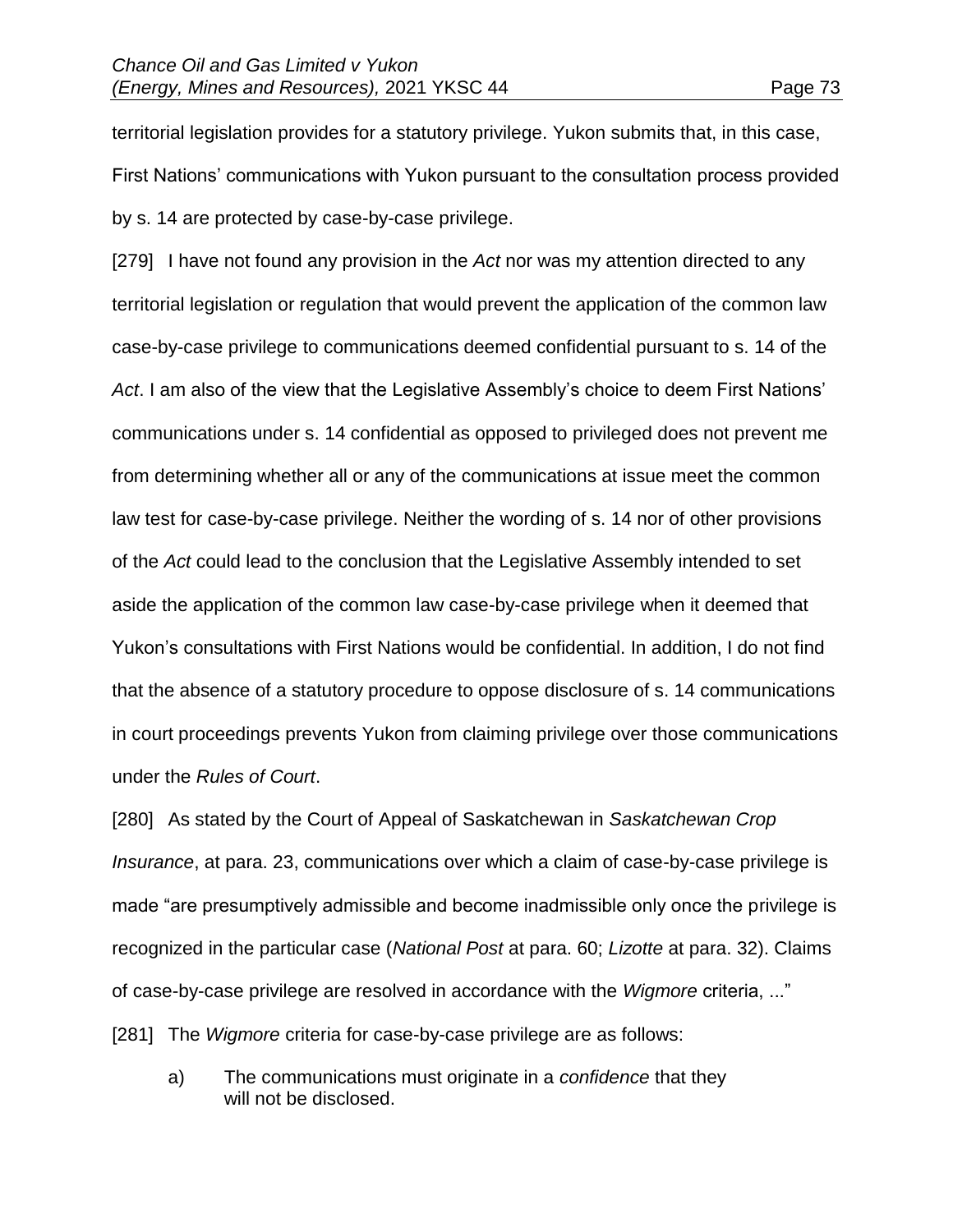territorial legislation provides for a statutory privilege. Yukon submits that, in this case, First Nations' communications with Yukon pursuant to the consultation process provided by s. 14 are protected by case-by-case privilege.

[279] I have not found any provision in the *Act* nor was my attention directed to any territorial legislation or regulation that would prevent the application of the common law case-by-case privilege to communications deemed confidential pursuant to s. 14 of the *Act*. I am also of the view that the Legislative Assembly's choice to deem First Nations' communications under s. 14 confidential as opposed to privileged does not prevent me from determining whether all or any of the communications at issue meet the common law test for case-by-case privilege. Neither the wording of s. 14 nor of other provisions of the *Act* could lead to the conclusion that the Legislative Assembly intended to set aside the application of the common law case-by-case privilege when it deemed that Yukon's consultations with First Nations would be confidential. In addition, I do not find that the absence of a statutory procedure to oppose disclosure of s. 14 communications in court proceedings prevents Yukon from claiming privilege over those communications under the *Rules of Court*.

[280] As stated by the Court of Appeal of Saskatchewan in *Saskatchewan Crop Insurance*, at para. 23, communications over which a claim of case-by-case privilege is made "are presumptively admissible and become inadmissible only once the privilege is recognized in the particular case (*National Post* at para. 60; *Lizotte* at para. 32). Claims of case-by-case privilege are resolved in accordance with the *Wigmore* criteria, ..."

[281] The *Wigmore* criteria for case-by-case privilege are as follows:

a) The communications must originate in a *confidence* that they will not be disclosed.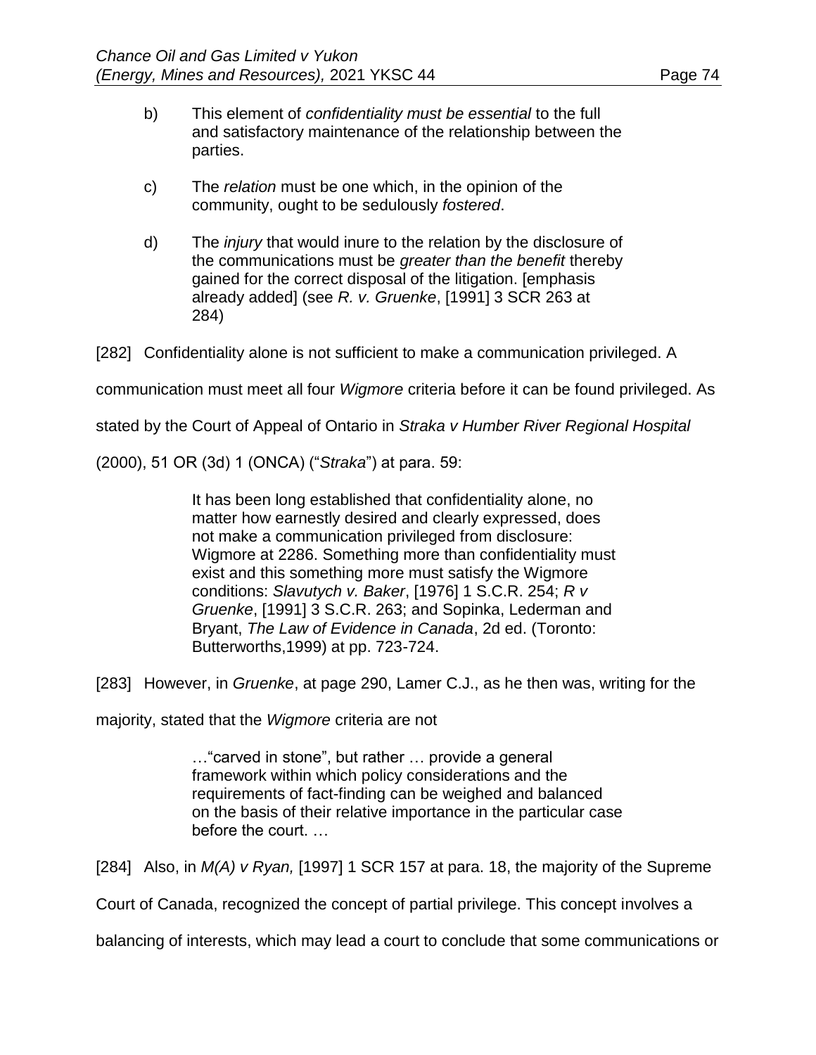> b) This element of *confidentiality must be essential* to the full and satisfactory maintenance of the relationship between the parties.
>
> c) The *relation* must be one which, in the opinion of the community, ought to be sedulously *fostered*.
>
> d) The *injury* that would inure to the relation by the disclosure of the communications must be *greater than the benefit* thereby gained for the correct disposal of the litigation. [emphasis already added] (see *R. v. Gruenke*, [1991] 3 SCR 263 at 284)

[282] Confidentiality alone is not sufficient to make a communication privileged. A communication must meet all four *Wigmore* criteria before it can be found privileged. As stated by the Court of Appeal of Ontario in *Straka v Humber River Regional Hospital* (2000), 51 OR (3d) 1 (ONCA) ("*Straka*") at para. 59:

> It has been long established that confidentiality alone, no matter how earnestly desired and clearly expressed, does not make a communication privileged from disclosure: Wigmore at 2286. Something more than confidentiality must exist and this something more must satisfy the Wigmore conditions: *Slavutych v. Baker*, [1976] 1 S.C.R. 254; *R v Gruenke*, [1991] 3 S.C.R. 263; and Sopinka, Lederman and Bryant, *The Law of Evidence in Canada*, 2d ed. (Toronto: Butterworths,1999) at pp. 723-724.

[283] However, in *Gruenke*, at page 290, Lamer C.J., as he then was, writing for the majority, stated that the *Wigmore* criteria are not

> …"carved in stone", but rather … provide a general framework within which policy considerations and the requirements of fact-finding can be weighed and balanced on the basis of their relative importance in the particular case before the court. …

[284] Also, in *M(A) v Ryan,* [1997] 1 SCR 157 at para. 18, the majority of the Supreme Court of Canada, recognized the concept of partial privilege. This concept involves a balancing of interests, which may lead a court to conclude that some communications or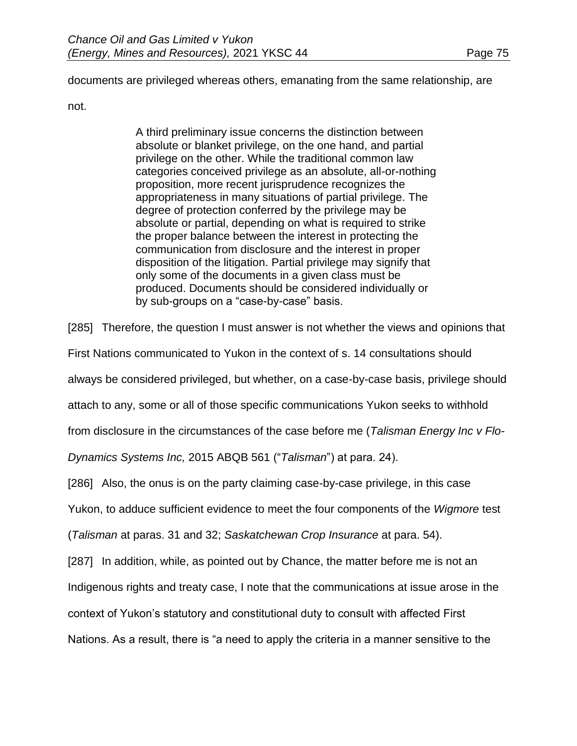documents are privileged whereas others, emanating from the same relationship, are not.

> A third preliminary issue concerns the distinction between absolute or blanket privilege, on the one hand, and partial privilege on the other. While the traditional common law categories conceived privilege as an absolute, all-or-nothing proposition, more recent jurisprudence recognizes the appropriateness in many situations of partial privilege. The degree of protection conferred by the privilege may be absolute or partial, depending on what is required to strike the proper balance between the interest in protecting the communication from disclosure and the interest in proper disposition of the litigation. Partial privilege may signify that only some of the documents in a given class must be produced. Documents should be considered individually or by sub-groups on a "case-by-case" basis.

[285] Therefore, the question I must answer is not whether the views and opinions that First Nations communicated to Yukon in the context of s. 14 consultations should always be considered privileged, but whether, on a case-by-case basis, privilege should attach to any, some or all of those specific communications Yukon seeks to withhold from disclosure in the circumstances of the case before me (*Talisman Energy Inc v Flo-Dynamics Systems Inc,* 2015 ABQB 561 ("*Talisman*") at para. 24).

[286] Also, the onus is on the party claiming case-by-case privilege, in this case Yukon, to adduce sufficient evidence to meet the four components of the *Wigmore* test (*Talisman* at paras. 31 and 32; *Saskatchewan Crop Insurance* at para. 54).

[287] In addition, while, as pointed out by Chance, the matter before me is not an Indigenous rights and treaty case, I note that the communications at issue arose in the context of Yukon's statutory and constitutional duty to consult with affected First Nations. As a result, there is "a need to apply the criteria in a manner sensitive to the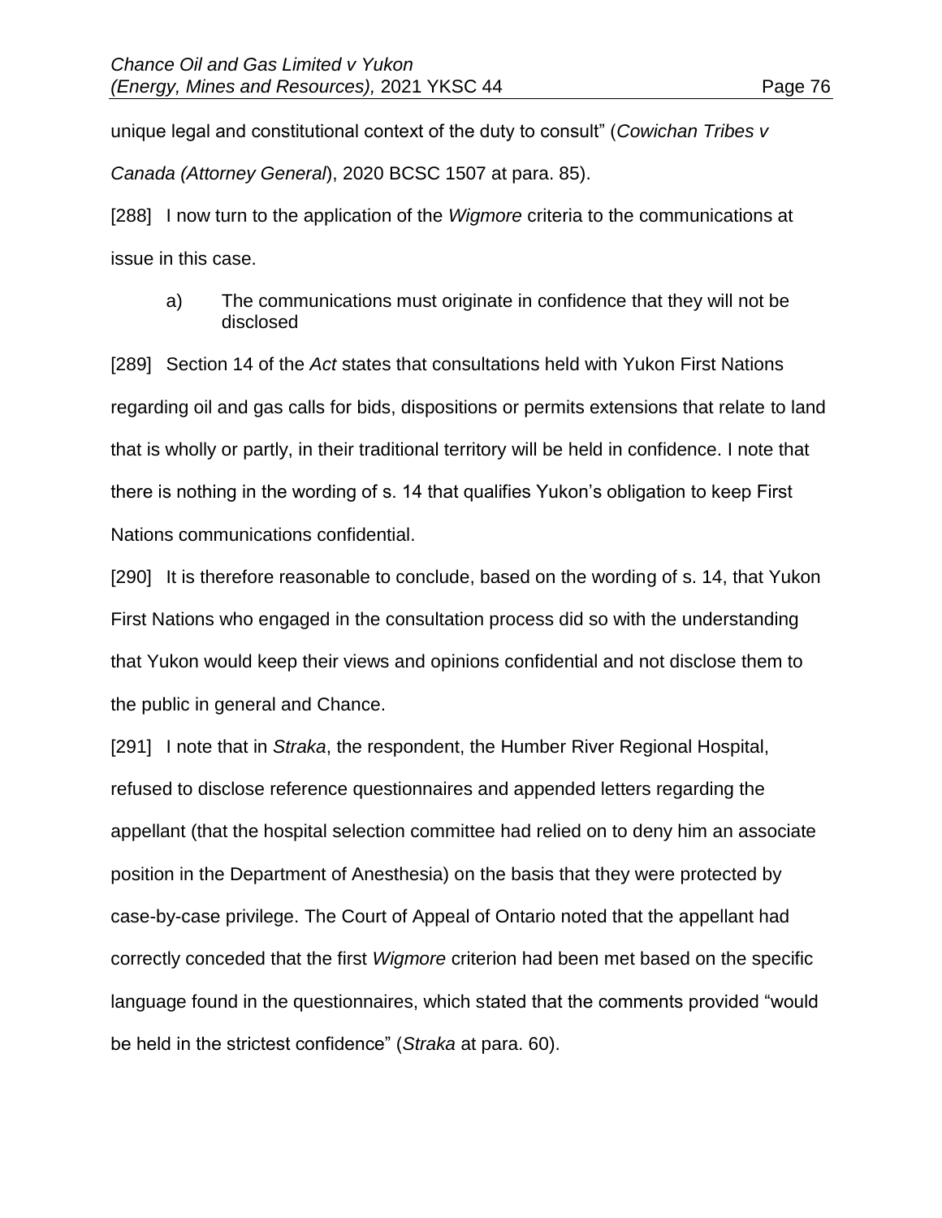unique legal and constitutional context of the duty to consult" (*Cowichan Tribes v Canada (Attorney General*), 2020 BCSC 1507 at para. 85).

[288] I now turn to the application of the *Wigmore* criteria to the communications at issue in this case.

a) The communications must originate in confidence that they will not be disclosed

[289] Section 14 of the *Act* states that consultations held with Yukon First Nations regarding oil and gas calls for bids, dispositions or permits extensions that relate to land that is wholly or partly, in their traditional territory will be held in confidence. I note that there is nothing in the wording of s. 14 that qualifies Yukon's obligation to keep First Nations communications confidential.

[290] It is therefore reasonable to conclude, based on the wording of s. 14, that Yukon First Nations who engaged in the consultation process did so with the understanding that Yukon would keep their views and opinions confidential and not disclose them to the public in general and Chance.

[291] I note that in *Straka*, the respondent, the Humber River Regional Hospital, refused to disclose reference questionnaires and appended letters regarding the appellant (that the hospital selection committee had relied on to deny him an associate position in the Department of Anesthesia) on the basis that they were protected by case-by-case privilege. The Court of Appeal of Ontario noted that the appellant had correctly conceded that the first *Wigmore* criterion had been met based on the specific language found in the questionnaires, which stated that the comments provided "would be held in the strictest confidence" (*Straka* at para. 60).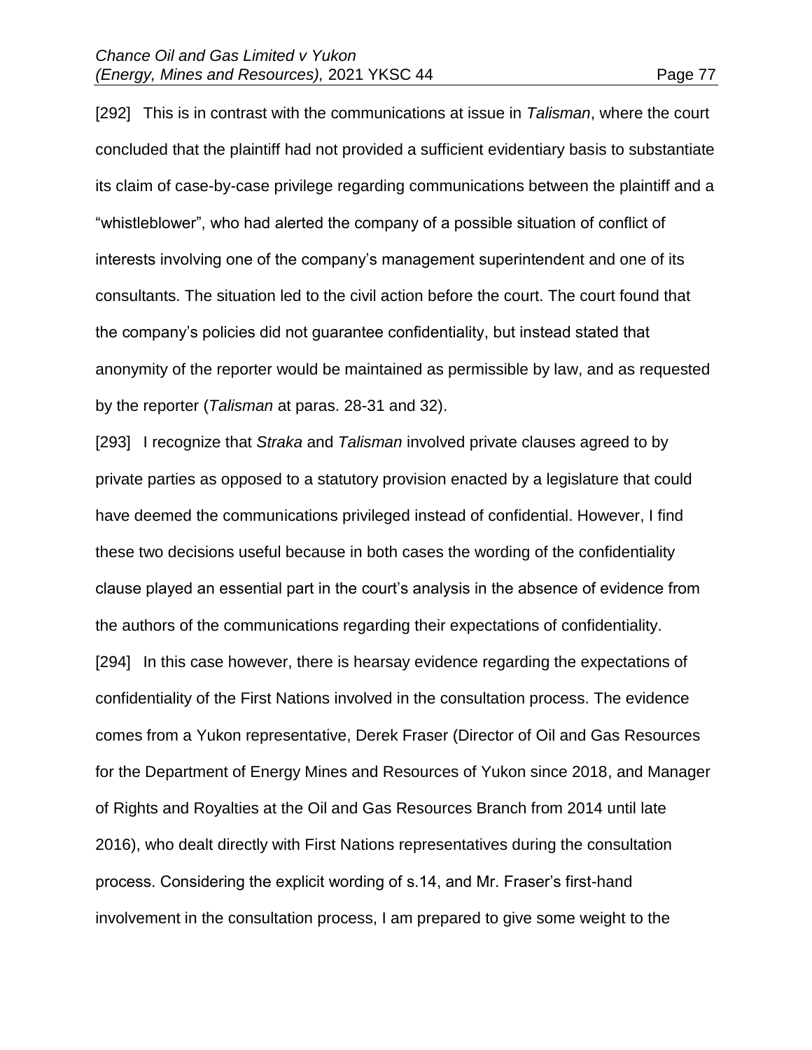[292] This is in contrast with the communications at issue in *Talisman*, where the court concluded that the plaintiff had not provided a sufficient evidentiary basis to substantiate its claim of case-by-case privilege regarding communications between the plaintiff and a "whistleblower", who had alerted the company of a possible situation of conflict of interests involving one of the company's management superintendent and one of its consultants. The situation led to the civil action before the court. The court found that the company's policies did not guarantee confidentiality, but instead stated that anonymity of the reporter would be maintained as permissible by law, and as requested by the reporter (*Talisman* at paras. 28-31 and 32).

[293] I recognize that *Straka* and *Talisman* involved private clauses agreed to by private parties as opposed to a statutory provision enacted by a legislature that could have deemed the communications privileged instead of confidential. However, I find these two decisions useful because in both cases the wording of the confidentiality clause played an essential part in the court's analysis in the absence of evidence from the authors of the communications regarding their expectations of confidentiality.

[294] In this case however, there is hearsay evidence regarding the expectations of confidentiality of the First Nations involved in the consultation process. The evidence comes from a Yukon representative, Derek Fraser (Director of Oil and Gas Resources for the Department of Energy Mines and Resources of Yukon since 2018, and Manager of Rights and Royalties at the Oil and Gas Resources Branch from 2014 until late 2016), who dealt directly with First Nations representatives during the consultation process. Considering the explicit wording of s.14, and Mr. Fraser's first-hand involvement in the consultation process, I am prepared to give some weight to the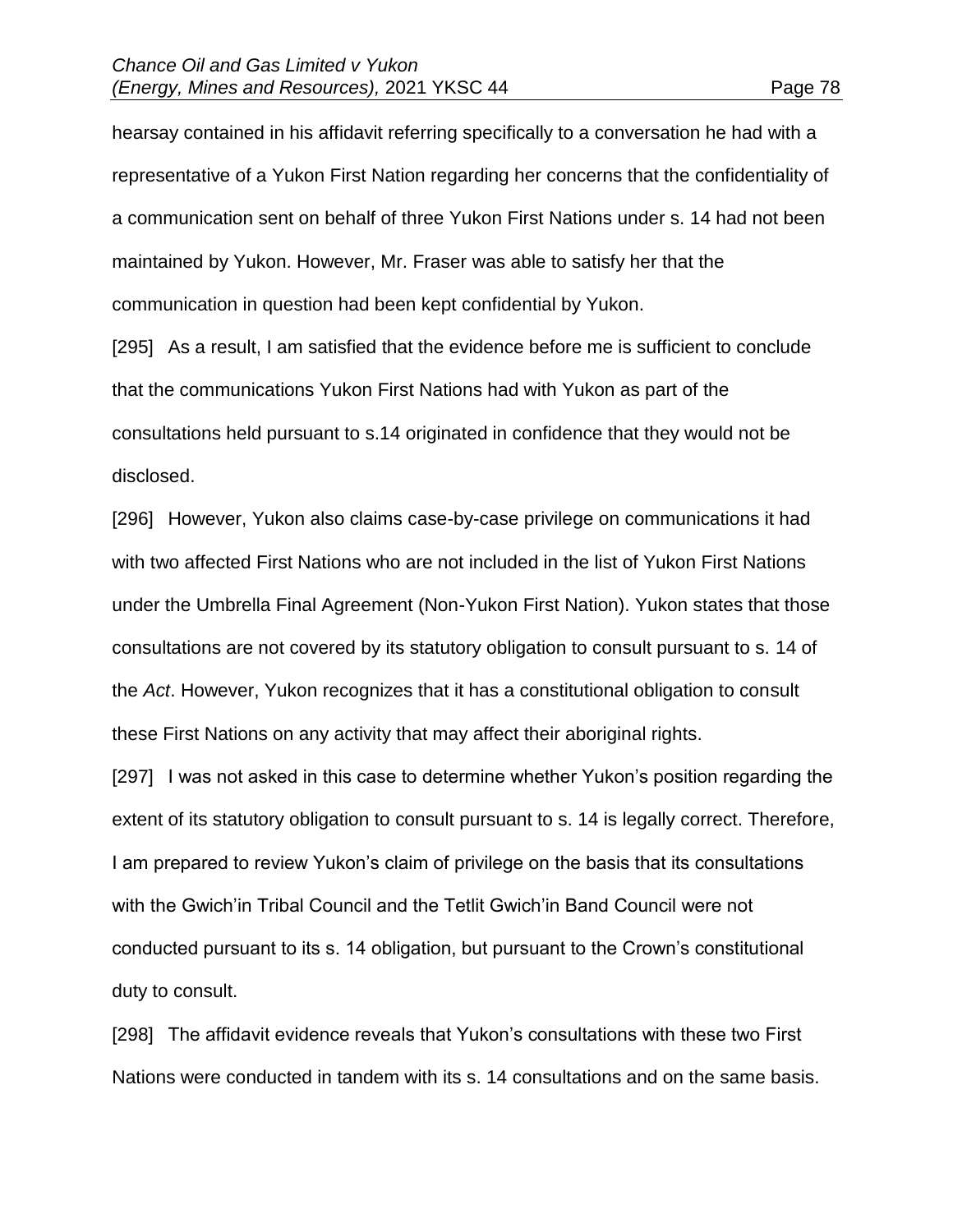hearsay contained in his affidavit referring specifically to a conversation he had with a representative of a Yukon First Nation regarding her concerns that the confidentiality of a communication sent on behalf of three Yukon First Nations under s. 14 had not been maintained by Yukon. However, Mr. Fraser was able to satisfy her that the communication in question had been kept confidential by Yukon.

[295] As a result, I am satisfied that the evidence before me is sufficient to conclude that the communications Yukon First Nations had with Yukon as part of the consultations held pursuant to s.14 originated in confidence that they would not be disclosed.

[296] However, Yukon also claims case-by-case privilege on communications it had with two affected First Nations who are not included in the list of Yukon First Nations under the Umbrella Final Agreement (Non-Yukon First Nation). Yukon states that those consultations are not covered by its statutory obligation to consult pursuant to s. 14 of the *Act*. However, Yukon recognizes that it has a constitutional obligation to consult these First Nations on any activity that may affect their aboriginal rights.

[297] I was not asked in this case to determine whether Yukon's position regarding the extent of its statutory obligation to consult pursuant to s. 14 is legally correct. Therefore, I am prepared to review Yukon's claim of privilege on the basis that its consultations with the Gwich'in Tribal Council and the Tetlit Gwich'in Band Council were not conducted pursuant to its s. 14 obligation, but pursuant to the Crown's constitutional duty to consult.

[298] The affidavit evidence reveals that Yukon's consultations with these two First Nations were conducted in tandem with its s. 14 consultations and on the same basis.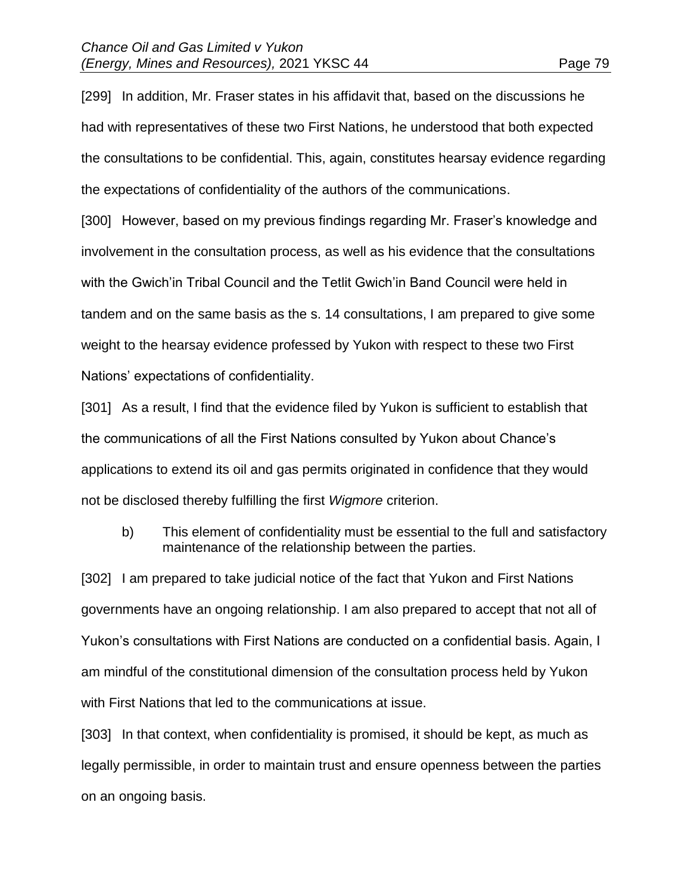[299] In addition, Mr. Fraser states in his affidavit that, based on the discussions he had with representatives of these two First Nations, he understood that both expected the consultations to be confidential. This, again, constitutes hearsay evidence regarding the expectations of confidentiality of the authors of the communications.

[300] However, based on my previous findings regarding Mr. Fraser's knowledge and involvement in the consultation process, as well as his evidence that the consultations with the Gwich'in Tribal Council and the Tetlit Gwich'in Band Council were held in tandem and on the same basis as the s. 14 consultations, I am prepared to give some weight to the hearsay evidence professed by Yukon with respect to these two First Nations' expectations of confidentiality.

[301] As a result, I find that the evidence filed by Yukon is sufficient to establish that the communications of all the First Nations consulted by Yukon about Chance's applications to extend its oil and gas permits originated in confidence that they would not be disclosed thereby fulfilling the first *Wigmore* criterion.

b) This element of confidentiality must be essential to the full and satisfactory maintenance of the relationship between the parties.

[302] I am prepared to take judicial notice of the fact that Yukon and First Nations governments have an ongoing relationship. I am also prepared to accept that not all of Yukon's consultations with First Nations are conducted on a confidential basis. Again, I am mindful of the constitutional dimension of the consultation process held by Yukon with First Nations that led to the communications at issue.

[303] In that context, when confidentiality is promised, it should be kept, as much as legally permissible, in order to maintain trust and ensure openness between the parties on an ongoing basis.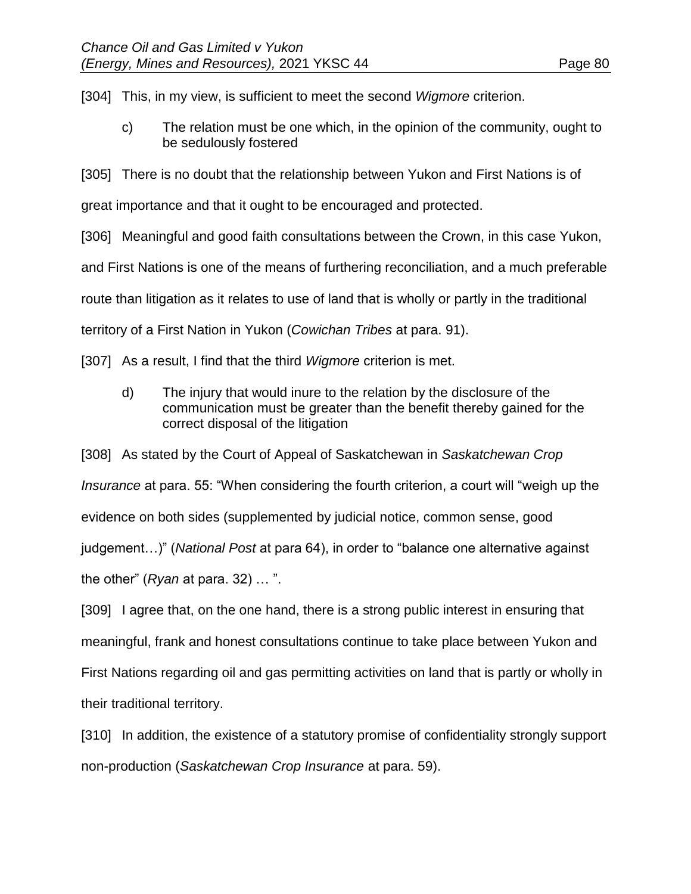[304] This, in my view, is sufficient to meet the second *Wigmore* criterion.

c) The relation must be one which, in the opinion of the community, ought to be sedulously fostered

[305] There is no doubt that the relationship between Yukon and First Nations is of great importance and that it ought to be encouraged and protected.

[306] Meaningful and good faith consultations between the Crown, in this case Yukon, and First Nations is one of the means of furthering reconciliation, and a much preferable route than litigation as it relates to use of land that is wholly or partly in the traditional territory of a First Nation in Yukon (*Cowichan Tribes* at para. 91).

[307] As a result, I find that the third *Wigmore* criterion is met.

d) The injury that would inure to the relation by the disclosure of the communication must be greater than the benefit thereby gained for the correct disposal of the litigation

[308] As stated by the Court of Appeal of Saskatchewan in *Saskatchewan Crop Insurance* at para. 55: "When considering the fourth criterion, a court will "weigh up the evidence on both sides (supplemented by judicial notice, common sense, good judgement…)" (*National Post* at para 64), in order to "balance one alternative against the other" (*Ryan* at para. 32) … ".

[309] I agree that, on the one hand, there is a strong public interest in ensuring that meaningful, frank and honest consultations continue to take place between Yukon and First Nations regarding oil and gas permitting activities on land that is partly or wholly in their traditional territory.

[310] In addition, the existence of a statutory promise of confidentiality strongly support non-production (*Saskatchewan Crop Insurance* at para. 59).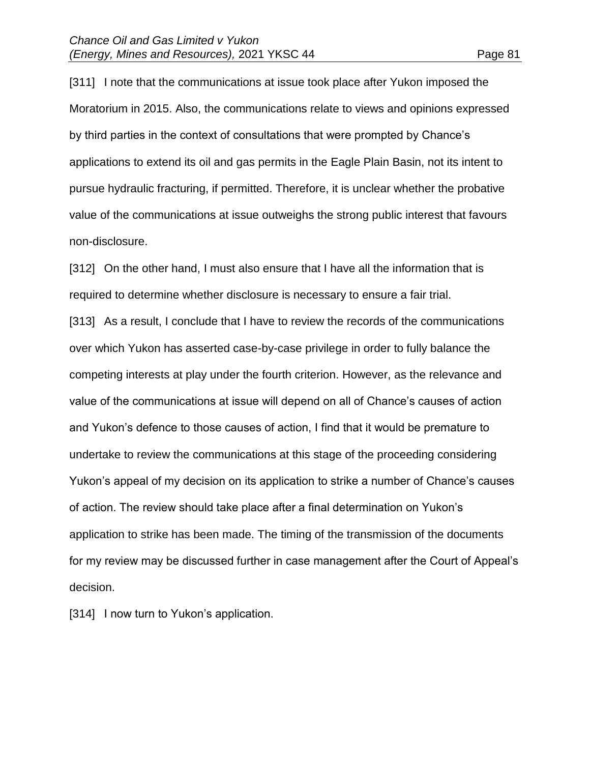[311] I note that the communications at issue took place after Yukon imposed the Moratorium in 2015. Also, the communications relate to views and opinions expressed by third parties in the context of consultations that were prompted by Chance's applications to extend its oil and gas permits in the Eagle Plain Basin, not its intent to pursue hydraulic fracturing, if permitted. Therefore, it is unclear whether the probative value of the communications at issue outweighs the strong public interest that favours non-disclosure.

[312] On the other hand, I must also ensure that I have all the information that is required to determine whether disclosure is necessary to ensure a fair trial.

[313] As a result, I conclude that I have to review the records of the communications over which Yukon has asserted case-by-case privilege in order to fully balance the competing interests at play under the fourth criterion. However, as the relevance and value of the communications at issue will depend on all of Chance's causes of action and Yukon's defence to those causes of action, I find that it would be premature to undertake to review the communications at this stage of the proceeding considering Yukon's appeal of my decision on its application to strike a number of Chance's causes of action. The review should take place after a final determination on Yukon's application to strike has been made. The timing of the transmission of the documents for my review may be discussed further in case management after the Court of Appeal's decision.

[314] I now turn to Yukon's application.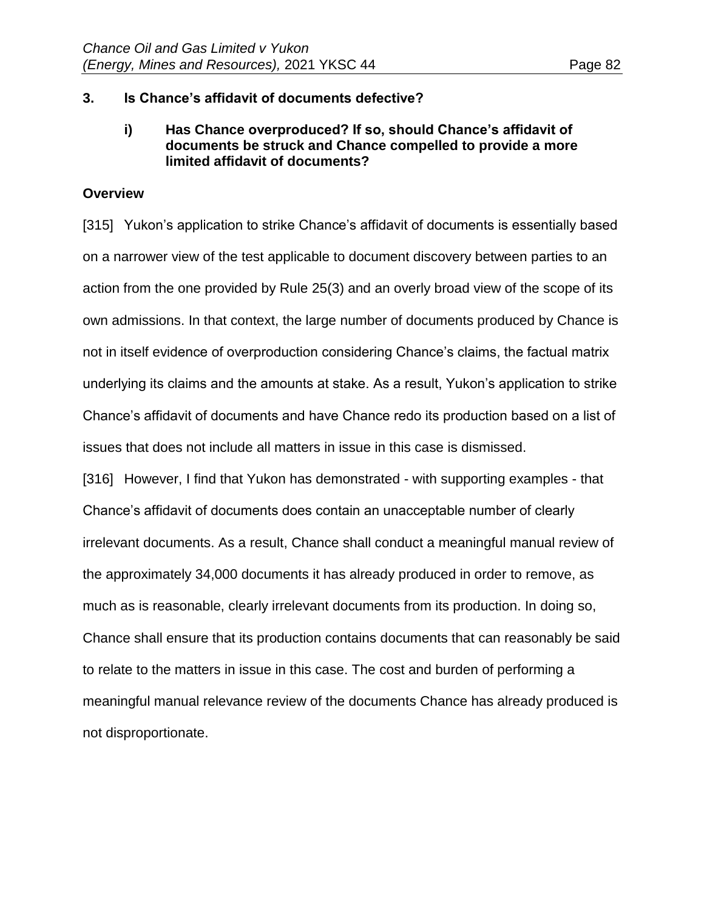### 3. Is Chance's affidavit of documents defective?

#### i) Has Chance overproduced? If so, should Chance's affidavit of documents be struck and Chance compelled to provide a more limited affidavit of documents?

**Overview**

[315] Yukon's application to strike Chance's affidavit of documents is essentially based on a narrower view of the test applicable to document discovery between parties to an action from the one provided by Rule 25(3) and an overly broad view of the scope of its own admissions. In that context, the large number of documents produced by Chance is not in itself evidence of overproduction considering Chance's claims, the factual matrix underlying its claims and the amounts at stake. As a result, Yukon's application to strike Chance's affidavit of documents and have Chance redo its production based on a list of issues that does not include all matters in issue in this case is dismissed.

[316] However, I find that Yukon has demonstrated - with supporting examples - that Chance's affidavit of documents does contain an unacceptable number of clearly irrelevant documents. As a result, Chance shall conduct a meaningful manual review of the approximately 34,000 documents it has already produced in order to remove, as much as is reasonable, clearly irrelevant documents from its production. In doing so, Chance shall ensure that its production contains documents that can reasonably be said to relate to the matters in issue in this case. The cost and burden of performing a meaningful manual relevance review of the documents Chance has already produced is not disproportionate.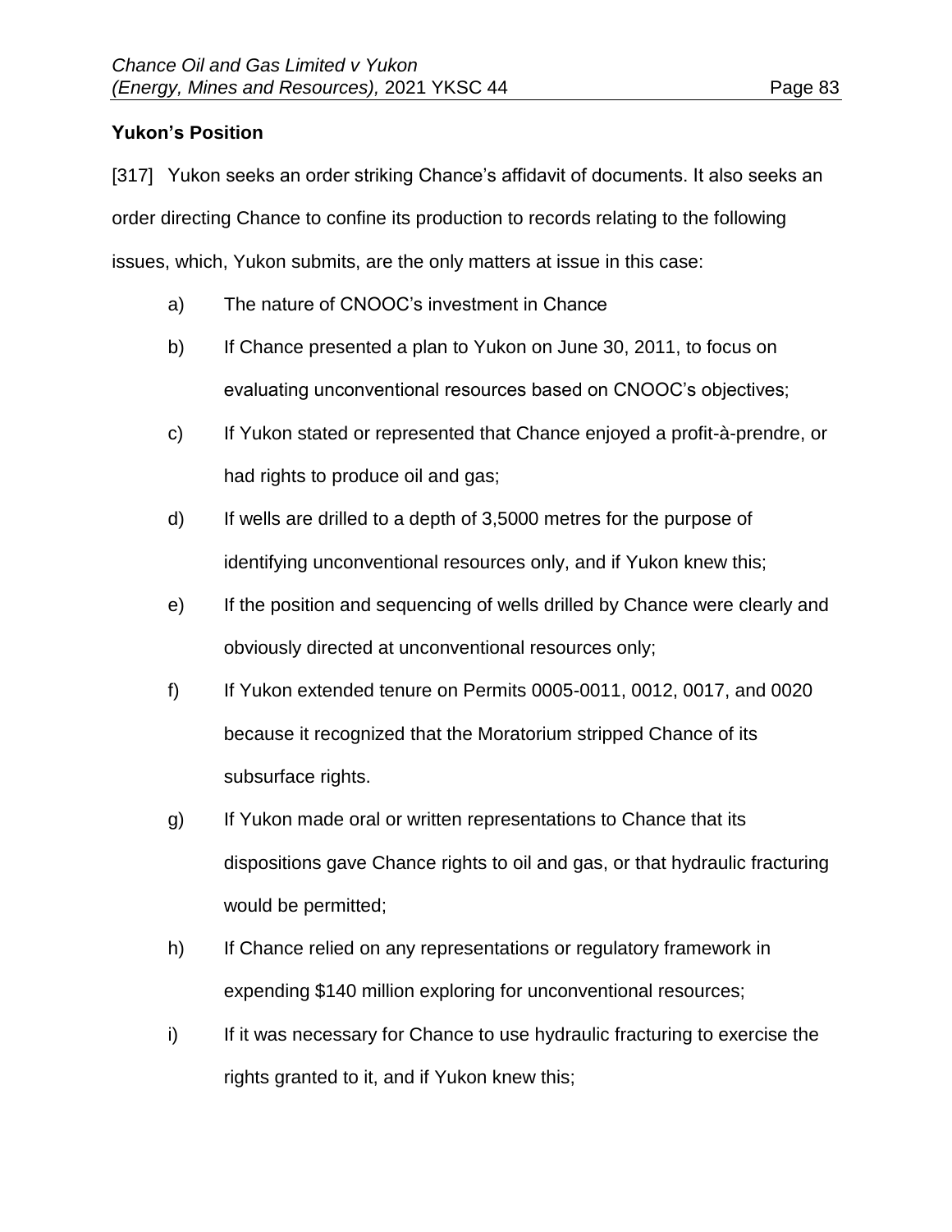**Yukon's Position**

[317] Yukon seeks an order striking Chance's affidavit of documents. It also seeks an order directing Chance to confine its production to records relating to the following issues, which, Yukon submits, are the only matters at issue in this case:

a) The nature of CNOOC's investment in Chance

b) If Chance presented a plan to Yukon on June 30, 2011, to focus on evaluating unconventional resources based on CNOOC's objectives;

c) If Yukon stated or represented that Chance enjoyed a profit-à-prendre, or had rights to produce oil and gas;

d) If wells are drilled to a depth of 3,5000 metres for the purpose of identifying unconventional resources only, and if Yukon knew this;

e) If the position and sequencing of wells drilled by Chance were clearly and obviously directed at unconventional resources only;

f) If Yukon extended tenure on Permits 0005-0011, 0012, 0017, and 0020 because it recognized that the Moratorium stripped Chance of its subsurface rights.

g) If Yukon made oral or written representations to Chance that its dispositions gave Chance rights to oil and gas, or that hydraulic fracturing would be permitted;

h) If Chance relied on any representations or regulatory framework in expending $140 million exploring for unconventional resources;

i) If it was necessary for Chance to use hydraulic fracturing to exercise the rights granted to it, and if Yukon knew this;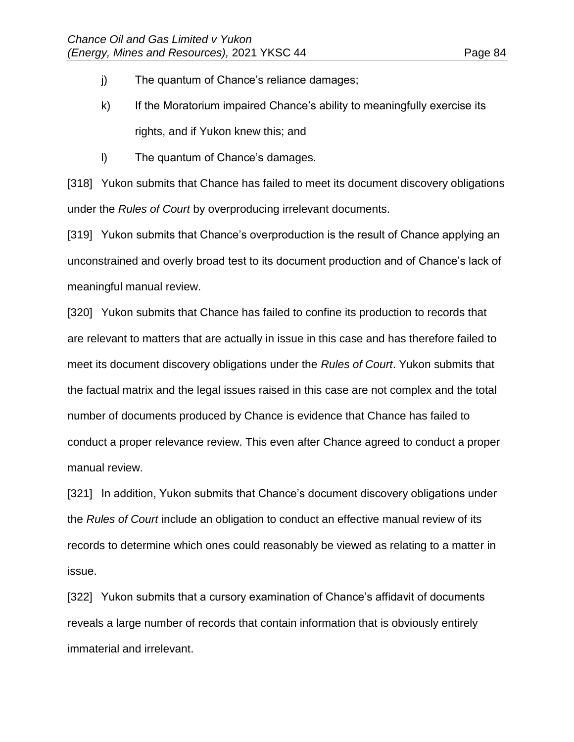j) The quantum of Chance's reliance damages;

k) If the Moratorium impaired Chance's ability to meaningfully exercise its rights, and if Yukon knew this; and

l) The quantum of Chance's damages.

[318] Yukon submits that Chance has failed to meet its document discovery obligations under the *Rules of Court* by overproducing irrelevant documents.

[319] Yukon submits that Chance's overproduction is the result of Chance applying an unconstrained and overly broad test to its document production and of Chance's lack of meaningful manual review.

[320] Yukon submits that Chance has failed to confine its production to records that are relevant to matters that are actually in issue in this case and has therefore failed to meet its document discovery obligations under the *Rules of Court*. Yukon submits that the factual matrix and the legal issues raised in this case are not complex and the total number of documents produced by Chance is evidence that Chance has failed to conduct a proper relevance review. This even after Chance agreed to conduct a proper manual review.

[321] In addition, Yukon submits that Chance's document discovery obligations under the *Rules of Court* include an obligation to conduct an effective manual review of its records to determine which ones could reasonably be viewed as relating to a matter in issue.

[322] Yukon submits that a cursory examination of Chance's affidavit of documents reveals a large number of records that contain information that is obviously entirely immaterial and irrelevant.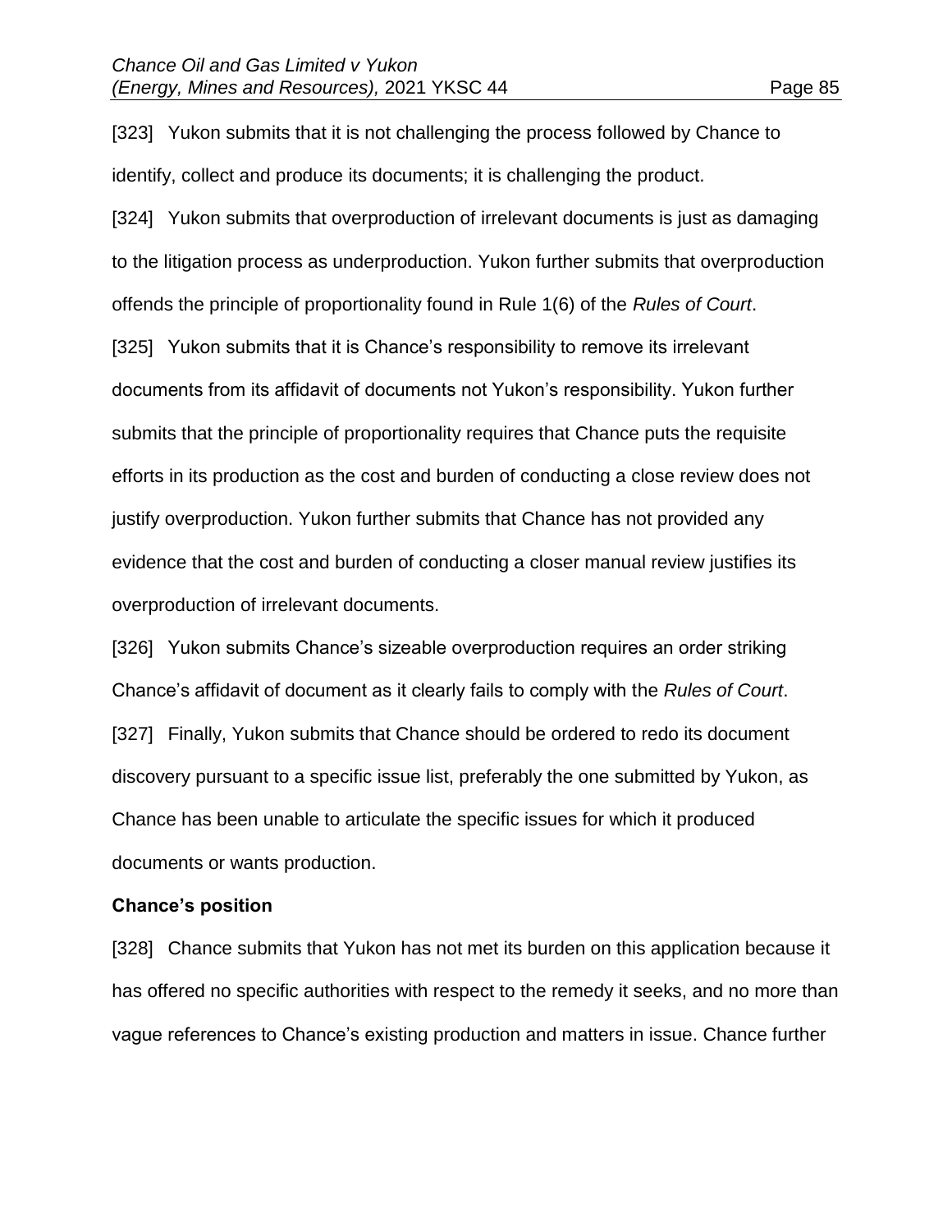[323] Yukon submits that it is not challenging the process followed by Chance to identify, collect and produce its documents; it is challenging the product.

[324] Yukon submits that overproduction of irrelevant documents is just as damaging to the litigation process as underproduction. Yukon further submits that overproduction offends the principle of proportionality found in Rule 1(6) of the *Rules of Court*.

[325] Yukon submits that it is Chance's responsibility to remove its irrelevant documents from its affidavit of documents not Yukon's responsibility. Yukon further submits that the principle of proportionality requires that Chance puts the requisite efforts in its production as the cost and burden of conducting a close review does not justify overproduction. Yukon further submits that Chance has not provided any evidence that the cost and burden of conducting a closer manual review justifies its overproduction of irrelevant documents.

[326] Yukon submits Chance's sizeable overproduction requires an order striking Chance's affidavit of document as it clearly fails to comply with the *Rules of Court*.

[327] Finally, Yukon submits that Chance should be ordered to redo its document discovery pursuant to a specific issue list, preferably the one submitted by Yukon, as Chance has been unable to articulate the specific issues for which it produced documents or wants production.

**Chance's position**

[328] Chance submits that Yukon has not met its burden on this application because it has offered no specific authorities with respect to the remedy it seeks, and no more than vague references to Chance's existing production and matters in issue. Chance further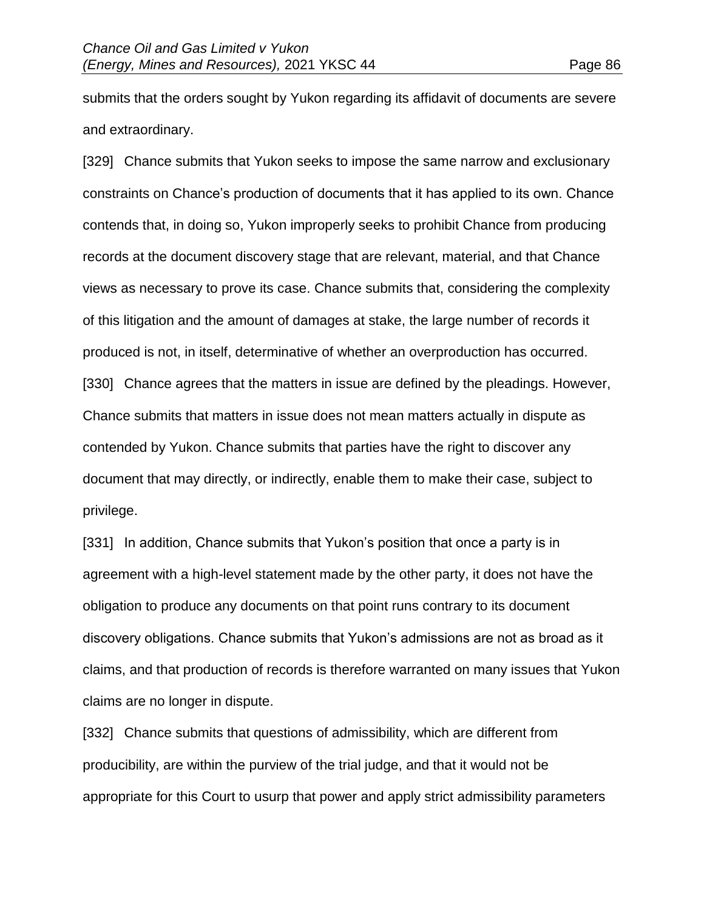submits that the orders sought by Yukon regarding its affidavit of documents are severe and extraordinary.

[329] Chance submits that Yukon seeks to impose the same narrow and exclusionary constraints on Chance's production of documents that it has applied to its own. Chance contends that, in doing so, Yukon improperly seeks to prohibit Chance from producing records at the document discovery stage that are relevant, material, and that Chance views as necessary to prove its case. Chance submits that, considering the complexity of this litigation and the amount of damages at stake, the large number of records it produced is not, in itself, determinative of whether an overproduction has occurred.

[330] Chance agrees that the matters in issue are defined by the pleadings. However, Chance submits that matters in issue does not mean matters actually in dispute as contended by Yukon. Chance submits that parties have the right to discover any document that may directly, or indirectly, enable them to make their case, subject to privilege.

[331] In addition, Chance submits that Yukon's position that once a party is in agreement with a high-level statement made by the other party, it does not have the obligation to produce any documents on that point runs contrary to its document discovery obligations. Chance submits that Yukon's admissions are not as broad as it claims, and that production of records is therefore warranted on many issues that Yukon claims are no longer in dispute.

[332] Chance submits that questions of admissibility, which are different from producibility, are within the purview of the trial judge, and that it would not be appropriate for this Court to usurp that power and apply strict admissibility parameters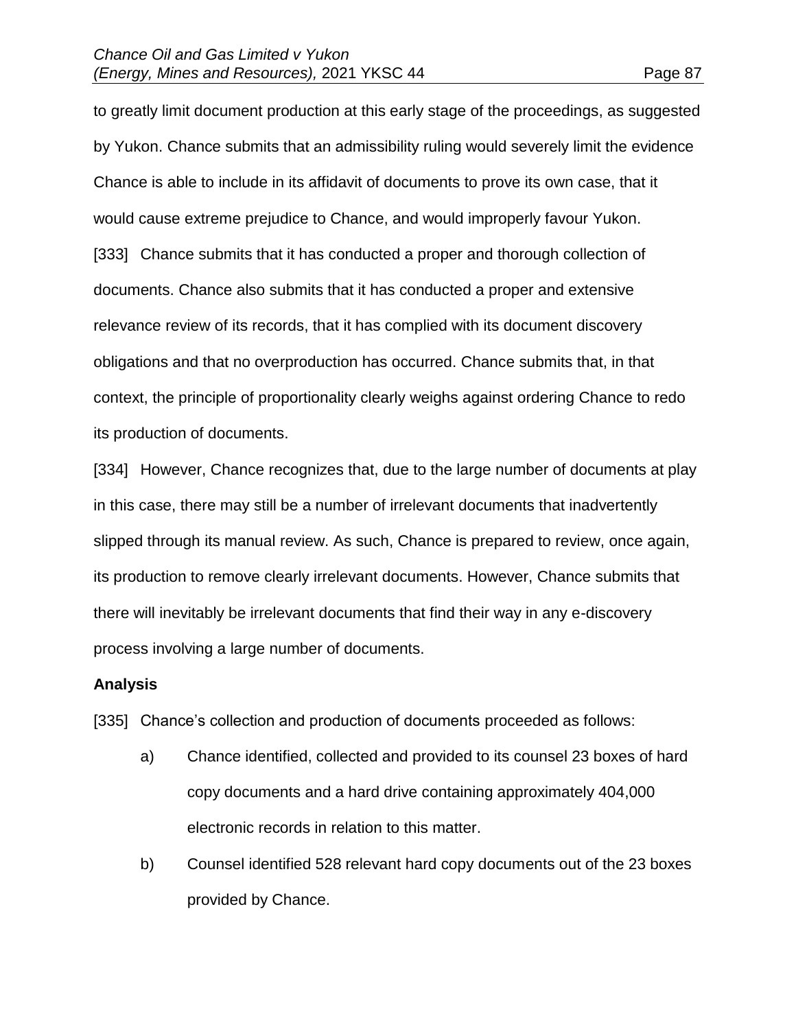to greatly limit document production at this early stage of the proceedings, as suggested by Yukon. Chance submits that an admissibility ruling would severely limit the evidence Chance is able to include in its affidavit of documents to prove its own case, that it would cause extreme prejudice to Chance, and would improperly favour Yukon.

[333] Chance submits that it has conducted a proper and thorough collection of documents. Chance also submits that it has conducted a proper and extensive relevance review of its records, that it has complied with its document discovery obligations and that no overproduction has occurred. Chance submits that, in that context, the principle of proportionality clearly weighs against ordering Chance to redo its production of documents.

[334] However, Chance recognizes that, due to the large number of documents at play in this case, there may still be a number of irrelevant documents that inadvertently slipped through its manual review. As such, Chance is prepared to review, once again, its production to remove clearly irrelevant documents. However, Chance submits that there will inevitably be irrelevant documents that find their way in any e-discovery process involving a large number of documents.

**Analysis**

[335] Chance's collection and production of documents proceeded as follows:

a) Chance identified, collected and provided to its counsel 23 boxes of hard copy documents and a hard drive containing approximately 404,000 electronic records in relation to this matter.

b) Counsel identified 528 relevant hard copy documents out of the 23 boxes provided by Chance.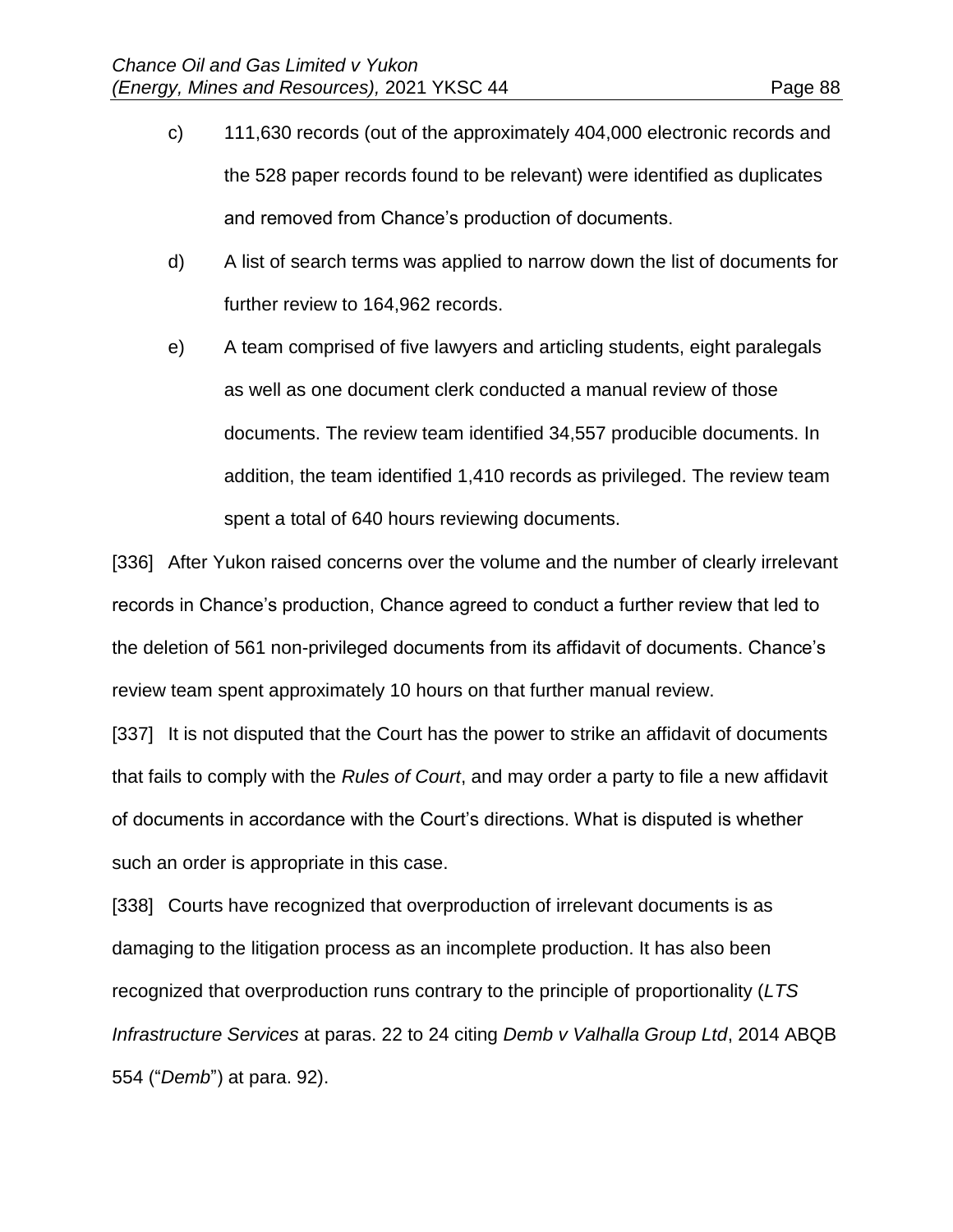c) 111,630 records (out of the approximately 404,000 electronic records and the 528 paper records found to be relevant) were identified as duplicates and removed from Chance's production of documents.

d) A list of search terms was applied to narrow down the list of documents for further review to 164,962 records.

e) A team comprised of five lawyers and articling students, eight paralegals as well as one document clerk conducted a manual review of those documents. The review team identified 34,557 producible documents. In addition, the team identified 1,410 records as privileged. The review team spent a total of 640 hours reviewing documents.

[336] After Yukon raised concerns over the volume and the number of clearly irrelevant records in Chance's production, Chance agreed to conduct a further review that led to the deletion of 561 non-privileged documents from its affidavit of documents. Chance's review team spent approximately 10 hours on that further manual review.

[337] It is not disputed that the Court has the power to strike an affidavit of documents that fails to comply with the *Rules of Court*, and may order a party to file a new affidavit of documents in accordance with the Court's directions. What is disputed is whether such an order is appropriate in this case.

[338] Courts have recognized that overproduction of irrelevant documents is as damaging to the litigation process as an incomplete production. It has also been recognized that overproduction runs contrary to the principle of proportionality (*LTS Infrastructure Services* at paras. 22 to 24 citing *Demb v Valhalla Group Ltd*, 2014 ABQB 554 ("*Demb*") at para. 92).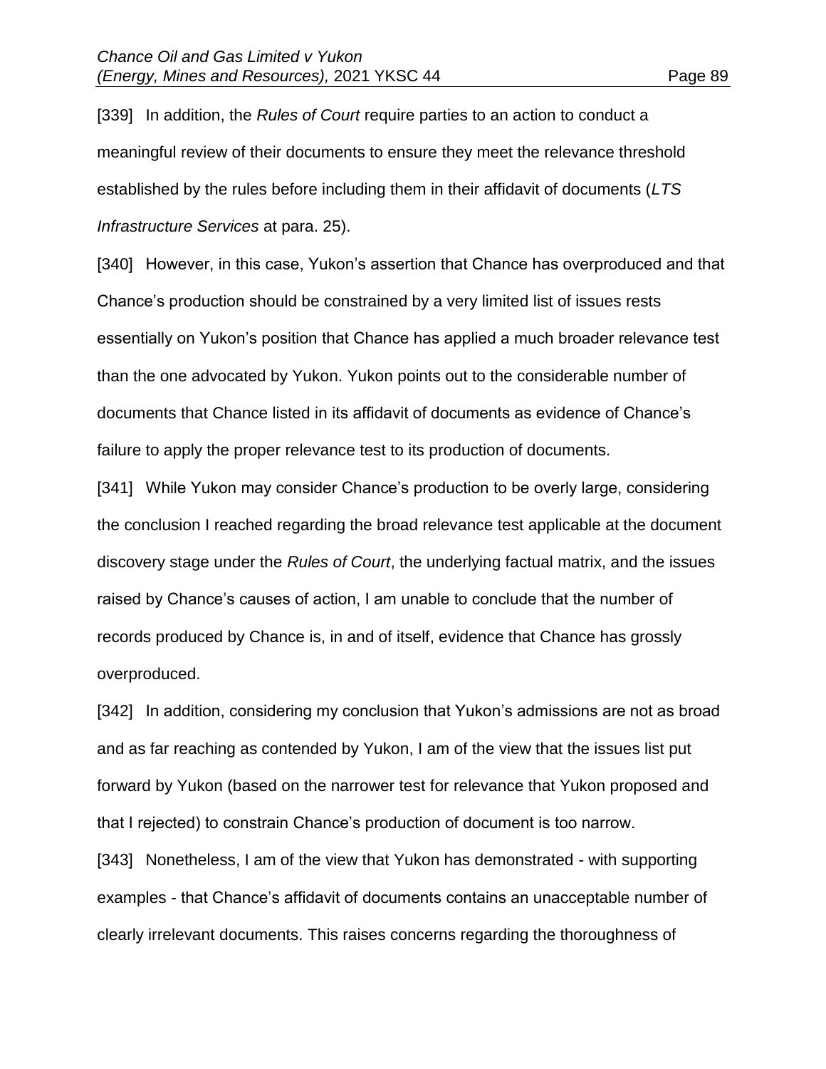[339] In addition, the *Rules of Court* require parties to an action to conduct a meaningful review of their documents to ensure they meet the relevance threshold established by the rules before including them in their affidavit of documents (*LTS Infrastructure Services* at para. 25).

[340] However, in this case, Yukon's assertion that Chance has overproduced and that Chance's production should be constrained by a very limited list of issues rests essentially on Yukon's position that Chance has applied a much broader relevance test than the one advocated by Yukon. Yukon points out to the considerable number of documents that Chance listed in its affidavit of documents as evidence of Chance's failure to apply the proper relevance test to its production of documents.

[341] While Yukon may consider Chance's production to be overly large, considering the conclusion I reached regarding the broad relevance test applicable at the document discovery stage under the *Rules of Court*, the underlying factual matrix, and the issues raised by Chance's causes of action, I am unable to conclude that the number of records produced by Chance is, in and of itself, evidence that Chance has grossly overproduced.

[342] In addition, considering my conclusion that Yukon's admissions are not as broad and as far reaching as contended by Yukon, I am of the view that the issues list put forward by Yukon (based on the narrower test for relevance that Yukon proposed and that I rejected) to constrain Chance's production of document is too narrow.

[343] Nonetheless, I am of the view that Yukon has demonstrated - with supporting examples - that Chance's affidavit of documents contains an unacceptable number of clearly irrelevant documents. This raises concerns regarding the thoroughness of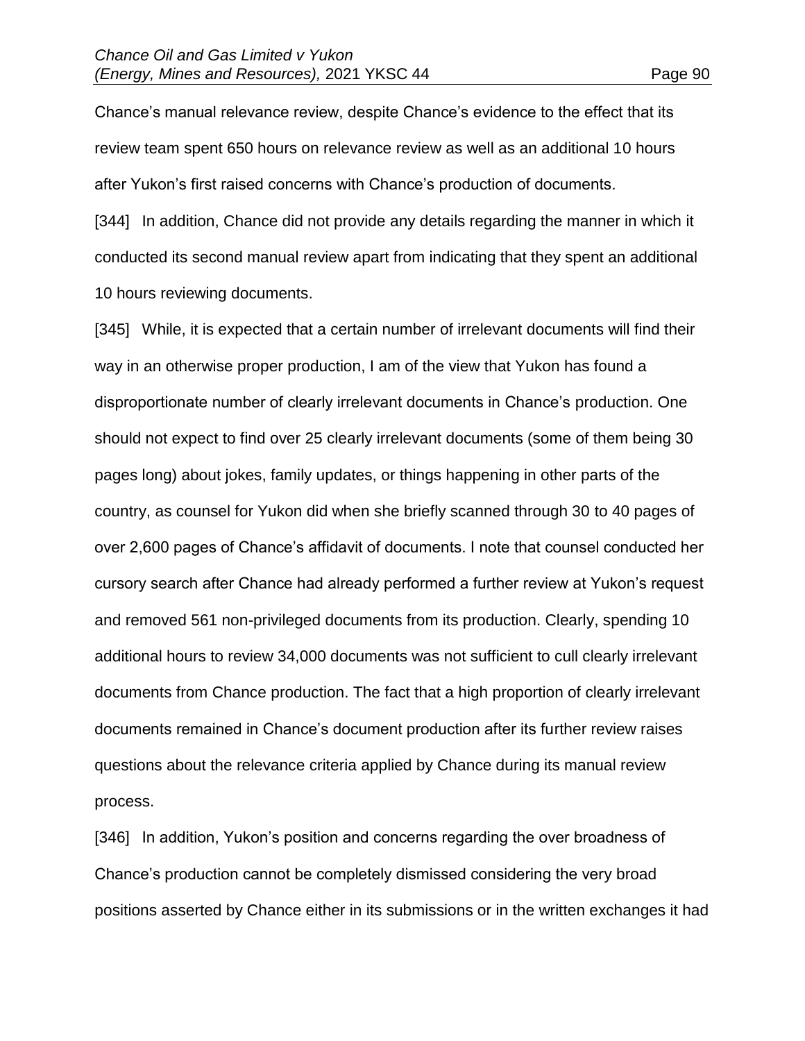Chance's manual relevance review, despite Chance's evidence to the effect that its review team spent 650 hours on relevance review as well as an additional 10 hours after Yukon's first raised concerns with Chance's production of documents.

[344] In addition, Chance did not provide any details regarding the manner in which it conducted its second manual review apart from indicating that they spent an additional 10 hours reviewing documents.

[345] While, it is expected that a certain number of irrelevant documents will find their way in an otherwise proper production, I am of the view that Yukon has found a disproportionate number of clearly irrelevant documents in Chance's production. One should not expect to find over 25 clearly irrelevant documents (some of them being 30 pages long) about jokes, family updates, or things happening in other parts of the country, as counsel for Yukon did when she briefly scanned through 30 to 40 pages of over 2,600 pages of Chance's affidavit of documents. I note that counsel conducted her cursory search after Chance had already performed a further review at Yukon's request and removed 561 non-privileged documents from its production. Clearly, spending 10 additional hours to review 34,000 documents was not sufficient to cull clearly irrelevant documents from Chance production. The fact that a high proportion of clearly irrelevant documents remained in Chance's document production after its further review raises questions about the relevance criteria applied by Chance during its manual review process.

[346] In addition, Yukon's position and concerns regarding the over broadness of Chance's production cannot be completely dismissed considering the very broad positions asserted by Chance either in its submissions or in the written exchanges it had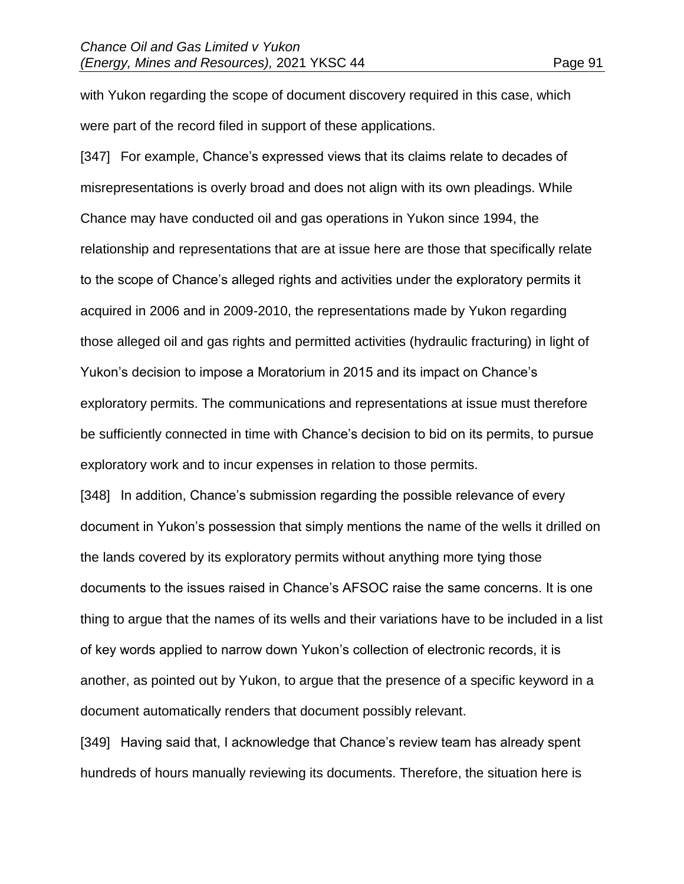with Yukon regarding the scope of document discovery required in this case, which were part of the record filed in support of these applications.

[347] For example, Chance's expressed views that its claims relate to decades of misrepresentations is overly broad and does not align with its own pleadings. While Chance may have conducted oil and gas operations in Yukon since 1994, the relationship and representations that are at issue here are those that specifically relate to the scope of Chance's alleged rights and activities under the exploratory permits it acquired in 2006 and in 2009-2010, the representations made by Yukon regarding those alleged oil and gas rights and permitted activities (hydraulic fracturing) in light of Yukon's decision to impose a Moratorium in 2015 and its impact on Chance's exploratory permits. The communications and representations at issue must therefore be sufficiently connected in time with Chance's decision to bid on its permits, to pursue exploratory work and to incur expenses in relation to those permits.

[348] In addition, Chance's submission regarding the possible relevance of every document in Yukon's possession that simply mentions the name of the wells it drilled on the lands covered by its exploratory permits without anything more tying those documents to the issues raised in Chance's AFSOC raise the same concerns. It is one thing to argue that the names of its wells and their variations have to be included in a list of key words applied to narrow down Yukon's collection of electronic records, it is another, as pointed out by Yukon, to argue that the presence of a specific keyword in a document automatically renders that document possibly relevant.

[349] Having said that, I acknowledge that Chance's review team has already spent hundreds of hours manually reviewing its documents. Therefore, the situation here is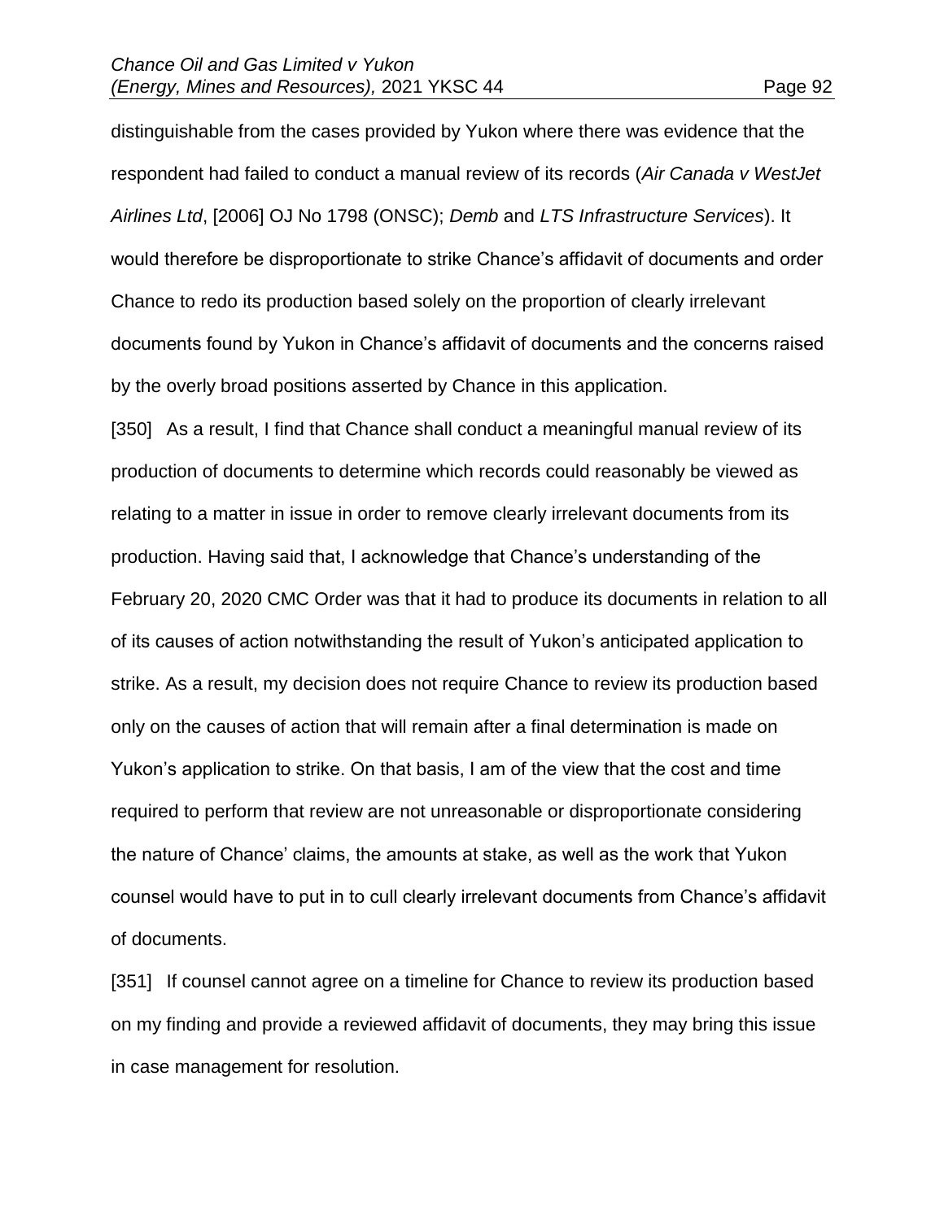distinguishable from the cases provided by Yukon where there was evidence that the respondent had failed to conduct a manual review of its records (*Air Canada v WestJet Airlines Ltd*, [2006] OJ No 1798 (ONSC); *Demb* and *LTS Infrastructure Services*). It would therefore be disproportionate to strike Chance's affidavit of documents and order Chance to redo its production based solely on the proportion of clearly irrelevant documents found by Yukon in Chance's affidavit of documents and the concerns raised by the overly broad positions asserted by Chance in this application.

[350] As a result, I find that Chance shall conduct a meaningful manual review of its production of documents to determine which records could reasonably be viewed as relating to a matter in issue in order to remove clearly irrelevant documents from its production. Having said that, I acknowledge that Chance's understanding of the February 20, 2020 CMC Order was that it had to produce its documents in relation to all of its causes of action notwithstanding the result of Yukon's anticipated application to strike. As a result, my decision does not require Chance to review its production based only on the causes of action that will remain after a final determination is made on Yukon's application to strike. On that basis, I am of the view that the cost and time required to perform that review are not unreasonable or disproportionate considering the nature of Chance' claims, the amounts at stake, as well as the work that Yukon counsel would have to put in to cull clearly irrelevant documents from Chance's affidavit of documents.

[351] If counsel cannot agree on a timeline for Chance to review its production based on my finding and provide a reviewed affidavit of documents, they may bring this issue in case management for resolution.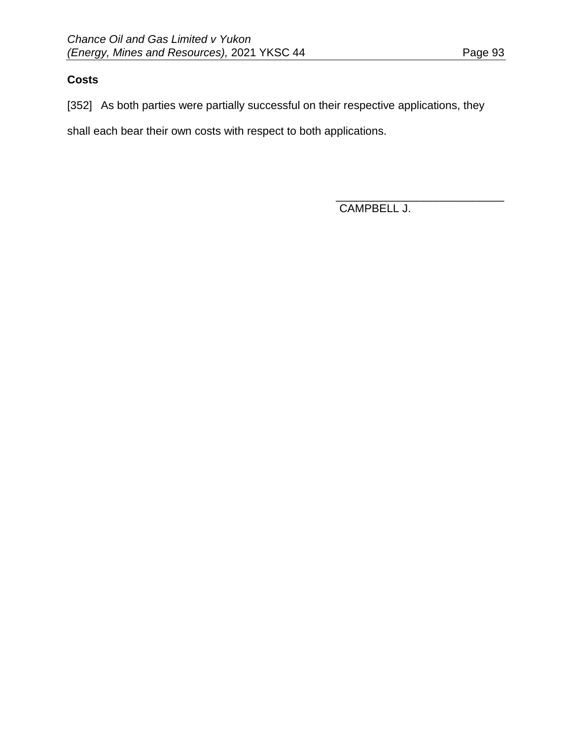**Costs**

[352] As both parties were partially successful on their respective applications, they shall each bear their own costs with respect to both applications.

\_\_\_\_\_\_\_\_\_\_\_\_\_\_\_\_\_\_\_\_\_\_\_\_\_\_\_\_

CAMPBELL J.